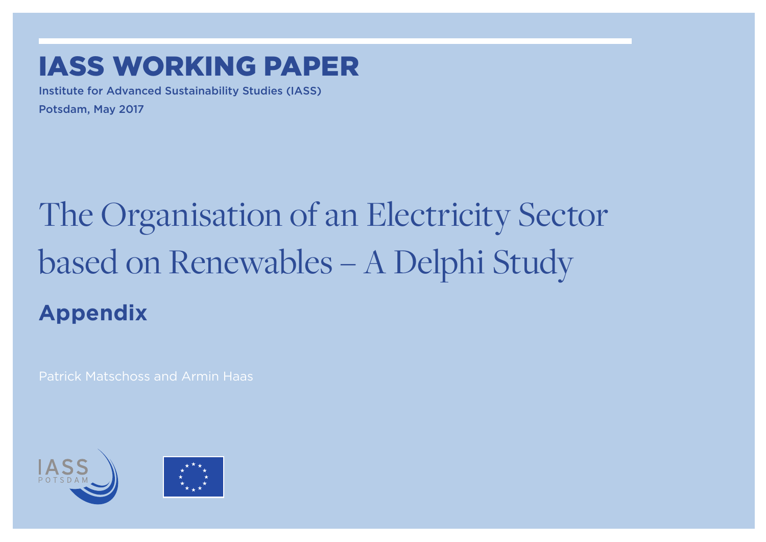# IASS WORKING PAPER

Institute for Advanced Sustainability Studies (IASS)

Potsdam, May 2017

# The Organisation of an Electricity Sector based on Renewables – A Delphi Study

## Appendix

Patrick Matschoss and Armin Haas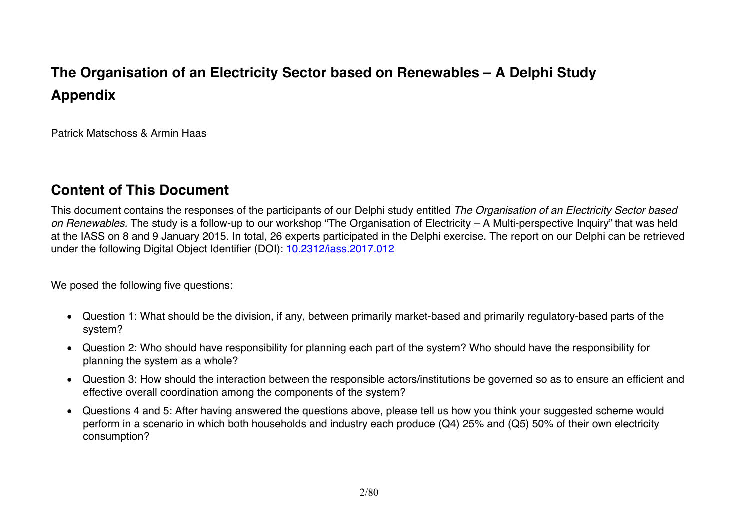# The Organisation of an Electricity Sector based on Renewables – A Delphi Study

# Appendix

Patrick Matschoss & Armin Haas

## Content of This Document

This document contains the responses of the participants of our Delphi study entitled *The Organisation of an Electricity Sector based on Renewables.* The study is a follow-up to our workshop "The Organisation of Electricity – A Multi-perspective Inquiry" that was held at the IASS on 8 and 9 January 2015. In total, 26 experts participated in the Delphi exercise. The report on our Delphi can be retrieved under the following Digital Object Identifier (DOI): 10.2312/iass.2017.012

We posed the following five questions:

- Question 1: What should be the division, if any, between primarily market-based and primarily regulatory-based parts of the system?
- Question 2: Who should have responsibility for planning each part of the system? Who should have the responsibility for planning the system as a whole?
- Question 3: How should the interaction between the responsible actors/institutions be governed so as to ensure an efficient and effective overall coordination among the components of the system?
- Questions 4 and 5: After having answered the questions above, please tell us how you think your suggested scheme would perform in a scenario in which both households and industry each produce (Q4) 25% and (Q5) 50% of their own electricity consumption?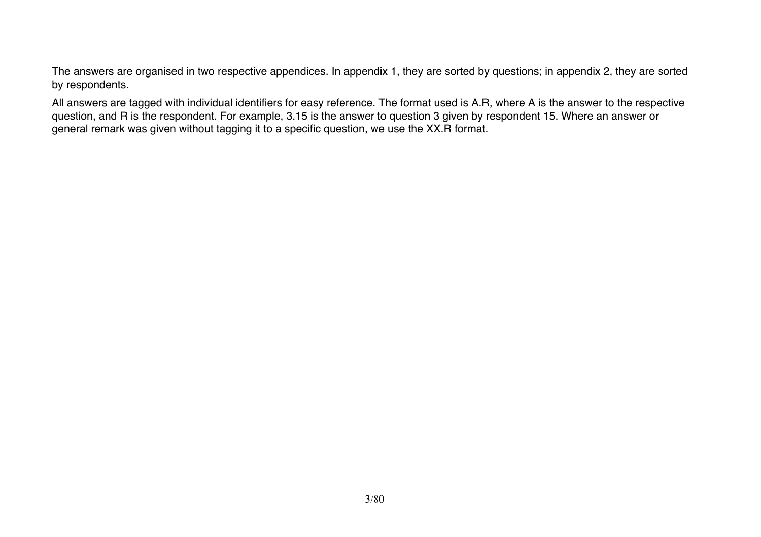The answers are organised in two respective appendices. In appendix 1, they are sorted by questions; in appendix 2, they are sorted by respondents.

All answers are tagged with individual identifiers for easy reference. The format used is A.R, where A is the answer to the respective question, and R is the respondent. For example, 3.15 is the answer to question 3 given by respondent 15. Where an answer or general remark was given without tagging it to a specific question, we use the XX.R format.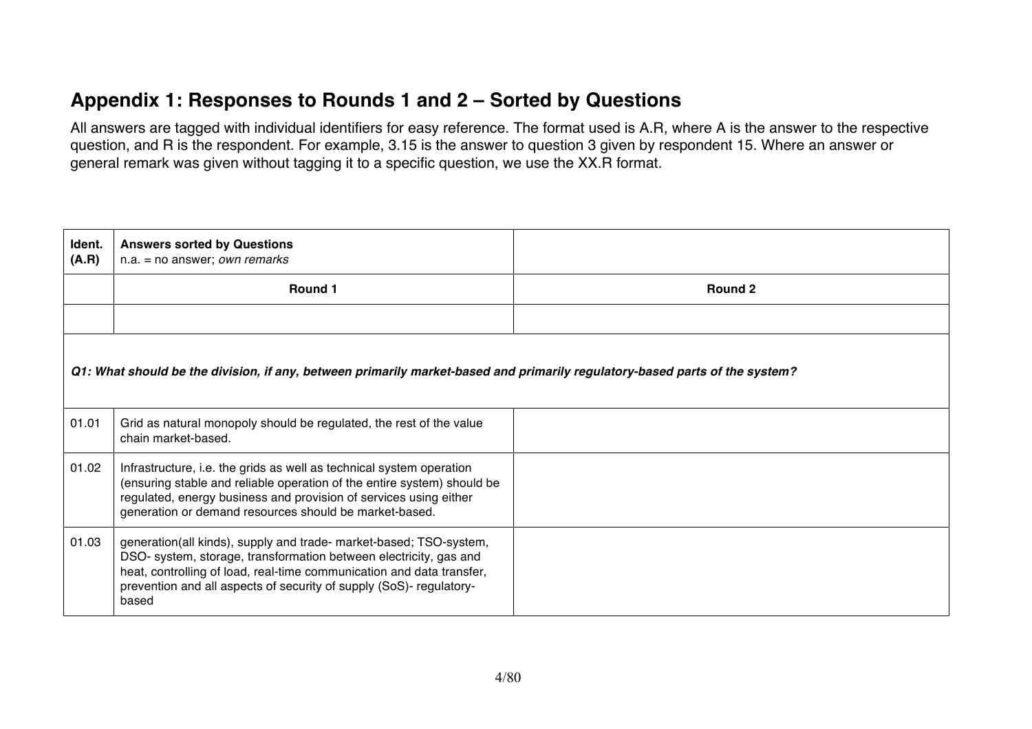## Appendix 1: Responses to Rounds 1 and 2 – Sorted by Questions

All answers are tagged with individual identifiers for easy reference. The format used is A.R, where A is the answer to the respective question, and R is the respondent. For example, 3.15 is the answer to question 3 given by respondent 15. Where an answer or general remark was given without tagging it to a specific question, we use the XX.R format.

| **Ident. (A.R)** | **Answers sorted by Questions**<br>n.a. = no answer; *own remarks* | |
|---|---|---|
| | **Round 1** | **Round 2** |
| | | |
| ***Q1: What should be the division, if any, between primarily market-based and primarily regulatory-based parts of the system?*** | | |
| 01.01 | Grid as natural monopoly should be regulated, the rest of the value chain market-based. | |
| 01.02 | Infrastructure, i.e. the grids as well as technical system operation (ensuring stable and reliable operation of the entire system) should be regulated, energy business and provision of services using either generation or demand resources should be market-based. | |
| 01.03 | generation(all kinds), supply and trade- market-based; TSO-system, DSO- system, storage, transformation between electricity, gas and heat, controlling of load, real-time communication and data transfer, prevention and all aspects of security of supply (SoS)- regulatory-based | |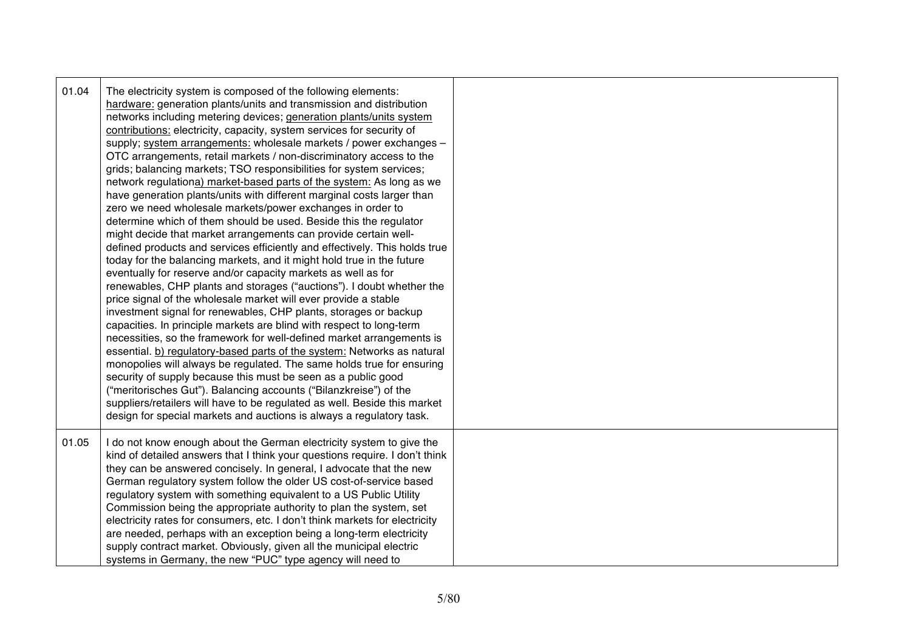| | | |
|---|---|---|
| 01.04 | The electricity system is composed of the following elements: hardware: generation plants/units and transmission and distribution networks including metering devices; generation plants/units system contributions: electricity, capacity, system services for security of supply; system arrangements: wholesale markets / power exchanges – OTC arrangements, retail markets / non-discriminatory access to the grids; balancing markets; TSO responsibilities for system services; network regulationa) market-based parts of the system: As long as we have generation plants/units with different marginal costs larger than zero we need wholesale markets/power exchanges in order to determine which of them should be used. Beside this the regulator might decide that market arrangements can provide certain well-defined products and services efficiently and effectively. This holds true today for the balancing markets, and it might hold true in the future eventually for reserve and/or capacity markets as well as for renewables, CHP plants and storages ("auctions"). I doubt whether the price signal of the wholesale market will ever provide a stable investment signal for renewables, CHP plants, storages or backup capacities. In principle markets are blind with respect to long-term necessities, so the framework for well-defined market arrangements is essential. b) regulatory-based parts of the system: Networks as natural monopolies will always be regulated. The same holds true for ensuring security of supply because this must be seen as a public good ("meritorisches Gut"). Balancing accounts ("Bilanzkreise") of the suppliers/retailers will have to be regulated as well. Beside this market design for special markets and auctions is always a regulatory task. | |
| 01.05 | I do not know enough about the German electricity system to give the kind of detailed answers that I think your questions require. I don't think they can be answered concisely. In general, I advocate that the new German regulatory system follow the older US cost-of-service based regulatory system with something equivalent to a US Public Utility Commission being the appropriate authority to plan the system, set electricity rates for consumers, etc. I don't think markets for electricity are needed, perhaps with an exception being a long-term electricity supply contract market. Obviously, given all the municipal electric systems in Germany, the new "PUC" type agency will need to | |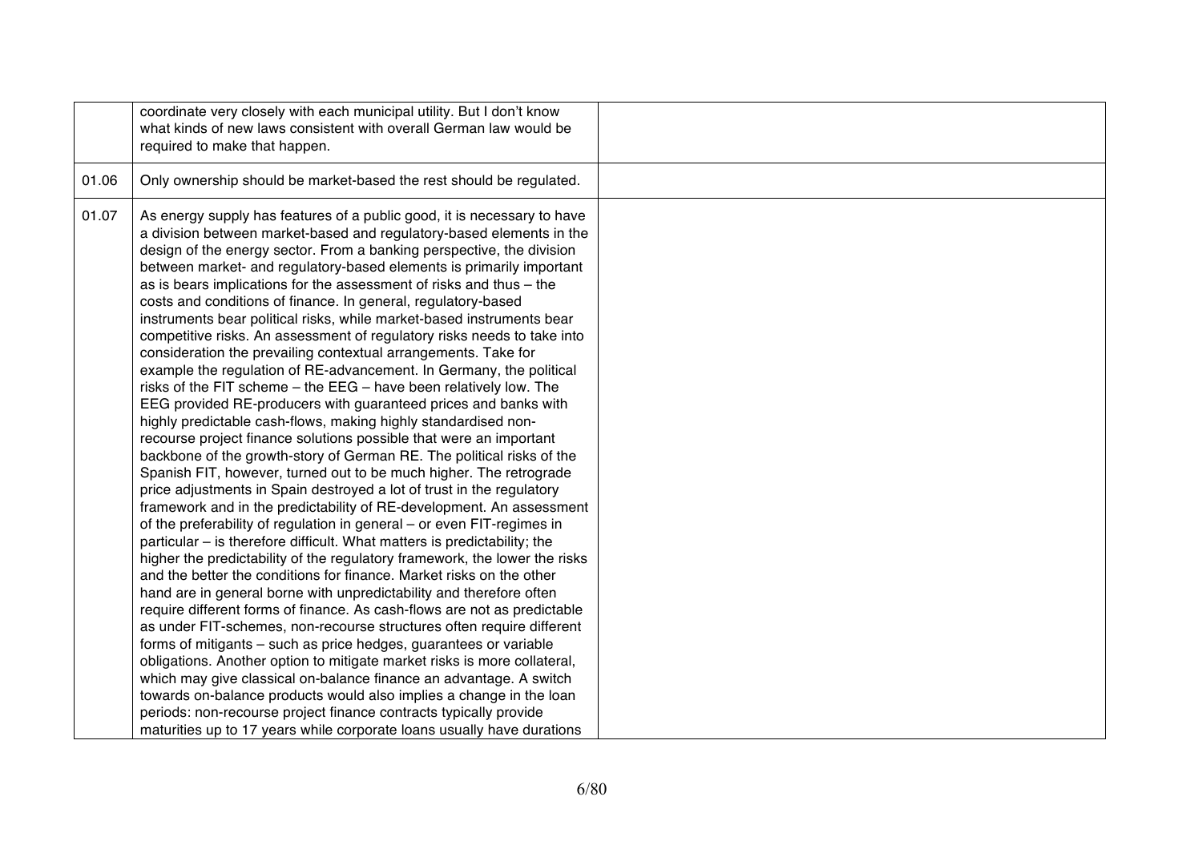| | | |
|---|---|---|
| | coordinate very closely with each municipal utility. But I don't know what kinds of new laws consistent with overall German law would be required to make that happen. | |
| 01.06 | Only ownership should be market-based the rest should be regulated. | |
| 01.07 | As energy supply has features of a public good, it is necessary to have a division between market-based and regulatory-based elements in the design of the energy sector. From a banking perspective, the division between market- and regulatory-based elements is primarily important as is bears implications for the assessment of risks and thus – the costs and conditions of finance. In general, regulatory-based instruments bear political risks, while market-based instruments bear competitive risks. An assessment of regulatory risks needs to take into consideration the prevailing contextual arrangements. Take for example the regulation of RE-advancement. In Germany, the political risks of the FIT scheme – the EEG – have been relatively low. The EEG provided RE-producers with guaranteed prices and banks with highly predictable cash-flows, making highly standardised non-recourse project finance solutions possible that were an important backbone of the growth-story of German RE. The political risks of the Spanish FIT, however, turned out to be much higher. The retrograde price adjustments in Spain destroyed a lot of trust in the regulatory framework and in the predictability of RE-development. An assessment of the preferability of regulation in general – or even FIT-regimes in particular – is therefore difficult. What matters is predictability; the higher the predictability of the regulatory framework, the lower the risks and the better the conditions for finance. Market risks on the other hand are in general borne with unpredictability and therefore often require different forms of finance. As cash-flows are not as predictable as under FIT-schemes, non-recourse structures often require different forms of mitigants – such as price hedges, guarantees or variable obligations. Another option to mitigate market risks is more collateral, which may give classical on-balance finance an advantage. A switch towards on-balance products would also implies a change in the loan periods: non-recourse project finance contracts typically provide maturities up to 17 years while corporate loans usually have durations | |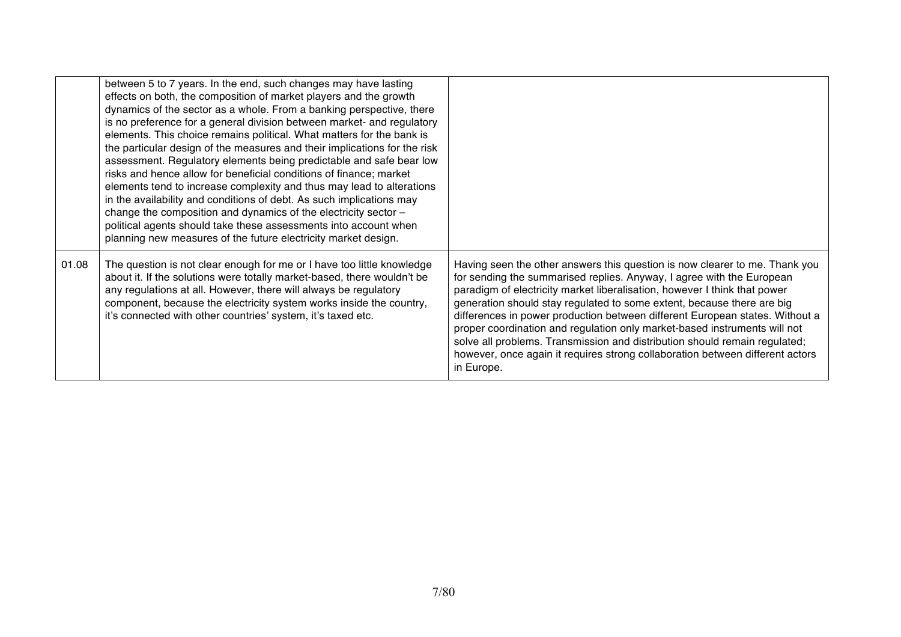| | | |
|---|---|---|
| | between 5 to 7 years. In the end, such changes may have lasting effects on both, the composition of market players and the growth dynamics of the sector as a whole. From a banking perspective, there is no preference for a general division between market- and regulatory elements. This choice remains political. What matters for the bank is the particular design of the measures and their implications for the risk assessment. Regulatory elements being predictable and safe bear low risks and hence allow for beneficial conditions of finance; market elements tend to increase complexity and thus may lead to alterations in the availability and conditions of debt. As such implications may change the composition and dynamics of the electricity sector – political agents should take these assessments into account when planning new measures of the future electricity market design. | |
| 01.08 | The question is not clear enough for me or I have too little knowledge about it. If the solutions were totally market-based, there wouldn't be any regulations at all. However, there will always be regulatory component, because the electricity system works inside the country, it's connected with other countries' system, it's taxed etc. | Having seen the other answers this question is now clearer to me. Thank you for sending the summarised replies. Anyway, I agree with the European paradigm of electricity market liberalisation, however I think that power generation should stay regulated to some extent, because there are big differences in power production between different European states. Without a proper coordination and regulation only market-based instruments will not solve all problems. Transmission and distribution should remain regulated; however, once again it requires strong collaboration between different actors in Europe. |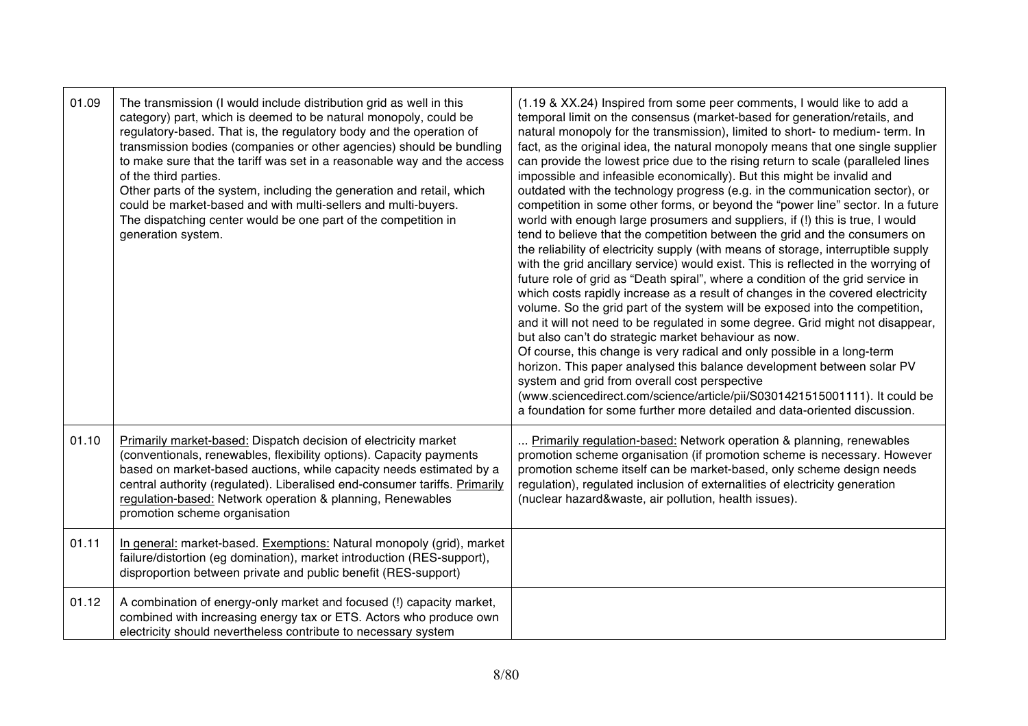| | | |
|---|---|---|
| 01.09 | The transmission (I would include distribution grid as well in this category) part, which is deemed to be natural monopoly, could be regulatory-based. That is, the regulatory body and the operation of transmission bodies (companies or other agencies) should be bundling to make sure that the tariff was set in a reasonable way and the access of the third parties.<br>Other parts of the system, including the generation and retail, which could be market-based and with multi-sellers and multi-buyers.<br>The dispatching center would be one part of the competition in generation system. | (1.19 & XX.24) Inspired from some peer comments, I would like to add a temporal limit on the consensus (market-based for generation/retails, and natural monopoly for the transmission), limited to short- to medium- term. In fact, as the original idea, the natural monopoly means that one single supplier can provide the lowest price due to the rising return to scale (paralleled lines impossible and infeasible economically). But this might be invalid and outdated with the technology progress (e.g. in the communication sector), or competition in some other forms, or beyond the "power line" sector. In a future world with enough large prosumers and suppliers, if (!) this is true, I would tend to believe that the competition between the grid and the consumers on the reliability of electricity supply (with means of storage, interruptible supply with the grid ancillary service) would exist. This is reflected in the worrying of future role of grid as "Death spiral", where a condition of the grid service in which costs rapidly increase as a result of changes in the covered electricity volume. So the grid part of the system will be exposed into the competition, and it will not need to be regulated in some degree. Grid might not disappear, but also can't do strategic market behaviour as now.<br>Of course, this change is very radical and only possible in a long-term horizon. This paper analysed this balance development between solar PV system and grid from overall cost perspective (www.sciencedirect.com/science/article/pii/S0301421515001111). It could be a foundation for some further more detailed and data-oriented discussion. |
| 01.10 | <u>Primarily market-based:</u> Dispatch decision of electricity market (conventionals, renewables, flexibility options). Capacity payments based on market-based auctions, while capacity needs estimated by a central authority (regulated). Liberalised end-consumer tariffs. <u>Primarily regulation-based:</u> Network operation & planning, Renewables promotion scheme organisation | ... <u>Primarily regulation-based:</u> Network operation & planning, renewables promotion scheme organisation (if promotion scheme is necessary. However promotion scheme itself can be market-based, only scheme design needs regulation), regulated inclusion of externalities of electricity generation (nuclear hazard&waste, air pollution, health issues). |
| 01.11 | <u>In general:</u> market-based. <u>Exemptions:</u> Natural monopoly (grid), market failure/distortion (eg domination), market introduction (RES-support), disproportion between private and public benefit (RES-support) | |
| 01.12 | A combination of energy-only market and focused (!) capacity market, combined with increasing energy tax or ETS. Actors who produce own electricity should nevertheless contribute to necessary system | |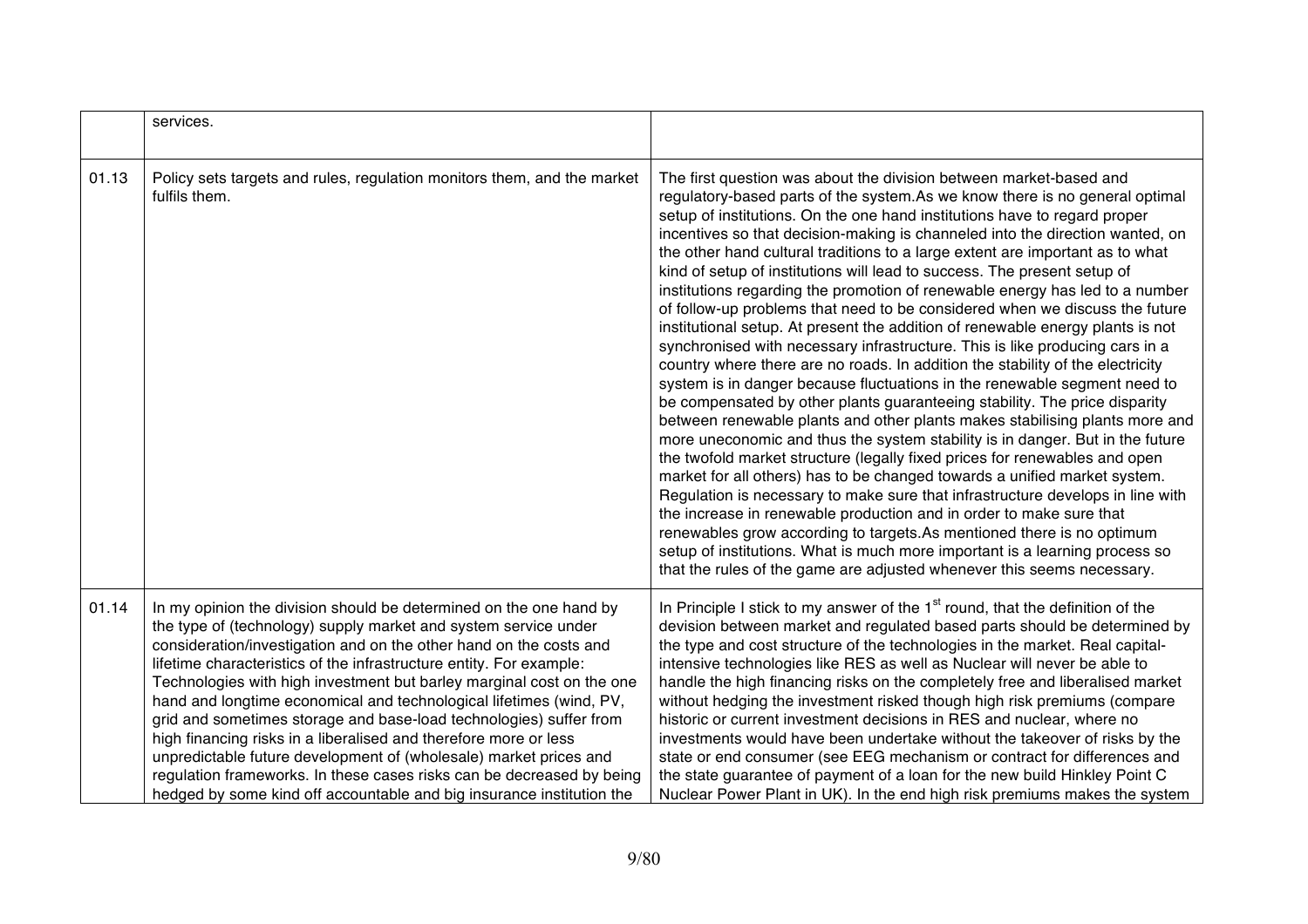|  | services. |  |
|---|---|---|
| 01.13 | Policy sets targets and rules, regulation monitors them, and the market fulfils them. | The first question was about the division between market-based and regulatory-based parts of the system.As we know there is no general optimal setup of institutions. On the one hand institutions have to regard proper incentives so that decision-making is channeled into the direction wanted, on the other hand cultural traditions to a large extent are important as to what kind of setup of institutions will lead to success. The present setup of institutions regarding the promotion of renewable energy has led to a number of follow-up problems that need to be considered when we discuss the future institutional setup. At present the addition of renewable energy plants is not synchronised with necessary infrastructure. This is like producing cars in a country where there are no roads. In addition the stability of the electricity system is in danger because fluctuations in the renewable segment need to be compensated by other plants guaranteeing stability. The price disparity between renewable plants and other plants makes stabilising plants more and more uneconomic and thus the system stability is in danger. But in the future the twofold market structure (legally fixed prices for renewables and open market for all others) has to be changed towards a unified market system. Regulation is necessary to make sure that infrastructure develops in line with the increase in renewable production and in order to make sure that renewables grow according to targets.As mentioned there is no optimum setup of institutions. What is much more important is a learning process so that the rules of the game are adjusted whenever this seems necessary. |
| 01.14 | In my opinion the division should be determined on the one hand by the type of (technology) supply market and system service under consideration/investigation and on the other hand on the costs and lifetime characteristics of the infrastructure entity. For example: Technologies with high investment but barley marginal cost on the one hand and longtime economical and technological lifetimes (wind, PV, grid and sometimes storage and base-load technologies) suffer from high financing risks in a liberalised and therefore more or less unpredictable future development of (wholesale) market prices and regulation frameworks. In these cases risks can be decreased by being hedged by some kind off accountable and big insurance institution the | In Principle I stick to my answer of the 1st round, that the definition of the devision between market and regulated based parts should be determined by the type and cost structure of the technologies in the market. Real capital-intensive technologies like RES as well as Nuclear will never be able to handle the high financing risks on the completely free and liberalised market without hedging the investment risked though high risk premiums (compare historic or current investment decisions in RES and nuclear, where no investments would have been undertake without the takeover of risks by the state or end consumer (see EEG mechanism or contract for differences and the state guarantee of payment of a loan for the new build Hinkley Point C Nuclear Power Plant in UK). In the end high risk premiums makes the system |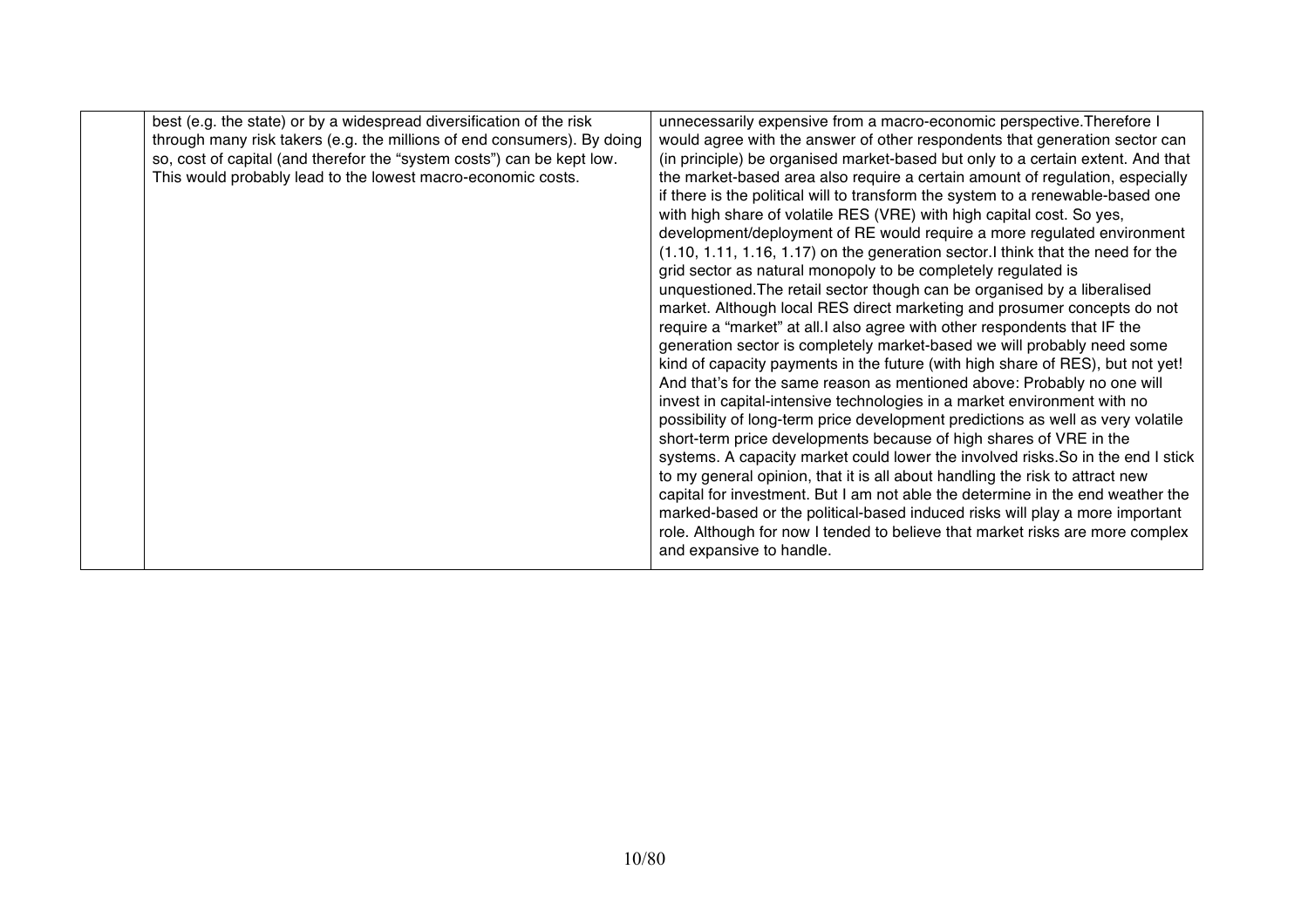|  | best (e.g. the state) or by a widespread diversification of the risk through many risk takers (e.g. the millions of end consumers). By doing so, cost of capital (and therefor the "system costs") can be kept low. This would probably lead to the lowest macro-economic costs. | unnecessarily expensive from a macro-economic perspective.Therefore I would agree with the answer of other respondents that generation sector can (in principle) be organised market-based but only to a certain extent. And that the market-based area also require a certain amount of regulation, especially if there is the political will to transform the system to a renewable-based one with high share of volatile RES (VRE) with high capital cost. So yes, development/deployment of RE would require a more regulated environment (1.10, 1.11, 1.16, 1.17) on the generation sector.I think that the need for the grid sector as natural monopoly to be completely regulated is unquestioned.The retail sector though can be organised by a liberalised market. Although local RES direct marketing and prosumer concepts do not require a "market" at all.I also agree with other respondents that IF the generation sector is completely market-based we will probably need some kind of capacity payments in the future (with high share of RES), but not yet! And that's for the same reason as mentioned above: Probably no one will invest in capital-intensive technologies in a market environment with no possibility of long-term price development predictions as well as very volatile short-term price developments because of high shares of VRE in the systems. A capacity market could lower the involved risks.So in the end I stick to my general opinion, that it is all about handling the risk to attract new capital for investment. But I am not able the determine in the end weather the marked-based or the political-based induced risks will play a more important role. Although for now I tended to believe that market risks are more complex and expansive to handle. |
|---|---|---|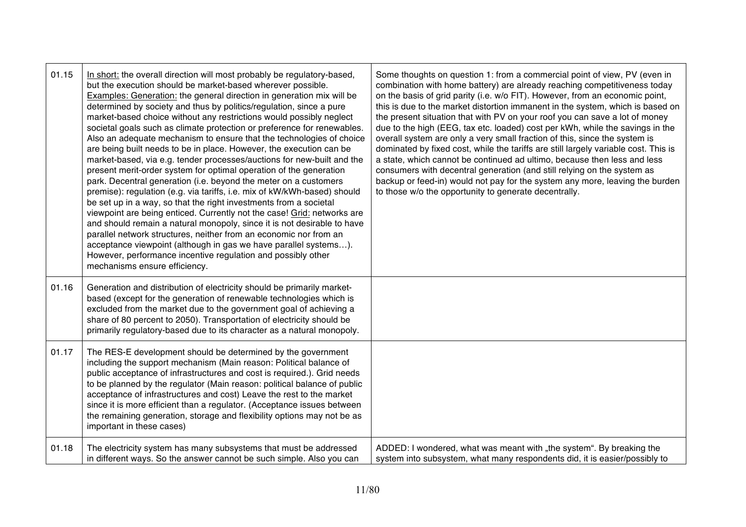| | | |
|---|---|---|
| 01.15 | <u>In short:</u> the overall direction will most probably be regulatory-based, but the execution should be market-based wherever possible. <u>Examples: Generation:</u> the general direction in generation mix will be determined by society and thus by politics/regulation, since a pure market-based choice without any restrictions would possibly neglect societal goals such as climate protection or preference for renewables. Also an adequate mechanism to ensure that the technologies of choice are being built needs to be in place. However, the execution can be market-based, via e.g. tender processes/auctions for new-built and the present merit-order system for optimal operation of the generation park. Decentral generation (i.e. beyond the meter on a customers premise): regulation (e.g. via tariffs, i.e. mix of kW/kWh-based) should be set up in a way, so that the right investments from a societal viewpoint are being enticed. Currently not the case! <u>Grid:</u> networks are and should remain a natural monopoly, since it is not desirable to have parallel network structures, neither from an economic nor from an acceptance viewpoint (although in gas we have parallel systems…). However, performance incentive regulation and possibly other mechanisms ensure efficiency. | Some thoughts on question 1: from a commercial point of view, PV (even in combination with home battery) are already reaching competitiveness today on the basis of grid parity (i.e. w/o FIT). However, from an economic point, this is due to the market distortion immanent in the system, which is based on the present situation that with PV on your roof you can save a lot of money due to the high (EEG, tax etc. loaded) cost per kWh, while the savings in the overall system are only a very small fraction of this, since the system is dominated by fixed cost, while the tariffs are still largely variable cost. This is a state, which cannot be continued ad ultimo, because then less and less consumers with decentral generation (and still relying on the system as backup or feed-in) would not pay for the system any more, leaving the burden to those w/o the opportunity to generate decentrally. |
| 01.16 | Generation and distribution of electricity should be primarily market-based (except for the generation of renewable technologies which is excluded from the market due to the government goal of achieving a share of 80 percent to 2050). Transportation of electricity should be primarily regulatory-based due to its character as a natural monopoly. | |
| 01.17 | The RES-E development should be determined by the government including the support mechanism (Main reason: Political balance of public acceptance of infrastructures and cost is required.). Grid needs to be planned by the regulator (Main reason: political balance of public acceptance of infrastructures and cost) Leave the rest to the market since it is more efficient than a regulator. (Acceptance issues between the remaining generation, storage and flexibility options may not be as important in these cases) | |
| 01.18 | The electricity system has many subsystems that must be addressed in different ways. So the answer cannot be such simple. Also you can | ADDED: I wondered, what was meant with „the system". By breaking the system into subsystem, what many respondents did, it is easier/possibly to |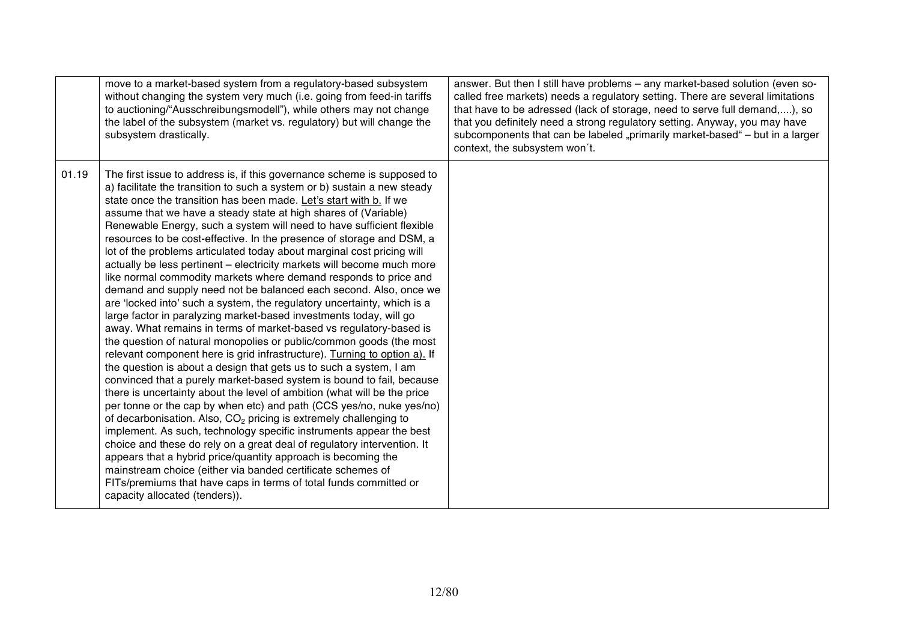| | | |
|---|---|---|
| | move to a market-based system from a regulatory-based subsystem without changing the system very much (i.e. going from feed-in tariffs to auctioning/"Ausschreibungsmodell"), while others may not change the label of the subsystem (market vs. regulatory) but will change the subsystem drastically. | answer. But then I still have problems – any market-based solution (even so-called free markets) needs a regulatory setting. There are several limitations that have to be adressed (lack of storage, need to serve full demand,....), so that you definitely need a strong regulatory setting. Anyway, you may have subcomponents that can be labeled „primarily market-based" – but in a larger context, the subsystem won´t. |
| 01.19 | The first issue to address is, if this governance scheme is supposed to a) facilitate the transition to such a system or b) sustain a new steady state once the transition has been made. Let's start with b. If we assume that we have a steady state at high shares of (Variable) Renewable Energy, such a system will need to have sufficient flexible resources to be cost-effective. In the presence of storage and DSM, a lot of the problems articulated today about marginal cost pricing will actually be less pertinent – electricity markets will become much more like normal commodity markets where demand responds to price and demand and supply need not be balanced each second. Also, once we are 'locked into' such a system, the regulatory uncertainty, which is a large factor in paralyzing market-based investments today, will go away. What remains in terms of market-based vs regulatory-based is the question of natural monopolies or public/common goods (the most relevant component here is grid infrastructure). Turning to option a). If the question is about a design that gets us to such a system, I am convinced that a purely market-based system is bound to fail, because there is uncertainty about the level of ambition (what will be the price per tonne or the cap by when etc) and path (CCS yes/no, nuke yes/no) of decarbonisation. Also, $CO_2$ pricing is extremely challenging to implement. As such, technology specific instruments appear the best choice and these do rely on a great deal of regulatory intervention. It appears that a hybrid price/quantity approach is becoming the mainstream choice (either via banded certificate schemes of FITs/premiums that have caps in terms of total funds committed or capacity allocated (tenders)). | |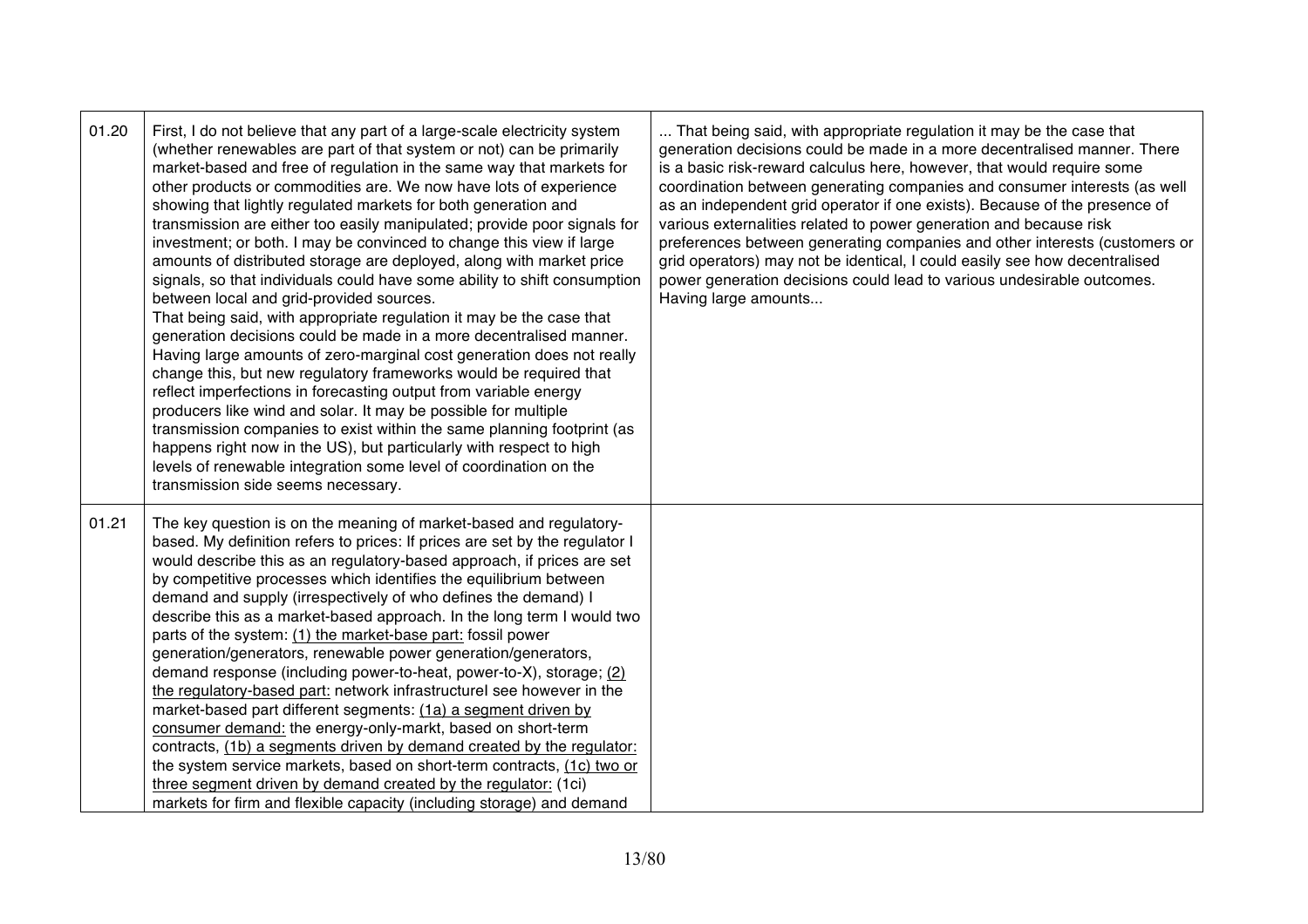| | | |
|---|---|---|
| 01.20 | First, I do not believe that any part of a large-scale electricity system (whether renewables are part of that system or not) can be primarily market-based and free of regulation in the same way that markets for other products or commodities are. We now have lots of experience showing that lightly regulated markets for both generation and transmission are either too easily manipulated; provide poor signals for investment; or both. I may be convinced to change this view if large amounts of distributed storage are deployed, along with market price signals, so that individuals could have some ability to shift consumption between local and grid-provided sources.<br>That being said, with appropriate regulation it may be the case that generation decisions could be made in a more decentralised manner. Having large amounts of zero-marginal cost generation does not really change this, but new regulatory frameworks would be required that reflect imperfections in forecasting output from variable energy producers like wind and solar. It may be possible for multiple transmission companies to exist within the same planning footprint (as happens right now in the US), but particularly with respect to high levels of renewable integration some level of coordination on the transmission side seems necessary. | ... That being said, with appropriate regulation it may be the case that generation decisions could be made in a more decentralised manner. There is a basic risk-reward calculus here, however, that would require some coordination between generating companies and consumer interests (as well as an independent grid operator if one exists). Because of the presence of various externalities related to power generation and because risk preferences between generating companies and other interests (customers or grid operators) may not be identical, I could easily see how decentralised power generation decisions could lead to various undesirable outcomes. Having large amounts... |
| 01.21 | The key question is on the meaning of market-based and regulatory-based. My definition refers to prices: If prices are set by the regulator I would describe this as an regulatory-based approach, if prices are set by competitive processes which identifies the equilibrium between demand and supply (irrespectively of who defines the demand) I describe this as a market-based approach. In the long term I would two parts of the system: <u>(1) the market-base part:</u> fossil power generation/generators, renewable power generation/generators, demand response (including power-to-heat, power-to-X), storage; <u>(2) the regulatory-based part:</u> network infrastructureI see however in the market-based part different segments: <u>(1a) a segment driven by consumer demand:</u> the energy-only-markt, based on short-term contracts, <u>(1b) a segments driven by demand created by the regulator:</u> the system service markets, based on short-term contracts, <u>(1c) two or three segment driven by demand created by the regulator:</u> (1ci) markets for firm and flexible capacity (including storage) and demand | |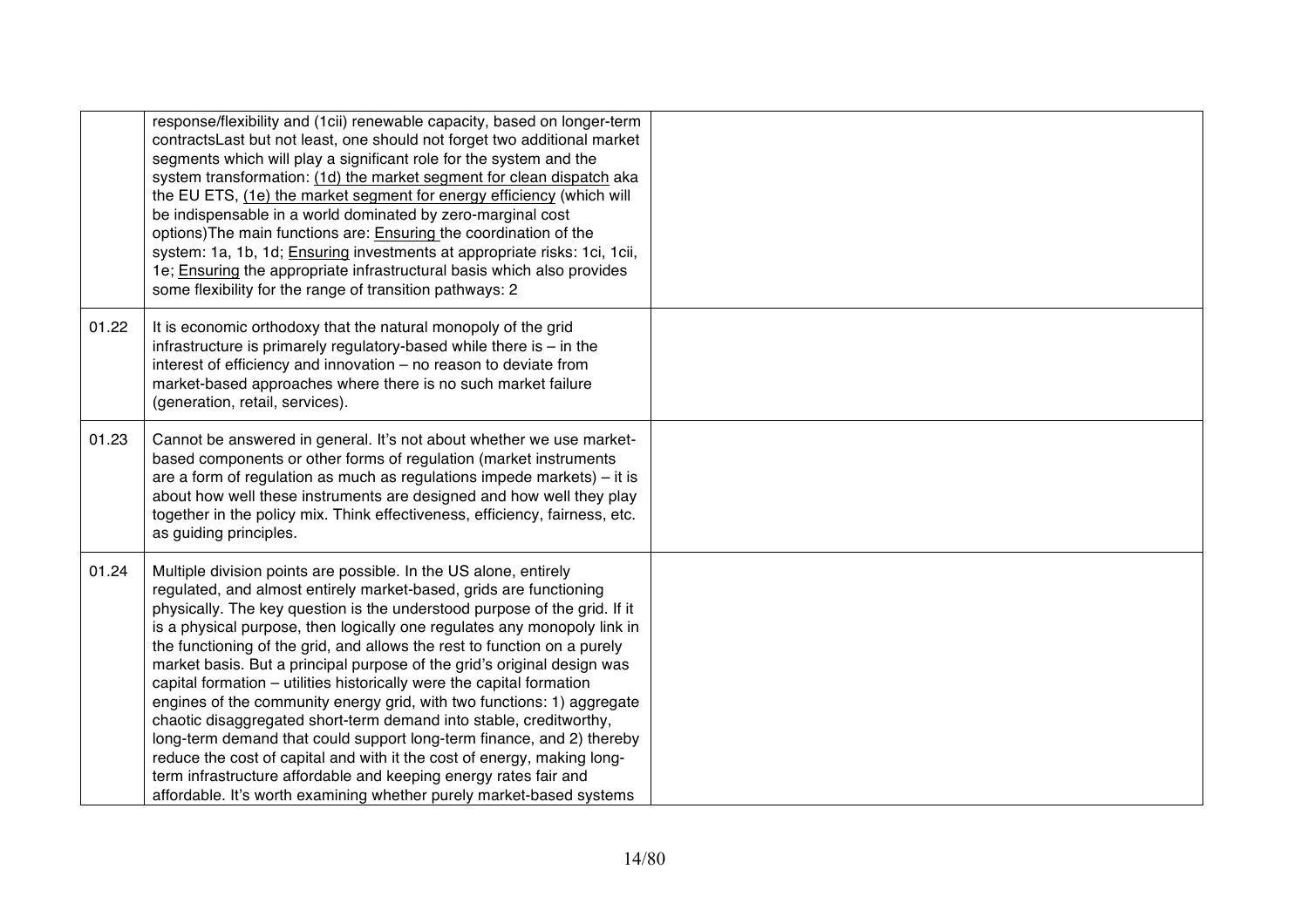| | | |
|---|---|---|
| | response/flexibility and (1cii) renewable capacity, based on longer-term contractsLast but not least, one should not forget two additional market segments which will play a significant role for the system and the system transformation: <u>(1d) the market segment for clean dispatch</u> aka the EU ETS, <u>(1e) the market segment for energy efficiency</u> (which will be indispensable in a world dominated by zero-marginal cost options)The main functions are: <u>Ensuring</u> the coordination of the system: 1a, 1b, 1d; <u>Ensuring</u> investments at appropriate risks: 1ci, 1cii, 1e; <u>Ensuring</u> the appropriate infrastructural basis which also provides some flexibility for the range of transition pathways: 2 | |
| 01.22 | It is economic orthodoxy that the natural monopoly of the grid infrastructure is primarely regulatory-based while there is – in the interest of efficiency and innovation – no reason to deviate from market-based approaches where there is no such market failure (generation, retail, services). | |
| 01.23 | Cannot be answered in general. It's not about whether we use market-based components or other forms of regulation (market instruments are a form of regulation as much as regulations impede markets) – it is about how well these instruments are designed and how well they play together in the policy mix. Think effectiveness, efficiency, fairness, etc. as guiding principles. | |
| 01.24 | Multiple division points are possible. In the US alone, entirely regulated, and almost entirely market-based, grids are functioning physically. The key question is the understood purpose of the grid. If it is a physical purpose, then logically one regulates any monopoly link in the functioning of the grid, and allows the rest to function on a purely market basis. But a principal purpose of the grid's original design was capital formation – utilities historically were the capital formation engines of the community energy grid, with two functions: 1) aggregate chaotic disaggregated short-term demand into stable, creditworthy, long-term demand that could support long-term finance, and 2) thereby reduce the cost of capital and with it the cost of energy, making long-term infrastructure affordable and keeping energy rates fair and affordable. It's worth examining whether purely market-based systems | |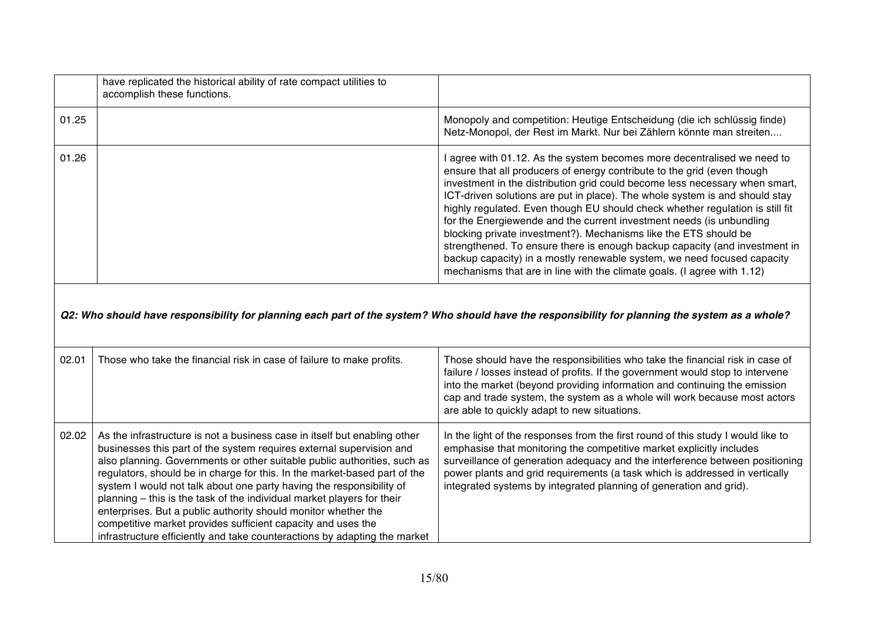| | | |
|---|---|---|
| | have replicated the historical ability of rate compact utilities to accomplish these functions. | |
| 01.25 | | Monopoly and competition: Heutige Entscheidung (die ich schlüssig finde) Netz-Monopol, der Rest im Markt. Nur bei Zählern könnte man streiten.... |
| 01.26 | | I agree with 01.12. As the system becomes more decentralised we need to ensure that all producers of energy contribute to the grid (even though investment in the distribution grid could become less necessary when smart, ICT-driven solutions are put in place). The whole system is and should stay highly regulated. Even though EU should check whether regulation is still fit for the Energiewende and the current investment needs (is unbundling blocking private investment?). Mechanisms like the ETS should be strengthened. To ensure there is enough backup capacity (and investment in backup capacity) in a mostly renewable system, we need focused capacity mechanisms that are in line with the climate goals. (I agree with 1.12) |
| ***Q2: Who should have responsibility for planning each part of the system? Who should have the responsibility for planning the system as a whole?*** | | |
| 02.01 | Those who take the financial risk in case of failure to make profits. | Those should have the responsibilities who take the financial risk in case of failure / losses instead of profits. If the government would stop to intervene into the market (beyond providing information and continuing the emission cap and trade system, the system as a whole will work because most actors are able to quickly adapt to new situations. |
| 02.02 | As the infrastructure is not a business case in itself but enabling other businesses this part of the system requires external supervision and also planning. Governments or other suitable public authorities, such as regulators, should be in charge for this. In the market-based part of the system I would not talk about one party having the responsibility of planning – this is the task of the individual market players for their enterprises. But a public authority should monitor whether the competitive market provides sufficient capacity and uses the infrastructure efficiently and take counteractions by adapting the market | In the light of the responses from the first round of this study I would like to emphasise that monitoring the competitive market explicitly includes surveillance of generation adequacy and the interference between positioning power plants and grid requirements (a task which is addressed in vertically integrated systems by integrated planning of generation and grid). |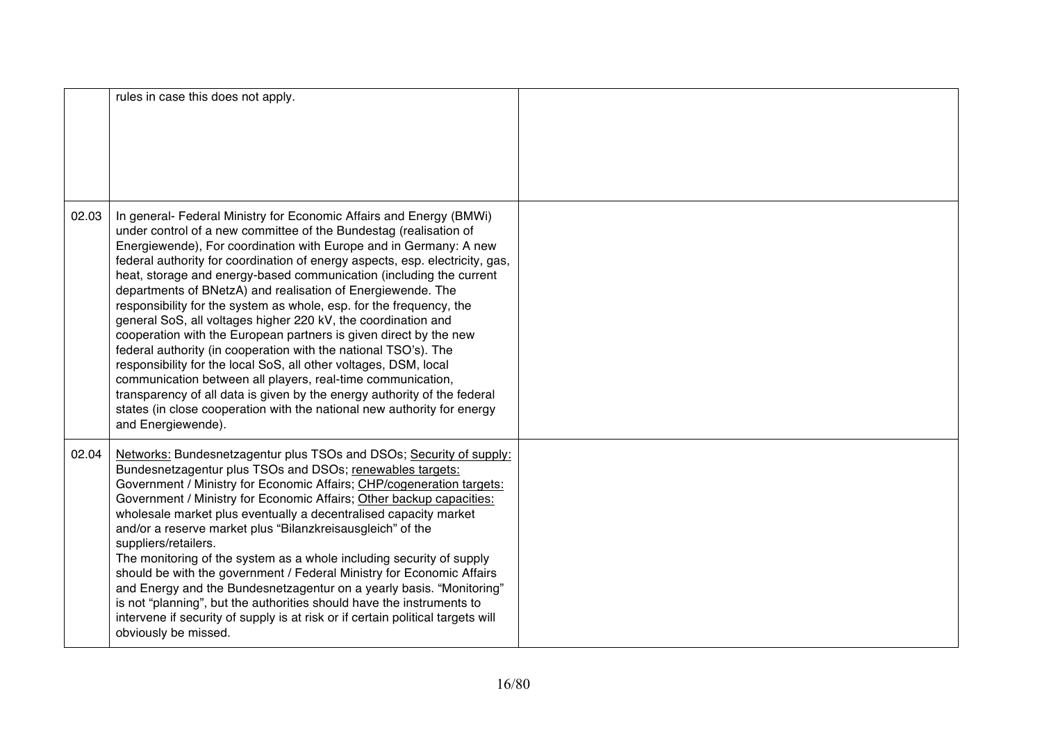| | | |
|---|---|---|
| | rules in case this does not apply. | |
| 02.03 | In general- Federal Ministry for Economic Affairs and Energy (BMWi) under control of a new committee of the Bundestag (realisation of Energiewende), For coordination with Europe and in Germany: A new federal authority for coordination of energy aspects, esp. electricity, gas, heat, storage and energy-based communication (including the current departments of BNetzA) and realisation of Energiewende. The responsibility for the system as whole, esp. for the frequency, the general SoS, all voltages higher 220 kV, the coordination and cooperation with the European partners is given direct by the new federal authority (in cooperation with the national TSO's). The responsibility for the local SoS, all other voltages, DSM, local communication between all players, real-time communication, transparency of all data is given by the energy authority of the federal states (in close cooperation with the national new authority for energy and Energiewende). | |
| 02.04 | Networks: Bundesnetzagentur plus TSOs and DSOs; Security of supply: Bundesnetzagentur plus TSOs and DSOs; renewables targets: Government / Ministry for Economic Affairs; CHP/cogeneration targets: Government / Ministry for Economic Affairs; Other backup capacities: wholesale market plus eventually a decentralised capacity market and/or a reserve market plus "Bilanzkreisausgleich" of the suppliers/retailers.<br>The monitoring of the system as a whole including security of supply should be with the government / Federal Ministry for Economic Affairs and Energy and the Bundesnetzagentur on a yearly basis. "Monitoring" is not "planning", but the authorities should have the instruments to intervene if security of supply is at risk or if certain political targets will obviously be missed. | |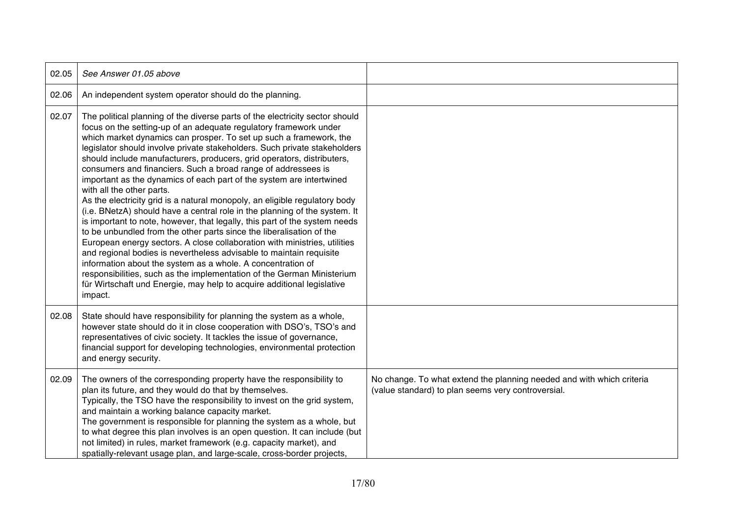| | | |
|---|---|---|
| 02.05 | *See Answer 01.05 above* | |
| 02.06 | An independent system operator should do the planning. | |
| 02.07 | The political planning of the diverse parts of the electricity sector should focus on the setting-up of an adequate regulatory framework under which market dynamics can prosper. To set up such a framework, the legislator should involve private stakeholders. Such private stakeholders should include manufacturers, producers, grid operators, distributers, consumers and financiers. Such a broad range of addressees is important as the dynamics of each part of the system are intertwined with all the other parts.<br>As the electricity grid is a natural monopoly, an eligible regulatory body (i.e. BNetzA) should have a central role in the planning of the system. It is important to note, however, that legally, this part of the system needs to be unbundled from the other parts since the liberalisation of the European energy sectors. A close collaboration with ministries, utilities and regional bodies is nevertheless advisable to maintain requisite information about the system as a whole. A concentration of responsibilities, such as the implementation of the German Ministerium für Wirtschaft und Energie, may help to acquire additional legislative impact. | |
| 02.08 | State should have responsibility for planning the system as a whole, however state should do it in close cooperation with DSO's, TSO's and representatives of civic society. It tackles the issue of governance, financial support for developing technologies, environmental protection and energy security. | |
| 02.09 | The owners of the corresponding property have the responsibility to plan its future, and they would do that by themselves.<br>Typically, the TSO have the responsibility to invest on the grid system, and maintain a working balance capacity market.<br>The government is responsible for planning the system as a whole, but to what degree this plan involves is an open question. It can include (but not limited) in rules, market framework (e.g. capacity market), and spatially-relevant usage plan, and large-scale, cross-border projects, | No change. To what extend the planning needed and with which criteria (value standard) to plan seems very controversial. |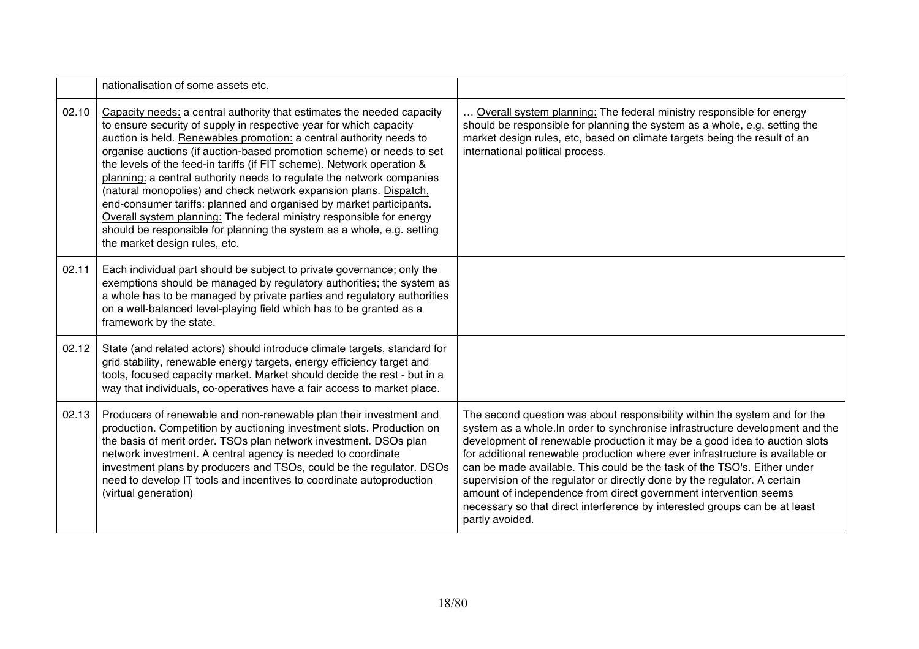| | | |
|---|---|---|
| | nationalisation of some assets etc. | |
| 02.10 | Capacity needs: a central authority that estimates the needed capacity to ensure security of supply in respective year for which capacity auction is held. Renewables promotion: a central authority needs to organise auctions (if auction-based promotion scheme) or needs to set the levels of the feed-in tariffs (if FIT scheme). Network operation & planning: a central authority needs to regulate the network companies (natural monopolies) and check network expansion plans. Dispatch, end-consumer tariffs: planned and organised by market participants. Overall system planning: The federal ministry responsible for energy should be responsible for planning the system as a whole, e.g. setting the market design rules, etc. | … Overall system planning: The federal ministry responsible for energy should be responsible for planning the system as a whole, e.g. setting the market design rules, etc, based on climate targets being the result of an international political process. |
| 02.11 | Each individual part should be subject to private governance; only the exemptions should be managed by regulatory authorities; the system as a whole has to be managed by private parties and regulatory authorities on a well-balanced level-playing field which has to be granted as a framework by the state. | |
| 02.12 | State (and related actors) should introduce climate targets, standard for grid stability, renewable energy targets, energy efficiency target and tools, focused capacity market. Market should decide the rest - but in a way that individuals, co-operatives have a fair access to market place. | |
| 02.13 | Producers of renewable and non-renewable plan their investment and production. Competition by auctioning investment slots. Production on the basis of merit order. TSOs plan network investment. DSOs plan network investment. A central agency is needed to coordinate investment plans by producers and TSOs, could be the regulator. DSOs need to develop IT tools and incentives to coordinate autoproduction (virtual generation) | The second question was about responsibility within the system and for the system as a whole.In order to synchronise infrastructure development and the development of renewable production it may be a good idea to auction slots for additional renewable production where ever infrastructure is available or can be made available. This could be the task of the TSO's. Either under supervision of the regulator or directly done by the regulator. A certain amount of independence from direct government intervention seems necessary so that direct interference by interested groups can be at least partly avoided. |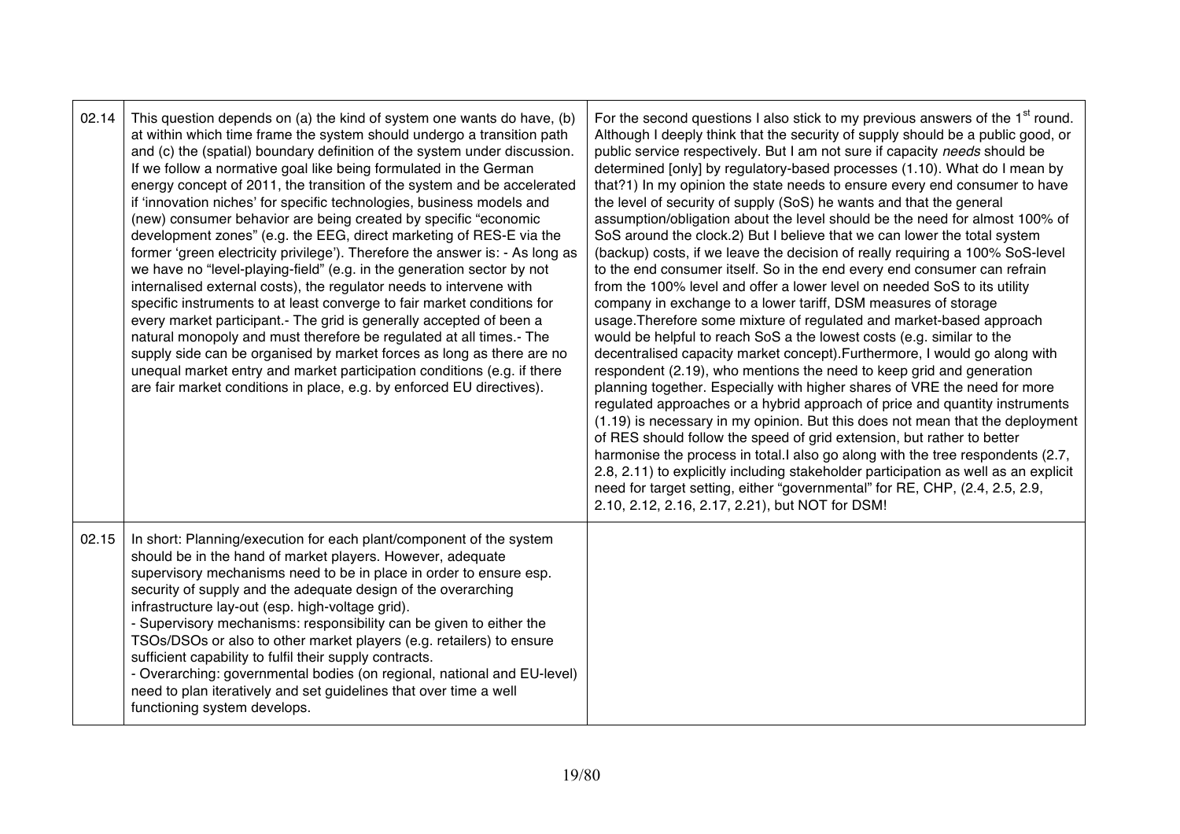| | | |
|---|---|---|
| 02.14 | This question depends on (a) the kind of system one wants do have, (b) at within which time frame the system should undergo a transition path and (c) the (spatial) boundary definition of the system under discussion. If we follow a normative goal like being formulated in the German energy concept of 2011, the transition of the system and be accelerated if 'innovation niches' for specific technologies, business models and (new) consumer behavior are being created by specific "economic development zones" (e.g. the EEG, direct marketing of RES-E via the former 'green electricity privilege'). Therefore the answer is: - As long as we have no "level-playing-field" (e.g. in the generation sector by not internalised external costs), the regulator needs to intervene with specific instruments to at least converge to fair market conditions for every market participant.- The grid is generally accepted of been a natural monopoly and must therefore be regulated at all times.- The supply side can be organised by market forces as long as there are no unequal market entry and market participation conditions (e.g. if there are fair market conditions in place, e.g. by enforced EU directives). | For the second questions I also stick to my previous answers of the 1st round. Although I deeply think that the security of supply should be a public good, or public service respectively. But I am not sure if capacity *needs* should be determined [only] by regulatory-based processes (1.10). What do I mean by that?1) In my opinion the state needs to ensure every end consumer to have the level of security of supply (SoS) he wants and that the general assumption/obligation about the level should be the need for almost 100% of SoS around the clock.2) But I believe that we can lower the total system (backup) costs, if we leave the decision of really requiring a 100% SoS-level to the end consumer itself. So in the end every end consumer can refrain from the 100% level and offer a lower level on needed SoS to its utility company in exchange to a lower tariff, DSM measures of storage usage.Therefore some mixture of regulated and market-based approach would be helpful to reach SoS a the lowest costs (e.g. similar to the decentralised capacity market concept).Furthermore, I would go along with respondent (2.19), who mentions the need to keep grid and generation planning together. Especially with higher shares of VRE the need for more regulated approaches or a hybrid approach of price and quantity instruments (1.19) is necessary in my opinion. But this does not mean that the deployment of RES should follow the speed of grid extension, but rather to better harmonise the process in total.I also go along with the tree respondents (2.7, 2.8, 2.11) to explicitly including stakeholder participation as well as an explicit need for target setting, either "governmental" for RE, CHP, (2.4, 2.5, 2.9, 2.10, 2.12, 2.16, 2.17, 2.21), but NOT for DSM! |
| 02.15 | In short: Planning/execution for each plant/component of the system should be in the hand of market players. However, adequate supervisory mechanisms need to be in place in order to ensure esp. security of supply and the adequate design of the overarching infrastructure lay-out (esp. high-voltage grid).<br>- Supervisory mechanisms: responsibility can be given to either the TSOs/DSOs or also to other market players (e.g. retailers) to ensure sufficient capability to fulfil their supply contracts.<br>- Overarching: governmental bodies (on regional, national and EU-level) need to plan iteratively and set guidelines that over time a well functioning system develops. | |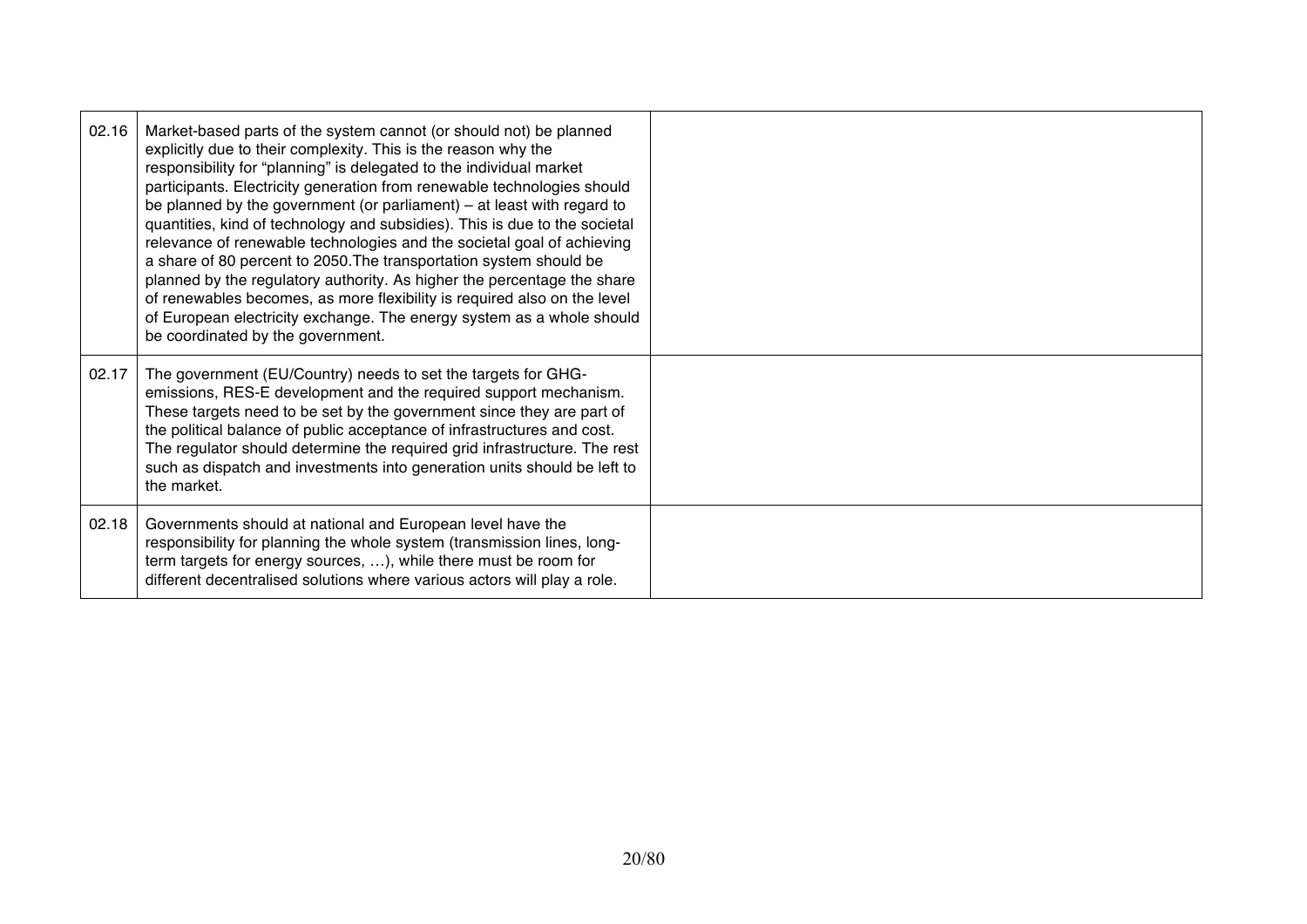| | | |
|---|---|---|
| 02.16 | Market-based parts of the system cannot (or should not) be planned explicitly due to their complexity. This is the reason why the responsibility for "planning" is delegated to the individual market participants. Electricity generation from renewable technologies should be planned by the government (or parliament) – at least with regard to quantities, kind of technology and subsidies). This is due to the societal relevance of renewable technologies and the societal goal of achieving a share of 80 percent to 2050.The transportation system should be planned by the regulatory authority. As higher the percentage the share of renewables becomes, as more flexibility is required also on the level of European electricity exchange. The energy system as a whole should be coordinated by the government. | |
| 02.17 | The government (EU/Country) needs to set the targets for GHG-emissions, RES-E development and the required support mechanism. These targets need to be set by the government since they are part of the political balance of public acceptance of infrastructures and cost. The regulator should determine the required grid infrastructure. The rest such as dispatch and investments into generation units should be left to the market. | |
| 02.18 | Governments should at national and European level have the responsibility for planning the whole system (transmission lines, long-term targets for energy sources, …), while there must be room for different decentralised solutions where various actors will play a role. | |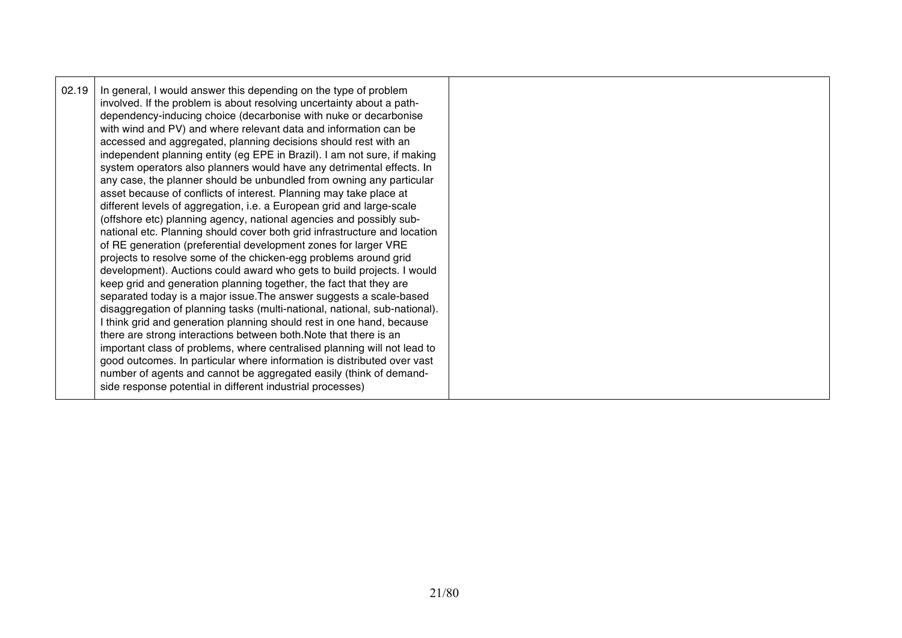| | | |
|---|---|---|
| 02.19 | In general, I would answer this depending on the type of problem involved. If the problem is about resolving uncertainty about a path-dependency-inducing choice (decarbonise with nuke or decarbonise with wind and PV) and where relevant data and information can be accessed and aggregated, planning decisions should rest with an independent planning entity (eg EPE in Brazil). I am not sure, if making system operators also planners would have any detrimental effects. In any case, the planner should be unbundled from owning any particular asset because of conflicts of interest. Planning may take place at different levels of aggregation, i.e. a European grid and large-scale (offshore etc) planning agency, national agencies and possibly sub-national etc. Planning should cover both grid infrastructure and location of RE generation (preferential development zones for larger VRE projects to resolve some of the chicken-egg problems around grid development). Auctions could award who gets to build projects. I would keep grid and generation planning together, the fact that they are separated today is a major issue.The answer suggests a scale-based disaggregation of planning tasks (multi-national, national, sub-national). I think grid and generation planning should rest in one hand, because there are strong interactions between both.Note that there is an important class of problems, where centralised planning will not lead to good outcomes. In particular where information is distributed over vast number of agents and cannot be aggregated easily (think of demand-side response potential in different industrial processes) | |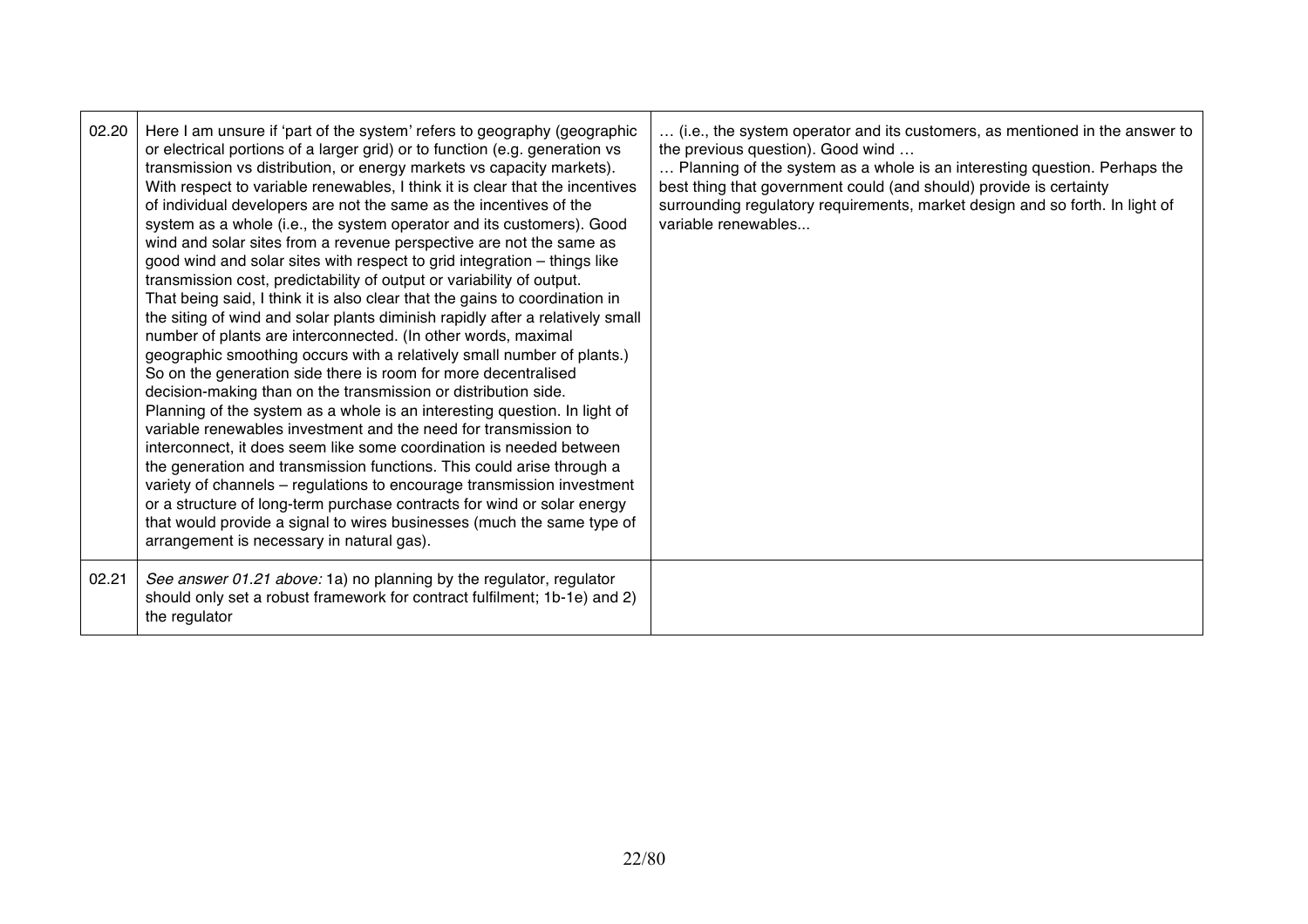| | | |
|---|---|---|
| 02.20 | Here I am unsure if 'part of the system' refers to geography (geographic or electrical portions of a larger grid) or to function (e.g. generation vs transmission vs distribution, or energy markets vs capacity markets). With respect to variable renewables, I think it is clear that the incentives of individual developers are not the same as the incentives of the system as a whole (i.e., the system operator and its customers). Good wind and solar sites from a revenue perspective are not the same as good wind and solar sites with respect to grid integration – things like transmission cost, predictability of output or variability of output.<br>That being said, I think it is also clear that the gains to coordination in the siting of wind and solar plants diminish rapidly after a relatively small number of plants are interconnected. (In other words, maximal geographic smoothing occurs with a relatively small number of plants.) So on the generation side there is room for more decentralised decision-making than on the transmission or distribution side.<br>Planning of the system as a whole is an interesting question. In light of variable renewables investment and the need for transmission to interconnect, it does seem like some coordination is needed between the generation and transmission functions. This could arise through a variety of channels – regulations to encourage transmission investment or a structure of long-term purchase contracts for wind or solar energy that would provide a signal to wires businesses (much the same type of arrangement is necessary in natural gas). | … (i.e., the system operator and its customers, as mentioned in the answer to the previous question). Good wind …<br>… Planning of the system as a whole is an interesting question. Perhaps the best thing that government could (and should) provide is certainty surrounding regulatory requirements, market design and so forth. In light of variable renewables... |
| 02.21 | *See answer 01.21 above:* 1a) no planning by the regulator, regulator should only set a robust framework for contract fulfilment; 1b-1e) and 2) the regulator | |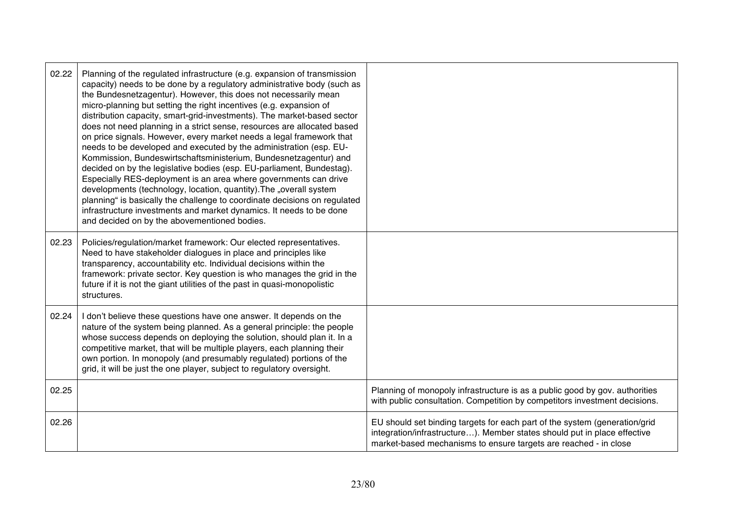| | | |
|---|---|---|
| 02.22 | Planning of the regulated infrastructure (e.g. expansion of transmission capacity) needs to be done by a regulatory administrative body (such as the Bundesnetzagentur). However, this does not necessarily mean micro-planning but setting the right incentives (e.g. expansion of distribution capacity, smart-grid-investments). The market-based sector does not need planning in a strict sense, resources are allocated based on price signals. However, every market needs a legal framework that needs to be developed and executed by the administration (esp. EU-Kommission, Bundeswirtschaftsministerium, Bundesnetzagentur) and decided on by the legislative bodies (esp. EU-parliament, Bundestag). Especially RES-deployment is an area where governments can drive developments (technology, location, quantity).The „overall system planning“ is basically the challenge to coordinate decisions on regulated infrastructure investments and market dynamics. It needs to be done and decided on by the abovementioned bodies. | |
| 02.23 | Policies/regulation/market framework: Our elected representatives. Need to have stakeholder dialogues in place and principles like transparency, accountability etc. Individual decisions within the framework: private sector. Key question is who manages the grid in the future if it is not the giant utilities of the past in quasi-monopolistic structures. | |
| 02.24 | I don't believe these questions have one answer. It depends on the nature of the system being planned. As a general principle: the people whose success depends on deploying the solution, should plan it. In a competitive market, that will be multiple players, each planning their own portion. In monopoly (and presumably regulated) portions of the grid, it will be just the one player, subject to regulatory oversight. | |
| 02.25 | | Planning of monopoly infrastructure is as a public good by gov. authorities with public consultation. Competition by competitors investment decisions. |
| 02.26 | | EU should set binding targets for each part of the system (generation/grid integration/infrastructure…). Member states should put in place effective market-based mechanisms to ensure targets are reached - in close |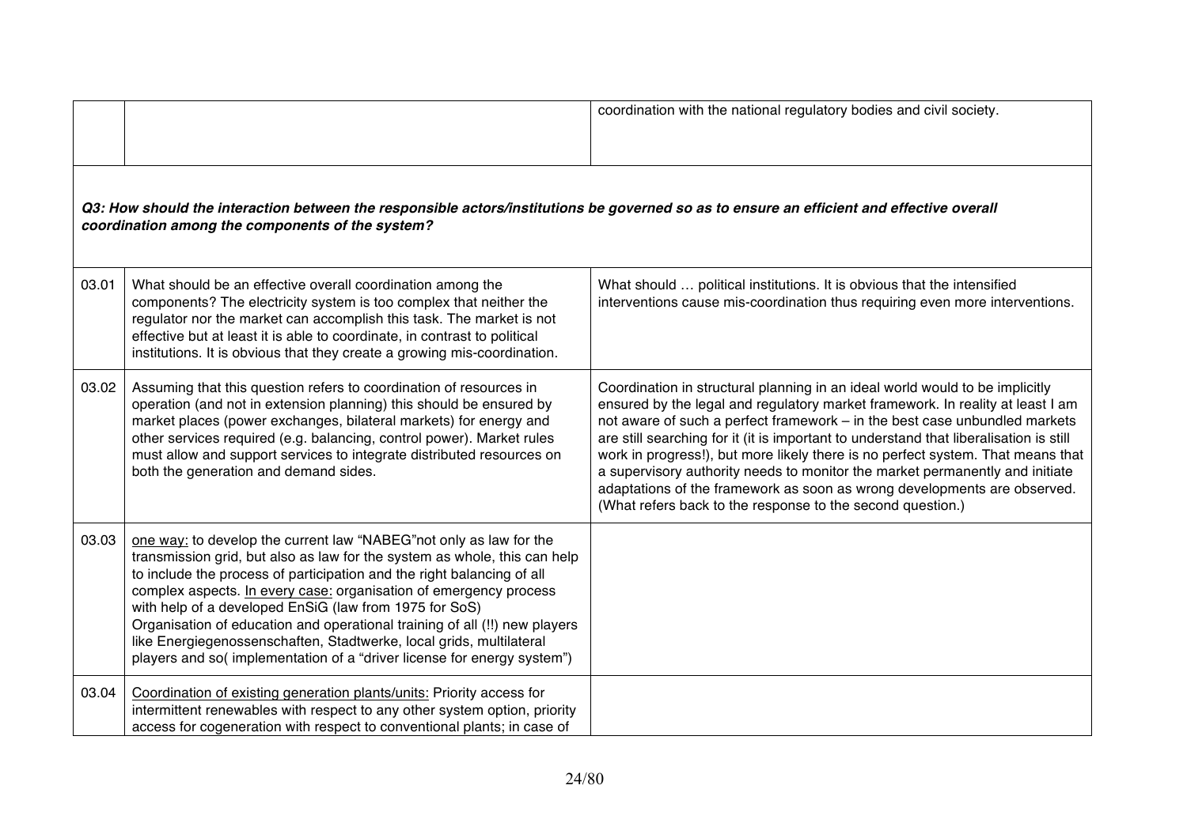| | | |
|---|---|---|
| | | coordination with the national regulatory bodies and civil society. |

***Q3: How should the interaction between the responsible actors/institutions be governed so as to ensure an efficient and effective overall coordination among the components of the system?***

| | | |
|---|---|---|
| 03.01 | What should be an effective overall coordination among the components? The electricity system is too complex that neither the regulator nor the market can accomplish this task. The market is not effective but at least it is able to coordinate, in contrast to political institutions. It is obvious that they create a growing mis-coordination. | What should … political institutions. It is obvious that the intensified interventions cause mis-coordination thus requiring even more interventions. |
| 03.02 | Assuming that this question refers to coordination of resources in operation (and not in extension planning) this should be ensured by market places (power exchanges, bilateral markets) for energy and other services required (e.g. balancing, control power). Market rules must allow and support services to integrate distributed resources on both the generation and demand sides. | Coordination in structural planning in an ideal world would to be implicitly ensured by the legal and regulatory market framework. In reality at least I am not aware of such a perfect framework – in the best case unbundled markets are still searching for it (it is important to understand that liberalisation is still work in progress!), but more likely there is no perfect system. That means that a supervisory authority needs to monitor the market permanently and initiate adaptations of the framework as soon as wrong developments are observed. (What refers back to the response to the second question.) |
| 03.03 | <u>one way:</u> to develop the current law "NABEG"not only as law for the transmission grid, but also as law for the system as whole, this can help to include the process of participation and the right balancing of all complex aspects. <u>In every case:</u> organisation of emergency process with help of a developed EnSiG (law from 1975 for SoS) Organisation of education and operational training of all (!!) new players like Energiegenossenschaften, Stadtwerke, local grids, multilateral players and so( implementation of a "driver license for energy system") | |
| 03.04 | <u>Coordination of existing generation plants/units:</u> Priority access for intermittent renewables with respect to any other system option, priority access for cogeneration with respect to conventional plants; in case of | |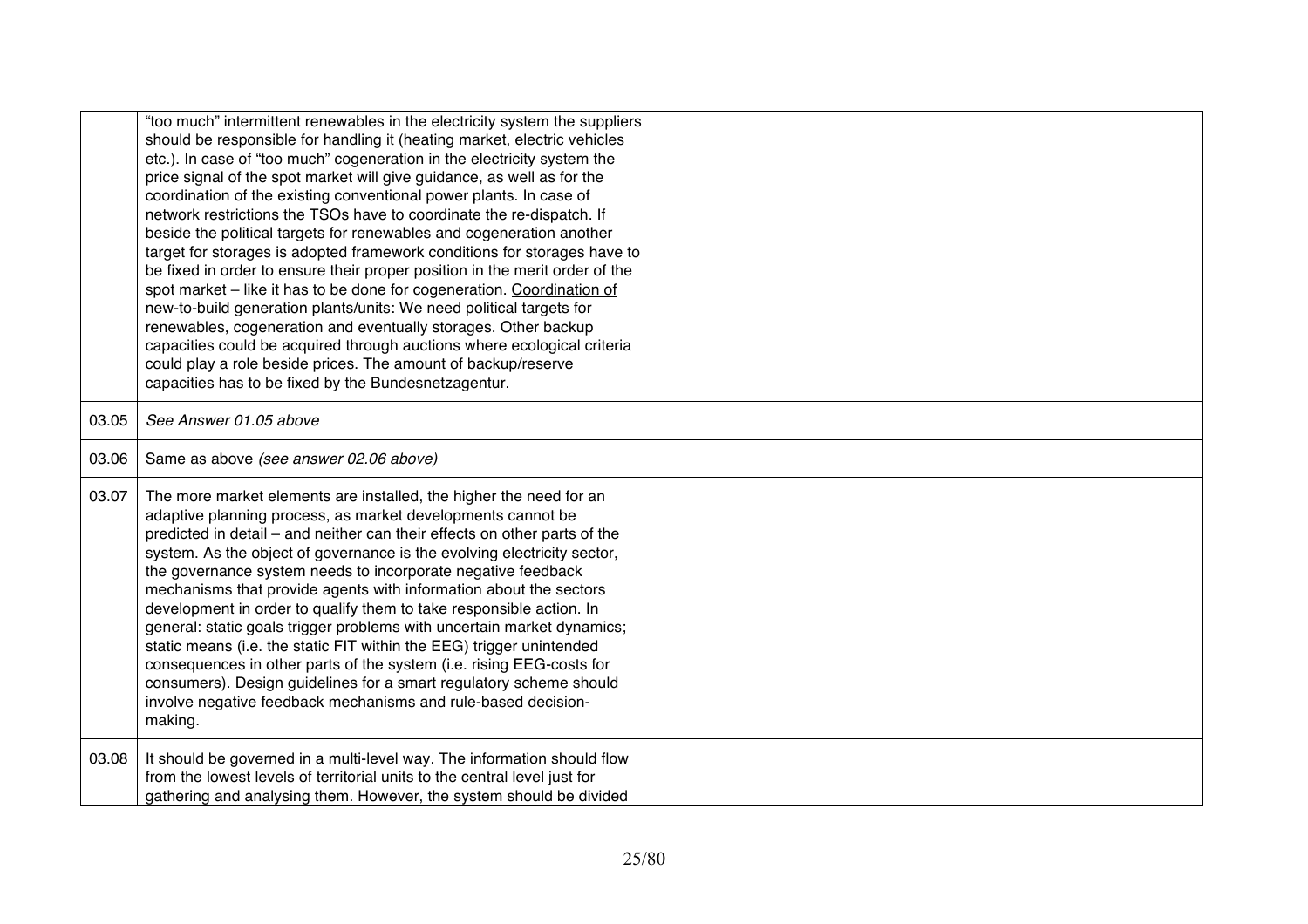| | | |
|---|---|---|
| | "too much" intermittent renewables in the electricity system the suppliers should be responsible for handling it (heating market, electric vehicles etc.). In case of "too much" cogeneration in the electricity system the price signal of the spot market will give guidance, as well as for the coordination of the existing conventional power plants. In case of network restrictions the TSOs have to coordinate the re-dispatch. If beside the political targets for renewables and cogeneration another target for storages is adopted framework conditions for storages have to be fixed in order to ensure their proper position in the merit order of the spot market – like it has to be done for cogeneration. <u>Coordination of new-to-build generation plants/units:</u> We need political targets for renewables, cogeneration and eventually storages. Other backup capacities could be acquired through auctions where ecological criteria could play a role beside prices. The amount of backup/reserve capacities has to be fixed by the Bundesnetzagentur. | |
| 03.05 | *See Answer 01.05 above* | |
| 03.06 | Same as above *(see answer 02.06 above)* | |
| 03.07 | The more market elements are installed, the higher the need for an adaptive planning process, as market developments cannot be predicted in detail – and neither can their effects on other parts of the system. As the object of governance is the evolving electricity sector, the governance system needs to incorporate negative feedback mechanisms that provide agents with information about the sectors development in order to qualify them to take responsible action. In general: static goals trigger problems with uncertain market dynamics; static means (i.e. the static FIT within the EEG) trigger unintended consequences in other parts of the system (i.e. rising EEG-costs for consumers). Design guidelines for a smart regulatory scheme should involve negative feedback mechanisms and rule-based decision-making. | |
| 03.08 | It should be governed in a multi-level way. The information should flow from the lowest levels of territorial units to the central level just for gathering and analysing them. However, the system should be divided | |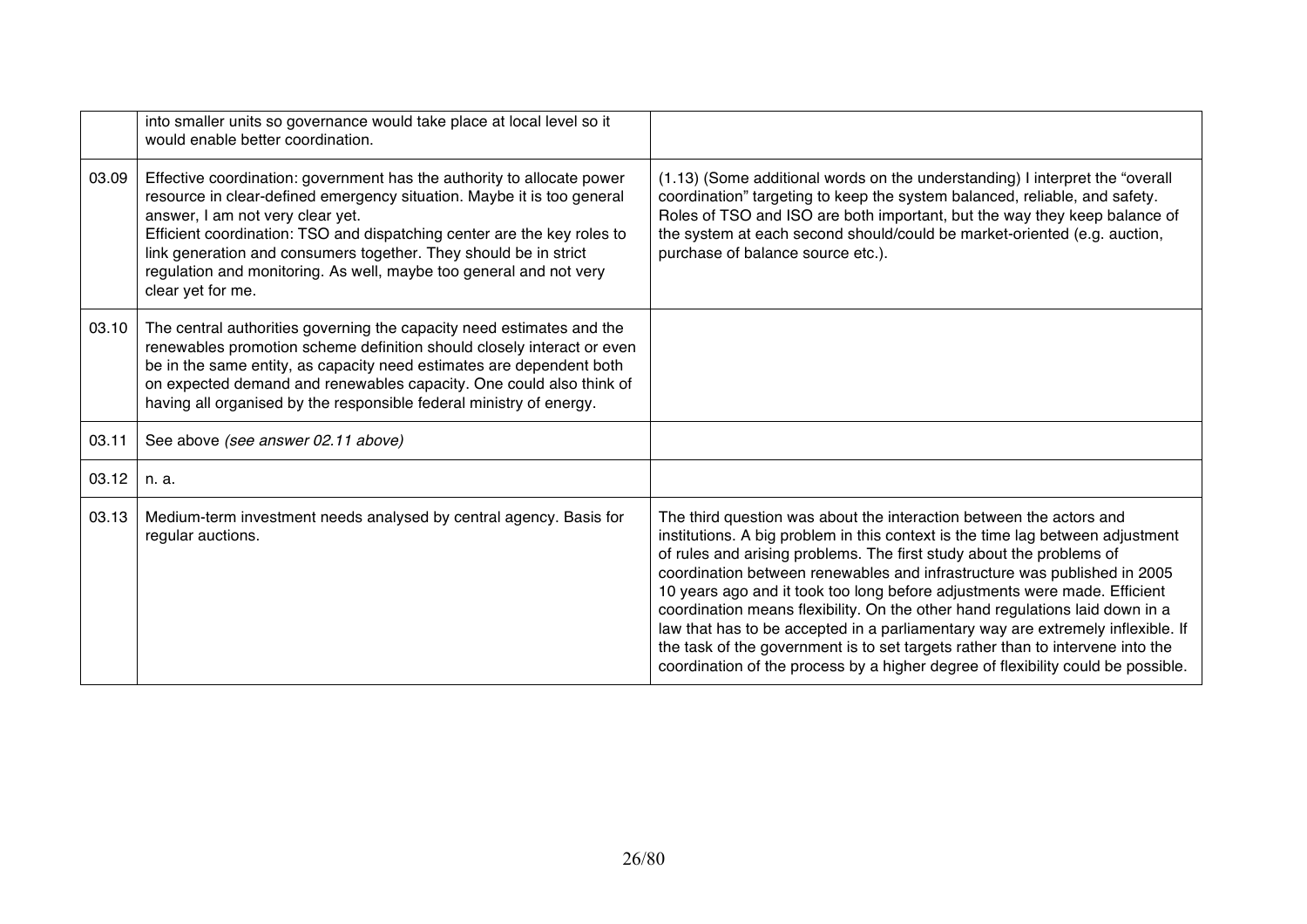| | | |
|---|---|---|
| | into smaller units so governance would take place at local level so it would enable better coordination. | |
| 03.09 | Effective coordination: government has the authority to allocate power resource in clear-defined emergency situation. Maybe it is too general answer, I am not very clear yet.<br>Efficient coordination: TSO and dispatching center are the key roles to link generation and consumers together. They should be in strict regulation and monitoring. As well, maybe too general and not very clear yet for me. | (1.13) (Some additional words on the understanding) I interpret the "overall coordination" targeting to keep the system balanced, reliable, and safety. Roles of TSO and ISO are both important, but the way they keep balance of the system at each second should/could be market-oriented (e.g. auction, purchase of balance source etc.). |
| 03.10 | The central authorities governing the capacity need estimates and the renewables promotion scheme definition should closely interact or even be in the same entity, as capacity need estimates are dependent both on expected demand and renewables capacity. One could also think of having all organised by the responsible federal ministry of energy. | |
| 03.11 | See above *(see answer 02.11 above)* | |
| 03.12 | n. a. | |
| 03.13 | Medium-term investment needs analysed by central agency. Basis for regular auctions. | The third question was about the interaction between the actors and institutions. A big problem in this context is the time lag between adjustment of rules and arising problems. The first study about the problems of coordination between renewables and infrastructure was published in 2005 10 years ago and it took too long before adjustments were made. Efficient coordination means flexibility. On the other hand regulations laid down in a law that has to be accepted in a parliamentary way are extremely inflexible. If the task of the government is to set targets rather than to intervene into the coordination of the process by a higher degree of flexibility could be possible. |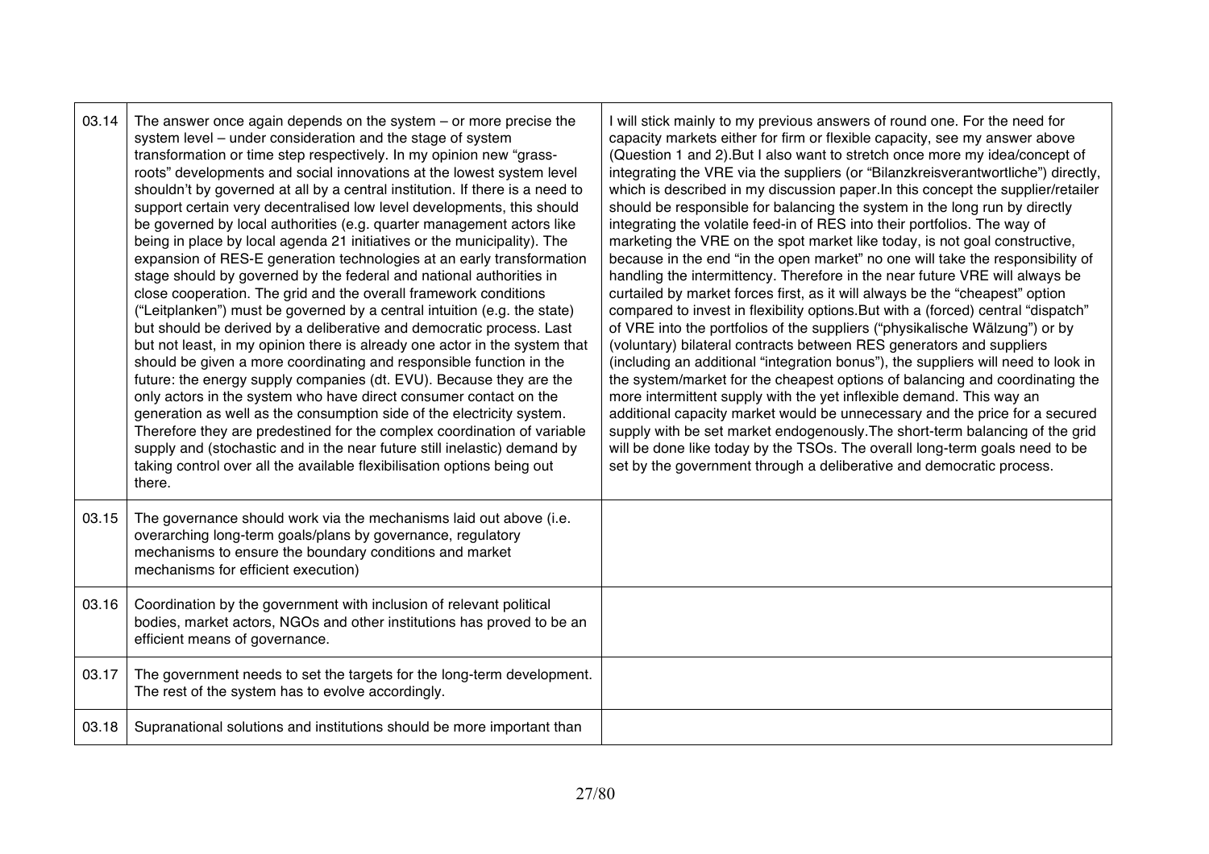| | | |
|---|---|---|
| 03.14 | The answer once again depends on the system – or more precise the system level – under consideration and the stage of system transformation or time step respectively. In my opinion new "grass-roots" developments and social innovations at the lowest system level shouldn't by governed at all by a central institution. If there is a need to support certain very decentralised low level developments, this should be governed by local authorities (e.g. quarter management actors like being in place by local agenda 21 initiatives or the municipality). The expansion of RES-E generation technologies at an early transformation stage should by governed by the federal and national authorities in close cooperation. The grid and the overall framework conditions ("Leitplanken") must be governed by a central intuition (e.g. the state) but should be derived by a deliberative and democratic process. Last but not least, in my opinion there is already one actor in the system that should be given a more coordinating and responsible function in the future: the energy supply companies (dt. EVU). Because they are the only actors in the system who have direct consumer contact on the generation as well as the consumption side of the electricity system. Therefore they are predestined for the complex coordination of variable supply and (stochastic and in the near future still inelastic) demand by taking control over all the available flexibilisation options being out there. | I will stick mainly to my previous answers of round one. For the need for capacity markets either for firm or flexible capacity, see my answer above (Question 1 and 2).But I also want to stretch once more my idea/concept of integrating the VRE via the suppliers (or "Bilanzkreisverantwortliche") directly, which is described in my discussion paper.In this concept the supplier/retailer should be responsible for balancing the system in the long run by directly integrating the volatile feed-in of RES into their portfolios. The way of marketing the VRE on the spot market like today, is not goal constructive, because in the end "in the open market" no one will take the responsibility of handling the intermittency. Therefore in the near future VRE will always be curtailed by market forces first, as it will always be the "cheapest" option compared to invest in flexibility options.But with a (forced) central "dispatch" of VRE into the portfolios of the suppliers ("physikalische Wälzung") or by (voluntary) bilateral contracts between RES generators and suppliers (including an additional "integration bonus"), the suppliers will need to look in the system/market for the cheapest options of balancing and coordinating the more intermittent supply with the yet inflexible demand. This way an additional capacity market would be unnecessary and the price for a secured supply with be set market endogenously.The short-term balancing of the grid will be done like today by the TSOs. The overall long-term goals need to be set by the government through a deliberative and democratic process. |
| 03.15 | The governance should work via the mechanisms laid out above (i.e. overarching long-term goals/plans by governance, regulatory mechanisms to ensure the boundary conditions and market mechanisms for efficient execution) | |
| 03.16 | Coordination by the government with inclusion of relevant political bodies, market actors, NGOs and other institutions has proved to be an efficient means of governance. | |
| 03.17 | The government needs to set the targets for the long-term development. The rest of the system has to evolve accordingly. | |
| 03.18 | Supranational solutions and institutions should be more important than | |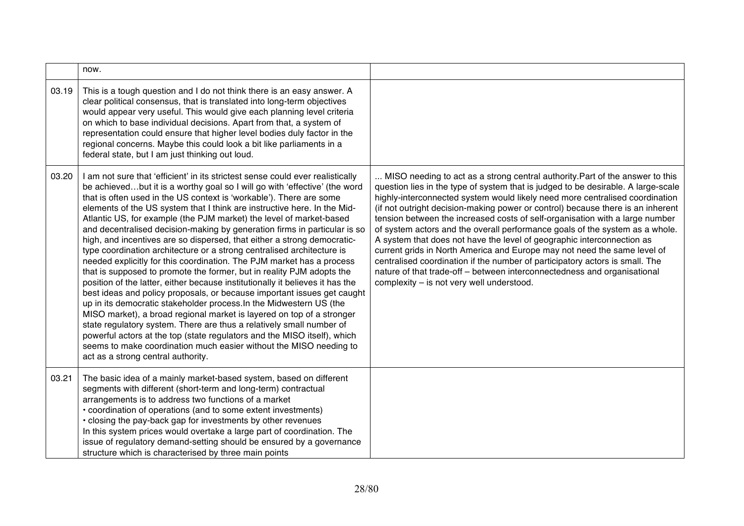| | | |
|---|---|---|
| | now. | |
| 03.19 | This is a tough question and I do not think there is an easy answer. A clear political consensus, that is translated into long-term objectives would appear very useful. This would give each planning level criteria on which to base individual decisions. Apart from that, a system of representation could ensure that higher level bodies duly factor in the regional concerns. Maybe this could look a bit like parliaments in a federal state, but I am just thinking out loud. | |
| 03.20 | I am not sure that 'efficient' in its strictest sense could ever realistically be achieved…but it is a worthy goal so I will go with 'effective' (the word that is often used in the US context is 'workable'). There are some elements of the US system that I think are instructive here. In the Mid-Atlantic US, for example (the PJM market) the level of market-based and decentralised decision-making by generation firms in particular is so high, and incentives are so dispersed, that either a strong democratic-type coordination architecture or a strong centralised architecture is needed explicitly for this coordination. The PJM market has a process that is supposed to promote the former, but in reality PJM adopts the position of the latter, either because institutionally it believes it has the best ideas and policy proposals, or because important issues get caught up in its democratic stakeholder process.In the Midwestern US (the MISO market), a broad regional market is layered on top of a stronger state regulatory system. There are thus a relatively small number of powerful actors at the top (state regulators and the MISO itself), which seems to make coordination much easier without the MISO needing to act as a strong central authority. | ... MISO needing to act as a strong central authority.Part of the answer to this question lies in the type of system that is judged to be desirable. A large-scale highly-interconnected system would likely need more centralised coordination (if not outright decision-making power or control) because there is an inherent tension between the increased costs of self-organisation with a large number of system actors and the overall performance goals of the system as a whole. A system that does not have the level of geographic interconnection as current grids in North America and Europe may not need the same level of centralised coordination if the number of participatory actors is small. The nature of that trade-off – between interconnectedness and organisational complexity – is not very well understood. |
| 03.21 | The basic idea of a mainly market-based system, based on different segments with different (short-term and long-term) contractual arrangements is to address two functions of a market<br>• coordination of operations (and to some extent investments)<br>• closing the pay-back gap for investments by other revenues<br>In this system prices would overtake a large part of coordination. The issue of regulatory demand-setting should be ensured by a governance structure which is characterised by three main points | |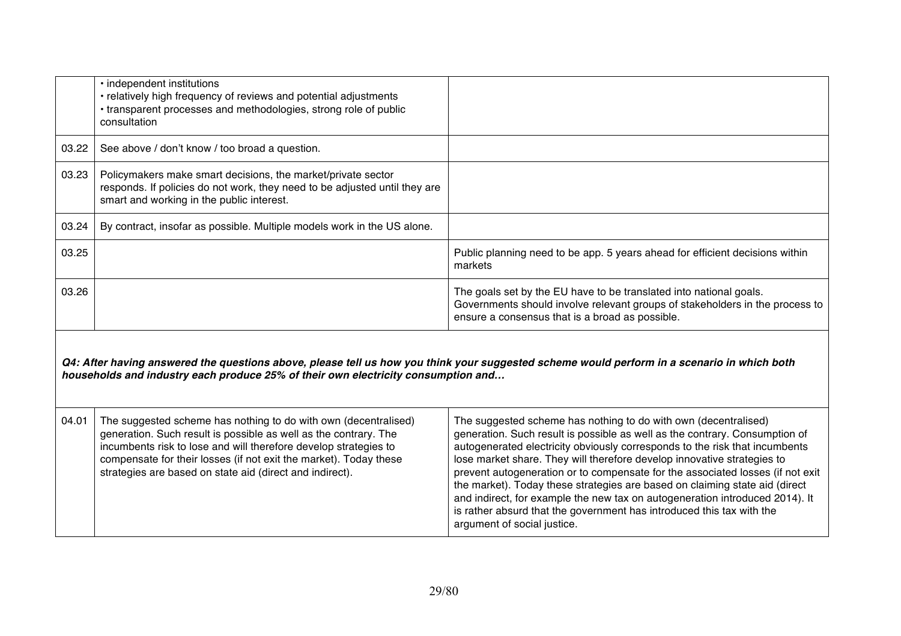| | | |
|---|---|---|
| | • independent institutions<br>• relatively high frequency of reviews and potential adjustments<br>• transparent processes and methodologies, strong role of public consultation | |
| 03.22 | See above / don't know / too broad a question. | |
| 03.23 | Policymakers make smart decisions, the market/private sector responds. If policies do not work, they need to be adjusted until they are smart and working in the public interest. | |
| 03.24 | By contract, insofar as possible. Multiple models work in the US alone. | |
| 03.25 | | Public planning need to be app. 5 years ahead for efficient decisions within markets |
| 03.26 | | The goals set by the EU have to be translated into national goals. Governments should involve relevant groups of stakeholders in the process to ensure a consensus that is a broad as possible. |

***Q4: After having answered the questions above, please tell us how you think your suggested scheme would perform in a scenario in which both households and industry each produce 25% of their own electricity consumption and…***

| | | |
|---|---|---|
| 04.01 | The suggested scheme has nothing to do with own (decentralised) generation. Such result is possible as well as the contrary. The incumbents risk to lose and will therefore develop strategies to compensate for their losses (if not exit the market). Today these strategies are based on state aid (direct and indirect). | The suggested scheme has nothing to do with own (decentralised) generation. Such result is possible as well as the contrary. Consumption of autogenerated electricity obviously corresponds to the risk that incumbents lose market share. They will therefore develop innovative strategies to prevent autogeneration or to compensate for the associated losses (if not exit the market). Today these strategies are based on claiming state aid (direct and indirect, for example the new tax on autogeneration introduced 2014). It is rather absurd that the government has introduced this tax with the argument of social justice. |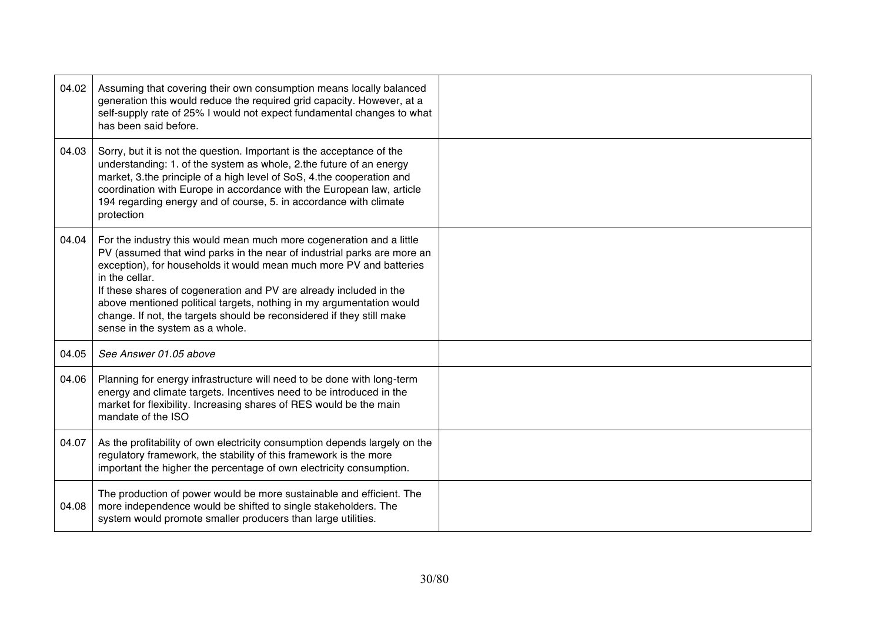| | | |
|---|---|---|
| 04.02 | Assuming that covering their own consumption means locally balanced generation this would reduce the required grid capacity. However, at a self-supply rate of 25% I would not expect fundamental changes to what has been said before. | |
| 04.03 | Sorry, but it is not the question. Important is the acceptance of the understanding: 1. of the system as whole, 2.the future of an energy market, 3.the principle of a high level of SoS, 4.the cooperation and coordination with Europe in accordance with the European law, article 194 regarding energy and of course, 5. in accordance with climate protection | |
| 04.04 | For the industry this would mean much more cogeneration and a little PV (assumed that wind parks in the near of industrial parks are more an exception), for households it would mean much more PV and batteries in the cellar.<br>If these shares of cogeneration and PV are already included in the above mentioned political targets, nothing in my argumentation would change. If not, the targets should be reconsidered if they still make sense in the system as a whole. | |
| 04.05 | *See Answer 01.05 above* | |
| 04.06 | Planning for energy infrastructure will need to be done with long-term energy and climate targets. Incentives need to be introduced in the market for flexibility. Increasing shares of RES would be the main mandate of the ISO | |
| 04.07 | As the profitability of own electricity consumption depends largely on the regulatory framework, the stability of this framework is the more important the higher the percentage of own electricity consumption. | |
| 04.08 | The production of power would be more sustainable and efficient. The more independence would be shifted to single stakeholders. The system would promote smaller producers than large utilities. | |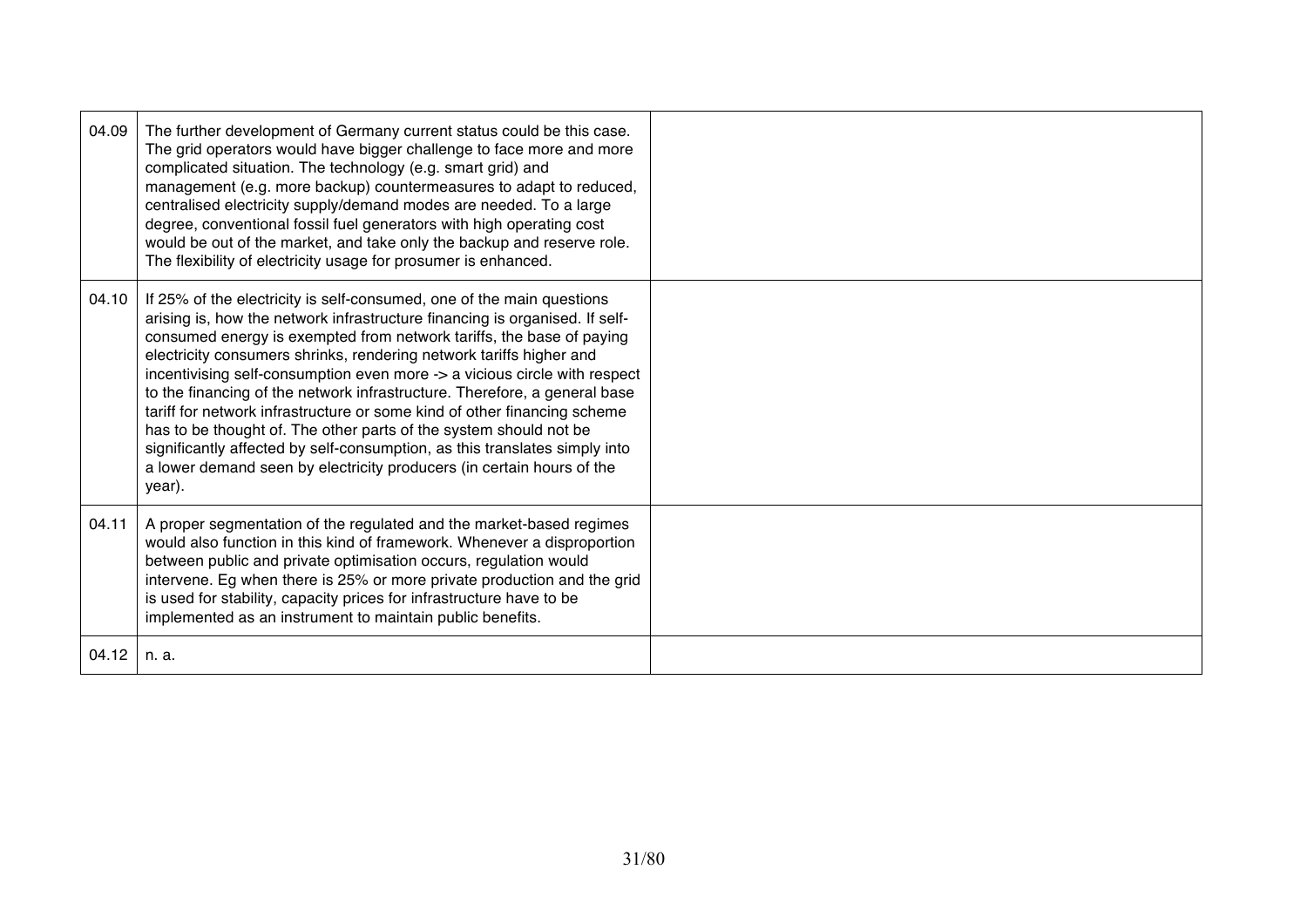| | | |
|---|---|---|
| 04.09 | The further development of Germany current status could be this case. The grid operators would have bigger challenge to face more and more complicated situation. The technology (e.g. smart grid) and management (e.g. more backup) countermeasures to adapt to reduced, centralised electricity supply/demand modes are needed. To a large degree, conventional fossil fuel generators with high operating cost would be out of the market, and take only the backup and reserve role. The flexibility of electricity usage for prosumer is enhanced. | |
| 04.10 | If 25% of the electricity is self-consumed, one of the main questions arising is, how the network infrastructure financing is organised. If self-consumed energy is exempted from network tariffs, the base of paying electricity consumers shrinks, rendering network tariffs higher and incentivising self-consumption even more -> a vicious circle with respect to the financing of the network infrastructure. Therefore, a general base tariff for network infrastructure or some kind of other financing scheme has to be thought of. The other parts of the system should not be significantly affected by self-consumption, as this translates simply into a lower demand seen by electricity producers (in certain hours of the year). | |
| 04.11 | A proper segmentation of the regulated and the market-based regimes would also function in this kind of framework. Whenever a disproportion between public and private optimisation occurs, regulation would intervene. Eg when there is 25% or more private production and the grid is used for stability, capacity prices for infrastructure have to be implemented as an instrument to maintain public benefits. | |
| 04.12 | n. a. | |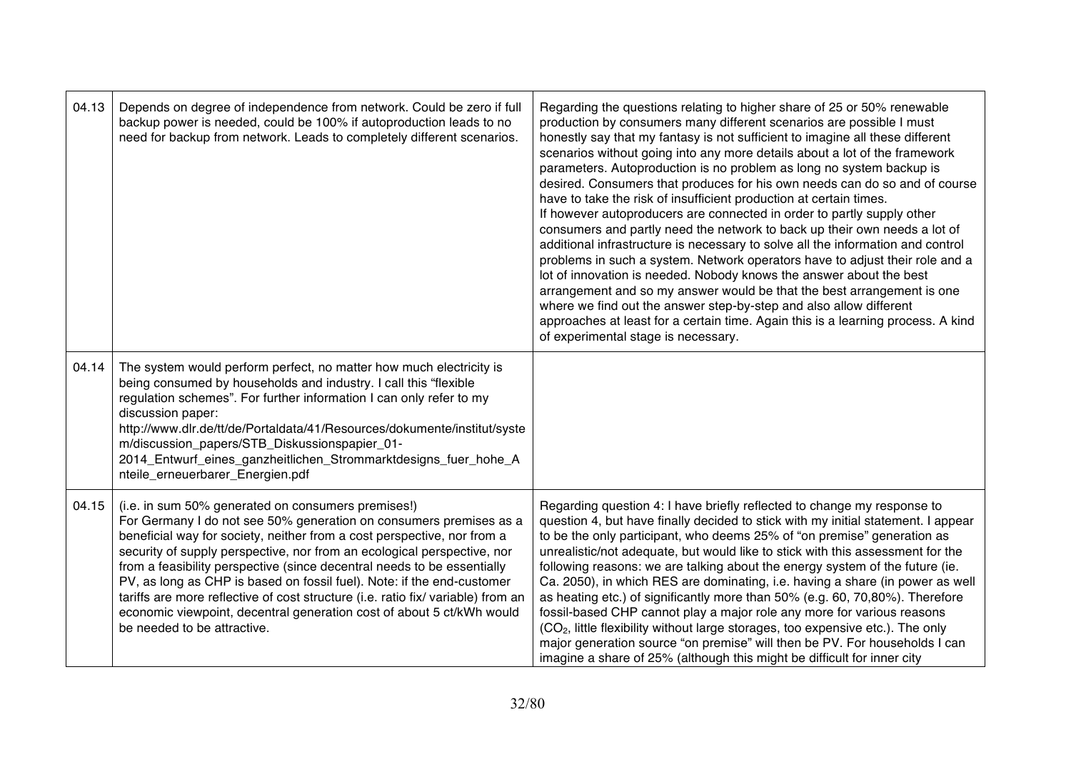| | | |
|---|---|---|
| 04.13 | Depends on degree of independence from network. Could be zero if full backup power is needed, could be 100% if autoproduction leads to no need for backup from network. Leads to completely different scenarios. | Regarding the questions relating to higher share of 25 or 50% renewable production by consumers many different scenarios are possible I must honestly say that my fantasy is not sufficient to imagine all these different scenarios without going into any more details about a lot of the framework parameters. Autoproduction is no problem as long no system backup is desired. Consumers that produces for his own needs can do so and of course have to take the risk of insufficient production at certain times.<br>If however autoproducers are connected in order to partly supply other consumers and partly need the network to back up their own needs a lot of additional infrastructure is necessary to solve all the information and control problems in such a system. Network operators have to adjust their role and a lot of innovation is needed. Nobody knows the answer about the best arrangement and so my answer would be that the best arrangement is one where we find out the answer step-by-step and also allow different approaches at least for a certain time. Again this is a learning process. A kind of experimental stage is necessary. |
| 04.14 | The system would perform perfect, no matter how much electricity is being consumed by households and industry. I call this "flexible regulation schemes". For further information I can only refer to my discussion paper:<br>http://www.dlr.de/tt/de/Portaldata/41/Resources/dokumente/institut/system/discussion_papers/STB_Diskussionspapier_01-2014_Entwurf_eines_ganzheitlichen_Strommarktdesigns_fuer_hohe_Anteile_erneuerbarer_Energien.pdf | |
| 04.15 | (i.e. in sum 50% generated on consumers premises!)<br>For Germany I do not see 50% generation on consumers premises as a beneficial way for society, neither from a cost perspective, nor from a security of supply perspective, nor from an ecological perspective, nor from a feasibility perspective (since decentral needs to be essentially PV, as long as CHP is based on fossil fuel). Note: if the end-customer tariffs are more reflective of cost structure (i.e. ratio fix/ variable) from an economic viewpoint, decentral generation cost of about 5 ct/kWh would be needed to be attractive. | Regarding question 4: I have briefly reflected to change my response to question 4, but have finally decided to stick with my initial statement. I appear to be the only participant, who deems 25% of "on premise" generation as unrealistic/not adequate, but would like to stick with this assessment for the following reasons: we are talking about the energy system of the future (ie. Ca. 2050), in which RES are dominating, i.e. having a share (in power as well as heating etc.) of significantly more than 50% (e.g. 60, 70,80%). Therefore fossil-based CHP cannot play a major role any more for various reasons ($CO_2$, little flexibility without large storages, too expensive etc.). The only major generation source "on premise" will then be PV. For households I can imagine a share of 25% (although this might be difficult for inner city |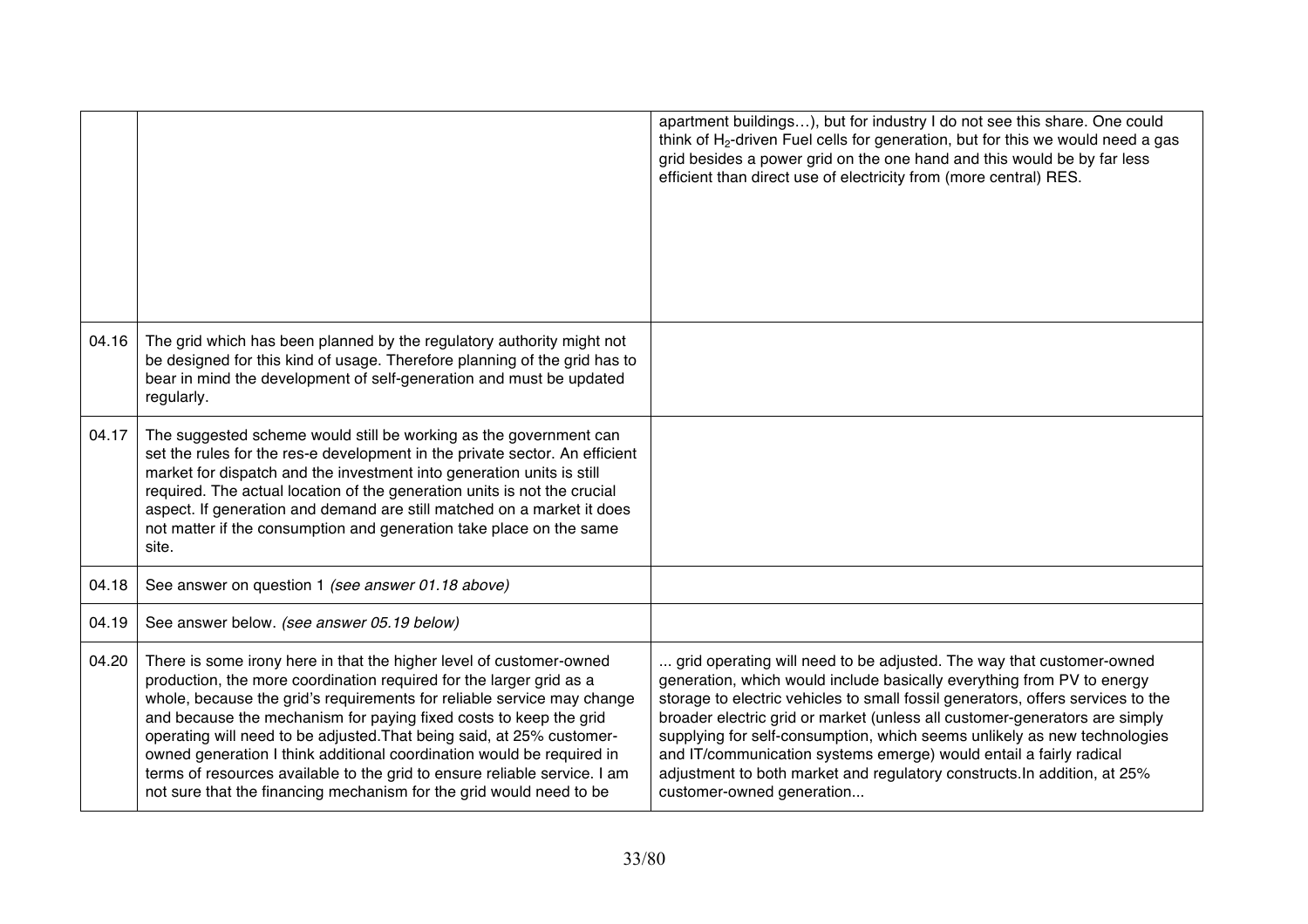| | | |
|---|---|---|
| | | apartment buildings…), but for industry I do not see this share. One could think of $H_2$-driven Fuel cells for generation, but for this we would need a gas grid besides a power grid on the one hand and this would be by far less efficient than direct use of electricity from (more central) RES. |
| 04.16 | The grid which has been planned by the regulatory authority might not be designed for this kind of usage. Therefore planning of the grid has to bear in mind the development of self-generation and must be updated regularly. | |
| 04.17 | The suggested scheme would still be working as the government can set the rules for the res-e development in the private sector. An efficient market for dispatch and the investment into generation units is still required. The actual location of the generation units is not the crucial aspect. If generation and demand are still matched on a market it does not matter if the consumption and generation take place on the same site. | |
| 04.18 | See answer on question 1 *(see answer 01.18 above)* | |
| 04.19 | See answer below. *(see answer 05.19 below)* | |
| 04.20 | There is some irony here in that the higher level of customer-owned production, the more coordination required for the larger grid as a whole, because the grid's requirements for reliable service may change and because the mechanism for paying fixed costs to keep the grid operating will need to be adjusted.That being said, at 25% customer-owned generation I think additional coordination would be required in terms of resources available to the grid to ensure reliable service. I am not sure that the financing mechanism for the grid would need to be | ... grid operating will need to be adjusted. The way that customer-owned generation, which would include basically everything from PV to energy storage to electric vehicles to small fossil generators, offers services to the broader electric grid or market (unless all customer-generators are simply supplying for self-consumption, which seems unlikely as new technologies and IT/communication systems emerge) would entail a fairly radical adjustment to both market and regulatory constructs.In addition, at 25% customer-owned generation... |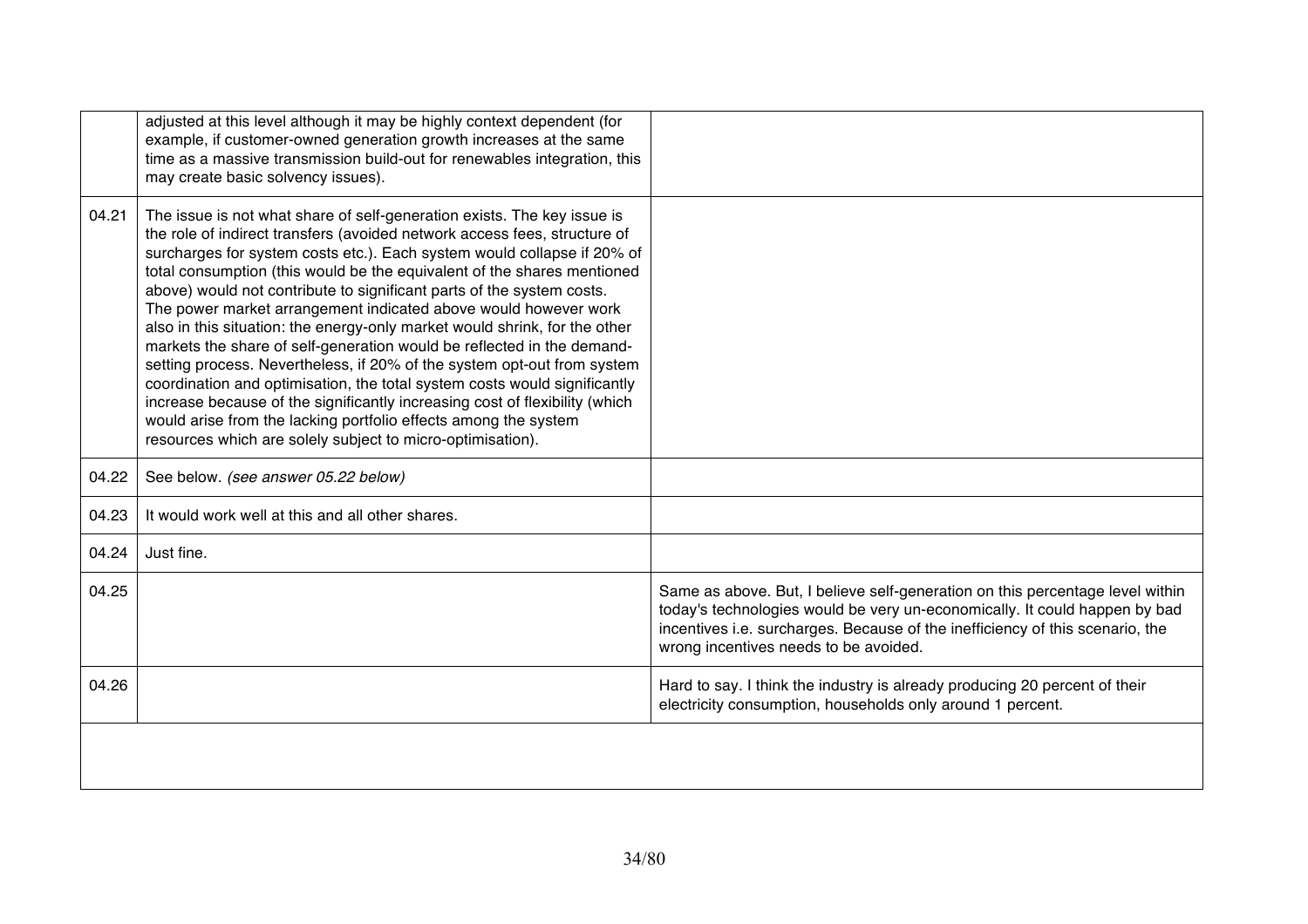| | | |
|---|---|---|
| | adjusted at this level although it may be highly context dependent (for example, if customer-owned generation growth increases at the same time as a massive transmission build-out for renewables integration, this may create basic solvency issues). | |
| 04.21 | The issue is not what share of self-generation exists. The key issue is the role of indirect transfers (avoided network access fees, structure of surcharges for system costs etc.). Each system would collapse if 20% of total consumption (this would be the equivalent of the shares mentioned above) would not contribute to significant parts of the system costs. The power market arrangement indicated above would however work also in this situation: the energy-only market would shrink, for the other markets the share of self-generation would be reflected in the demand-setting process. Nevertheless, if 20% of the system opt-out from system coordination and optimisation, the total system costs would significantly increase because of the significantly increasing cost of flexibility (which would arise from the lacking portfolio effects among the system resources which are solely subject to micro-optimisation). | |
| 04.22 | See below. *(see answer 05.22 below)* | |
| 04.23 | It would work well at this and all other shares. | |
| 04.24 | Just fine. | |
| 04.25 | | Same as above. But, I believe self-generation on this percentage level within today's technologies would be very un-economically. It could happen by bad incentives i.e. surcharges. Because of the inefficiency of this scenario, the wrong incentives needs to be avoided. |
| 04.26 | | Hard to say. I think the industry is already producing 20 percent of their electricity consumption, households only around 1 percent. |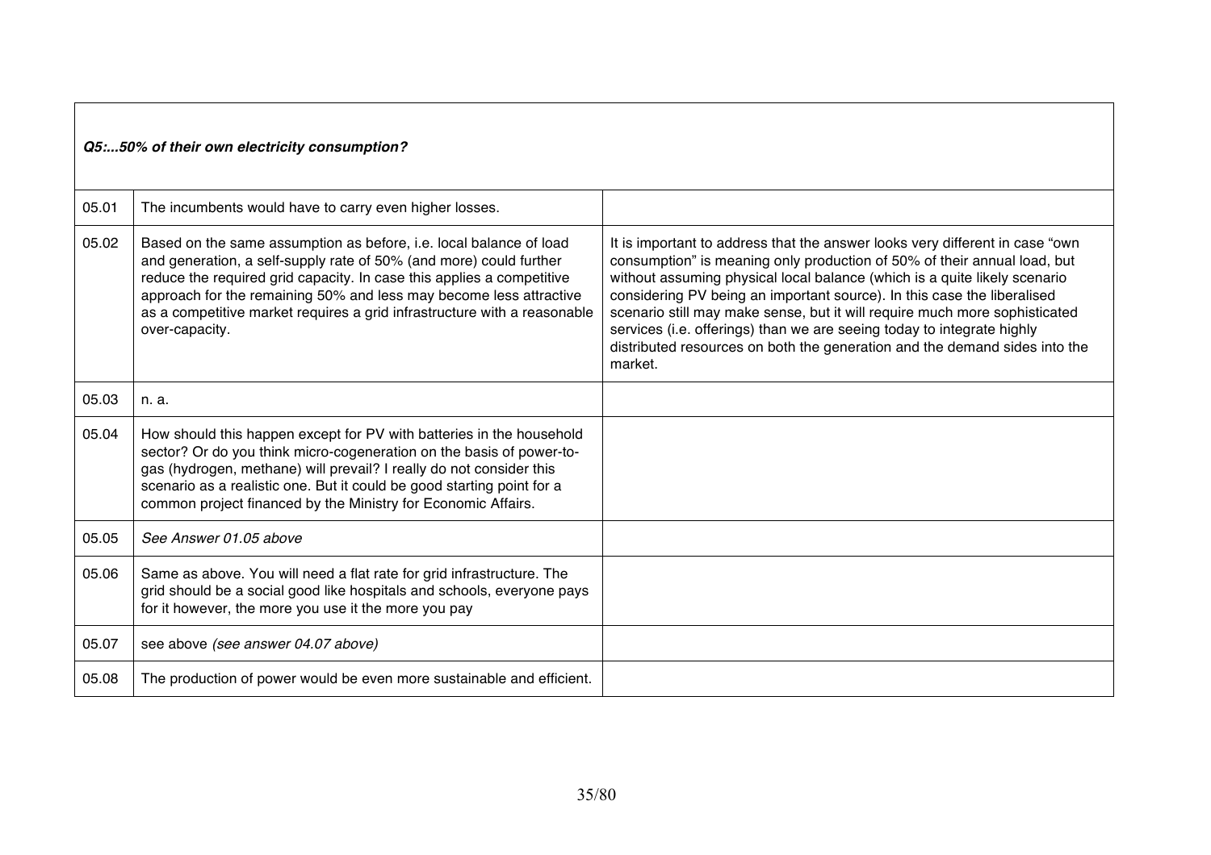| ***Q5:...50% of their own electricity consumption?*** | | |
|---|---|---|
| 05.01 | The incumbents would have to carry even higher losses. | |
| 05.02 | Based on the same assumption as before, i.e. local balance of load and generation, a self-supply rate of 50% (and more) could further reduce the required grid capacity. In case this applies a competitive approach for the remaining 50% and less may become less attractive as a competitive market requires a grid infrastructure with a reasonable over-capacity. | It is important to address that the answer looks very different in case "own consumption" is meaning only production of 50% of their annual load, but without assuming physical local balance (which is a quite likely scenario considering PV being an important source). In this case the liberalised scenario still may make sense, but it will require much more sophisticated services (i.e. offerings) than we are seeing today to integrate highly distributed resources on both the generation and the demand sides into the market. |
| 05.03 | n. a. | |
| 05.04 | How should this happen except for PV with batteries in the household sector? Or do you think micro-cogeneration on the basis of power-to-gas (hydrogen, methane) will prevail? I really do not consider this scenario as a realistic one. But it could be good starting point for a common project financed by the Ministry for Economic Affairs. | |
| 05.05 | *See Answer 01.05 above* | |
| 05.06 | Same as above. You will need a flat rate for grid infrastructure. The grid should be a social good like hospitals and schools, everyone pays for it however, the more you use it the more you pay | |
| 05.07 | see above *(see answer 04.07 above)* | |
| 05.08 | The production of power would be even more sustainable and efficient. | |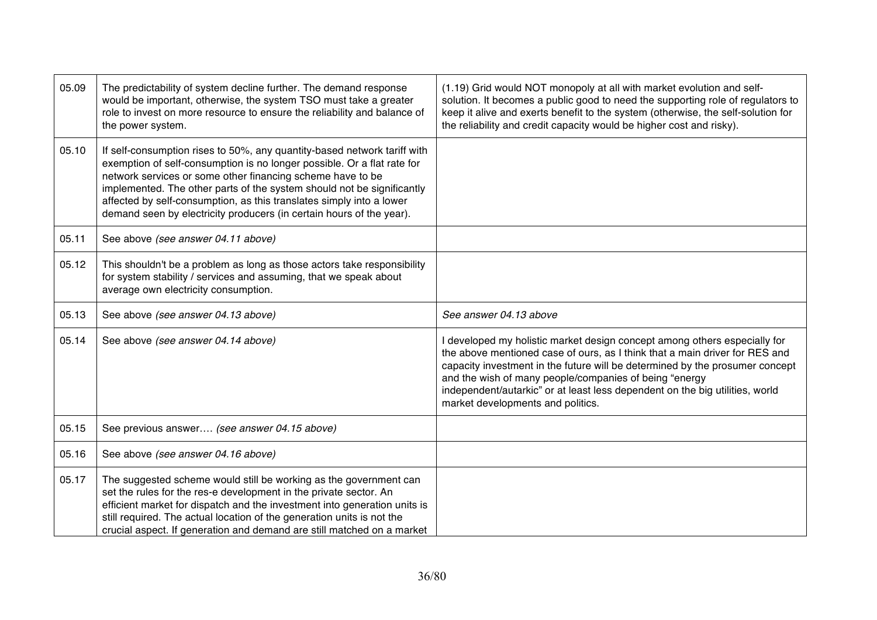| | | |
|---|---|---|
| 05.09 | The predictability of system decline further. The demand response would be important, otherwise, the system TSO must take a greater role to invest on more resource to ensure the reliability and balance of the power system. | (1.19) Grid would NOT monopoly at all with market evolution and self-solution. It becomes a public good to need the supporting role of regulators to keep it alive and exerts benefit to the system (otherwise, the self-solution for the reliability and credit capacity would be higher cost and risky). |
| 05.10 | If self-consumption rises to 50%, any quantity-based network tariff with exemption of self-consumption is no longer possible. Or a flat rate for network services or some other financing scheme have to be implemented. The other parts of the system should not be significantly affected by self-consumption, as this translates simply into a lower demand seen by electricity producers (in certain hours of the year). | |
| 05.11 | See above *(see answer 04.11 above)* | |
| 05.12 | This shouldn't be a problem as long as those actors take responsibility for system stability / services and assuming, that we speak about average own electricity consumption. | |
| 05.13 | See above *(see answer 04.13 above)* | *See answer 04.13 above* |
| 05.14 | See above *(see answer 04.14 above)* | I developed my holistic market design concept among others especially for the above mentioned case of ours, as I think that a main driver for RES and capacity investment in the future will be determined by the prosumer concept and the wish of many people/companies of being "energy independent/autarkic" or at least less dependent on the big utilities, world market developments and politics. |
| 05.15 | See previous answer…. *(see answer 04.15 above)* | |
| 05.16 | See above *(see answer 04.16 above)* | |
| 05.17 | The suggested scheme would still be working as the government can set the rules for the res-e development in the private sector. An efficient market for dispatch and the investment into generation units is still required. The actual location of the generation units is not the crucial aspect. If generation and demand are still matched on a market | |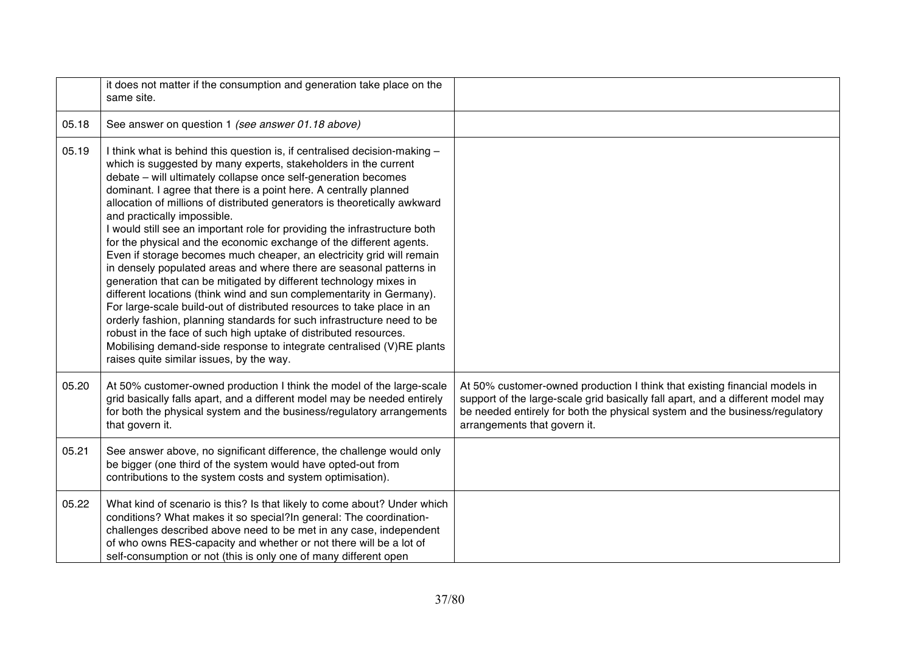| | | |
|---|---|---|
| | it does not matter if the consumption and generation take place on the same site. | |
| 05.18 | See answer on question 1 *(see answer 01.18 above)* | |
| 05.19 | I think what is behind this question is, if centralised decision-making – which is suggested by many experts, stakeholders in the current debate – will ultimately collapse once self-generation becomes dominant. I agree that there is a point here. A centrally planned allocation of millions of distributed generators is theoretically awkward and practically impossible.<br>I would still see an important role for providing the infrastructure both for the physical and the economic exchange of the different agents. Even if storage becomes much cheaper, an electricity grid will remain in densely populated areas and where there are seasonal patterns in generation that can be mitigated by different technology mixes in different locations (think wind and sun complementarity in Germany). For large-scale build-out of distributed resources to take place in an orderly fashion, planning standards for such infrastructure need to be robust in the face of such high uptake of distributed resources. Mobilising demand-side response to integrate centralised (V)RE plants raises quite similar issues, by the way. | |
| 05.20 | At 50% customer-owned production I think the model of the large-scale grid basically falls apart, and a different model may be needed entirely for both the physical system and the business/regulatory arrangements that govern it. | At 50% customer-owned production I think that existing financial models in support of the large-scale grid basically fall apart, and a different model may be needed entirely for both the physical system and the business/regulatory arrangements that govern it. |
| 05.21 | See answer above, no significant difference, the challenge would only be bigger (one third of the system would have opted-out from contributions to the system costs and system optimisation). | |
| 05.22 | What kind of scenario is this? Is that likely to come about? Under which conditions? What makes it so special?In general: The coordination-challenges described above need to be met in any case, independent of who owns RES-capacity and whether or not there will be a lot of self-consumption or not (this is only one of many different open | |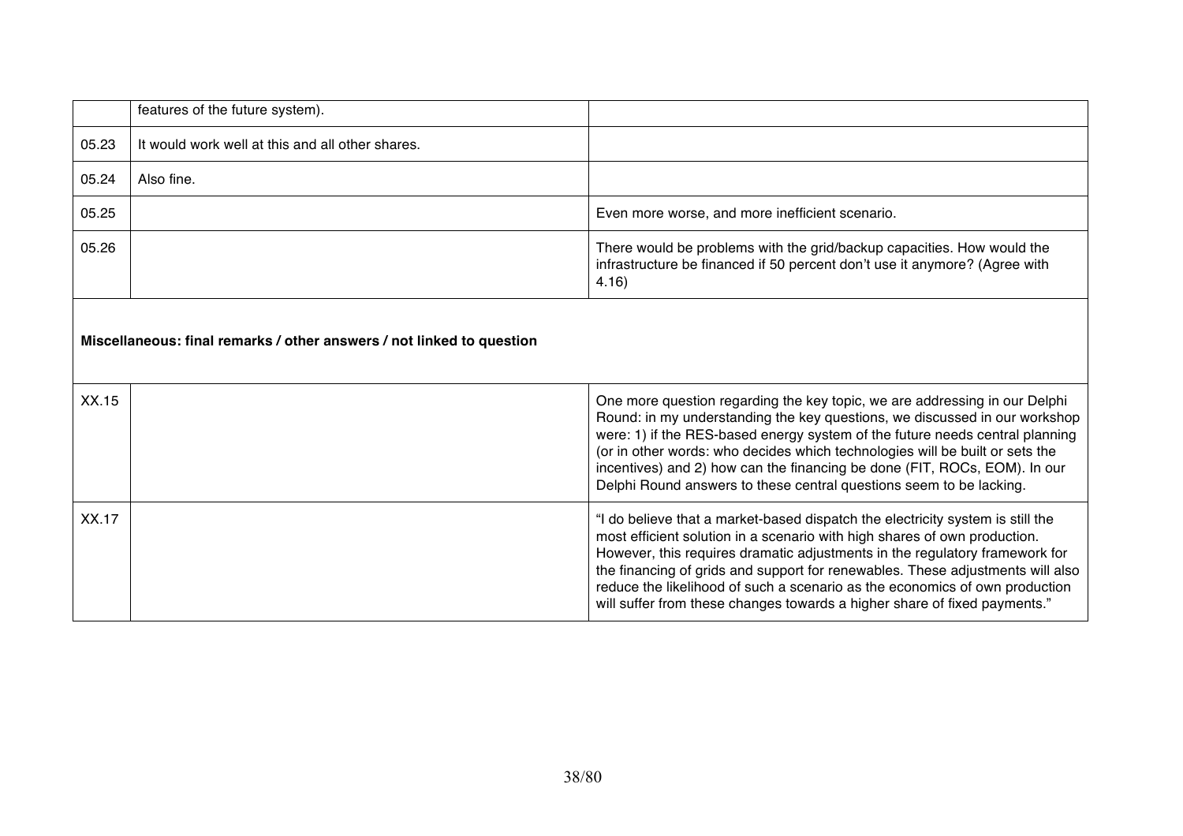|  |  |  |
|---|---|---|
|  | features of the future system). |  |
| 05.23 | It would work well at this and all other shares. |  |
| 05.24 | Also fine. |  |
| 05.25 |  | Even more worse, and more inefficient scenario. |
| 05.26 |  | There would be problems with the grid/backup capacities. How would the infrastructure be financed if 50 percent don't use it anymore? (Agree with 4.16) |

**Miscellaneous: final remarks / other answers / not linked to question**

|  |  |  |
|---|---|---|
| XX.15 |  | One more question regarding the key topic, we are addressing in our Delphi Round: in my understanding the key questions, we discussed in our workshop were: 1) if the RES-based energy system of the future needs central planning (or in other words: who decides which technologies will be built or sets the incentives) and 2) how can the financing be done (FIT, ROCs, EOM). In our Delphi Round answers to these central questions seem to be lacking. |
| XX.17 |  | "I do believe that a market-based dispatch the electricity system is still the most efficient solution in a scenario with high shares of own production. However, this requires dramatic adjustments in the regulatory framework for the financing of grids and support for renewables. These adjustments will also reduce the likelihood of such a scenario as the economics of own production will suffer from these changes towards a higher share of fixed payments." |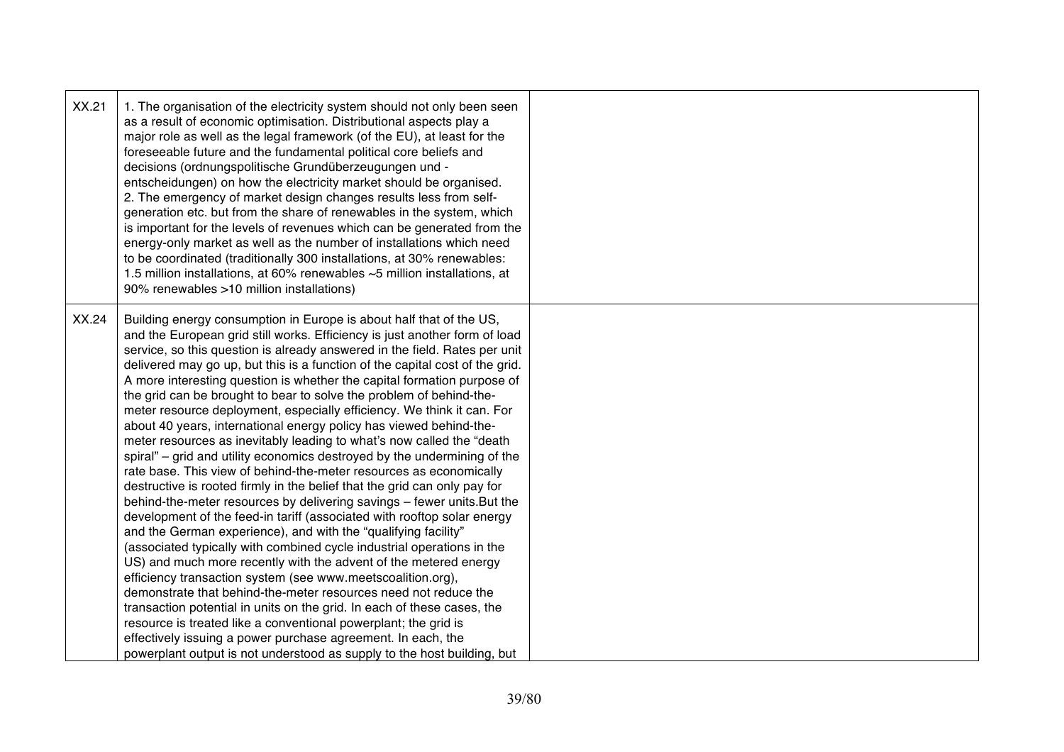| | | |
|---|---|---|
| XX.21 | 1. The organisation of the electricity system should not only been seen as a result of economic optimisation. Distributional aspects play a major role as well as the legal framework (of the EU), at least for the foreseeable future and the fundamental political core beliefs and decisions (ordnungspolitische Grundüberzeugungen und -entscheidungen) on how the electricity market should be organised.<br>2. The emergency of market design changes results less from self-generation etc. but from the share of renewables in the system, which is important for the levels of revenues which can be generated from the energy-only market as well as the number of installations which need to be coordinated (traditionally 300 installations, at 30% renewables: 1.5 million installations, at 60% renewables ~5 million installations, at 90% renewables >10 million installations) | |
| XX.24 | Building energy consumption in Europe is about half that of the US, and the European grid still works. Efficiency is just another form of load service, so this question is already answered in the field. Rates per unit delivered may go up, but this is a function of the capital cost of the grid. A more interesting question is whether the capital formation purpose of the grid can be brought to bear to solve the problem of behind-the-meter resource deployment, especially efficiency. We think it can. For about 40 years, international energy policy has viewed behind-the-meter resources as inevitably leading to what's now called the "death spiral" – grid and utility economics destroyed by the undermining of the rate base. This view of behind-the-meter resources as economically destructive is rooted firmly in the belief that the grid can only pay for behind-the-meter resources by delivering savings – fewer units.But the development of the feed-in tariff (associated with rooftop solar energy and the German experience), and with the "qualifying facility" (associated typically with combined cycle industrial operations in the US) and much more recently with the advent of the metered energy efficiency transaction system (see www.meetscoalition.org), demonstrate that behind-the-meter resources need not reduce the transaction potential in units on the grid. In each of these cases, the resource is treated like a conventional powerplant; the grid is effectively issuing a power purchase agreement. In each, the powerplant output is not understood as supply to the host building, but | |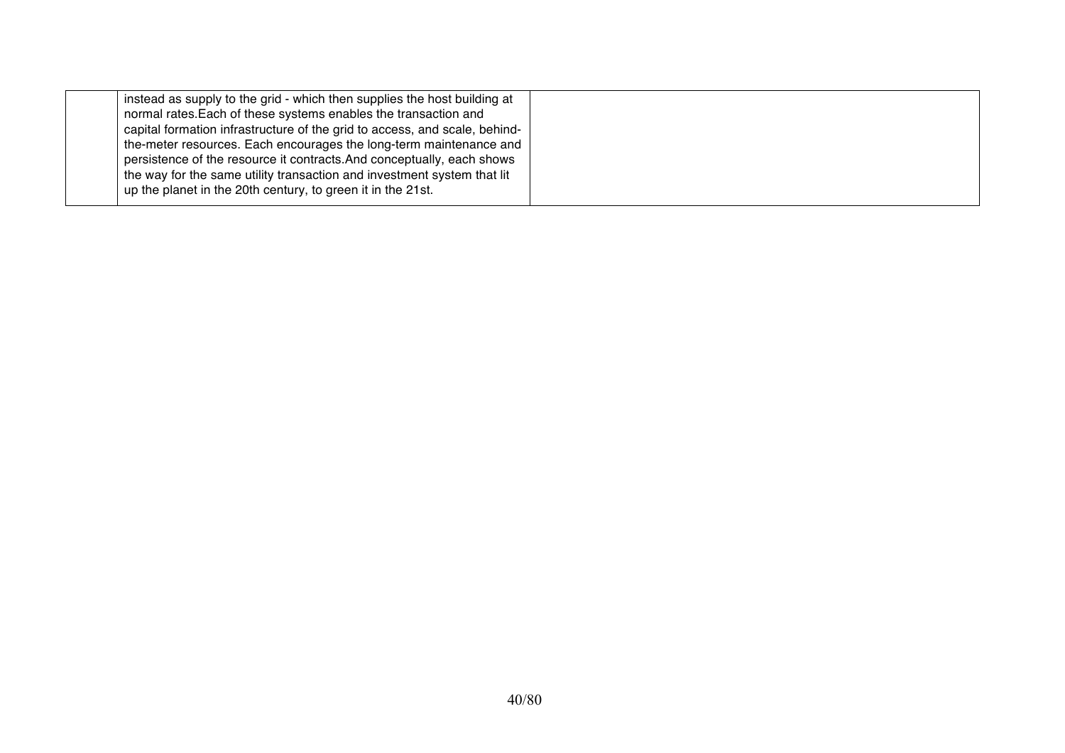| | | |
|---|---|---|
| | instead as supply to the grid - which then supplies the host building at normal rates.Each of these systems enables the transaction and capital formation infrastructure of the grid to access, and scale, behind-the-meter resources. Each encourages the long-term maintenance and persistence of the resource it contracts.And conceptually, each shows the way for the same utility transaction and investment system that lit up the planet in the 20th century, to green it in the 21st. | |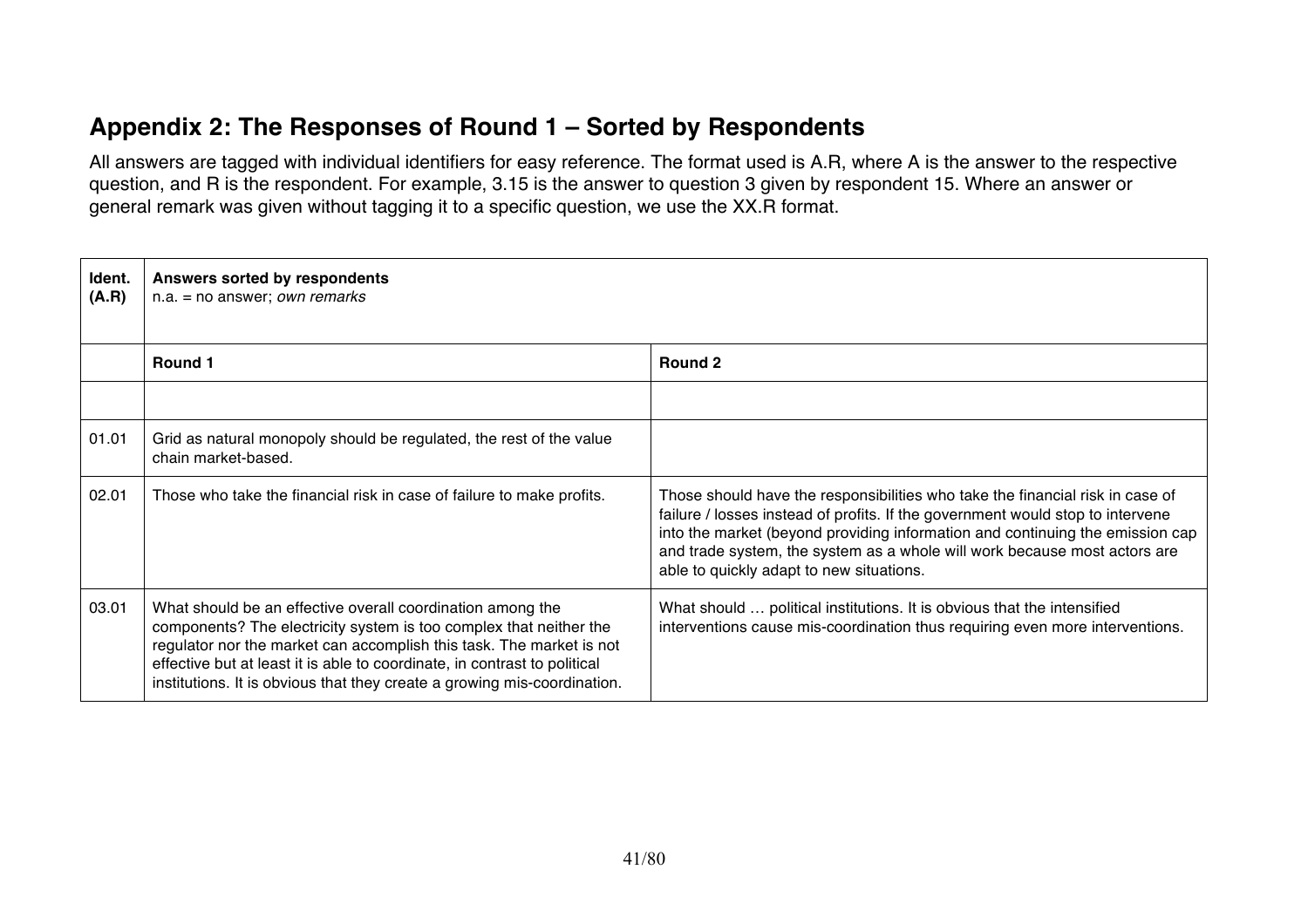## Appendix 2: The Responses of Round 1 – Sorted by Respondents

All answers are tagged with individual identifiers for easy reference. The format used is A.R, where A is the answer to the respective question, and R is the respondent. For example, 3.15 is the answer to question 3 given by respondent 15. Where an answer or general remark was given without tagging it to a specific question, we use the XX.R format.

| **Ident. (A.R)** | **Answers sorted by respondents** n.a. = no answer; *own remarks* | |
|---|---|---|
| | **Round 1** | **Round 2** |
| | | |
| 01.01 | Grid as natural monopoly should be regulated, the rest of the value chain market-based. | |
| 02.01 | Those who take the financial risk in case of failure to make profits. | Those should have the responsibilities who take the financial risk in case of failure / losses instead of profits. If the government would stop to intervene into the market (beyond providing information and continuing the emission cap and trade system, the system as a whole will work because most actors are able to quickly adapt to new situations. |
| 03.01 | What should be an effective overall coordination among the components? The electricity system is too complex that neither the regulator nor the market can accomplish this task. The market is not effective but at least it is able to coordinate, in contrast to political institutions. It is obvious that they create a growing mis-coordination. | What should … political institutions. It is obvious that the intensified interventions cause mis-coordination thus requiring even more interventions. |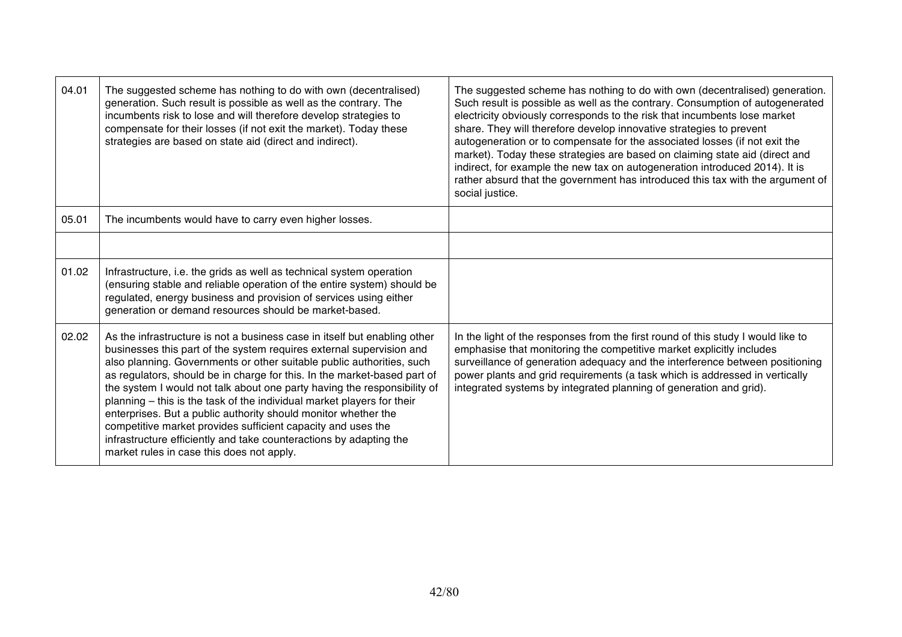| | | |
|---|---|---|
| 04.01 | The suggested scheme has nothing to do with own (decentralised) generation. Such result is possible as well as the contrary. The incumbents risk to lose and will therefore develop strategies to compensate for their losses (if not exit the market). Today these strategies are based on state aid (direct and indirect). | The suggested scheme has nothing to do with own (decentralised) generation. Such result is possible as well as the contrary. Consumption of autogenerated electricity obviously corresponds to the risk that incumbents lose market share. They will therefore develop innovative strategies to prevent autogeneration or to compensate for the associated losses (if not exit the market). Today these strategies are based on claiming state aid (direct and indirect, for example the new tax on autogeneration introduced 2014). It is rather absurd that the government has introduced this tax with the argument of social justice. |
| 05.01 | The incumbents would have to carry even higher losses. | |
| | | |
| 01.02 | Infrastructure, i.e. the grids as well as technical system operation (ensuring stable and reliable operation of the entire system) should be regulated, energy business and provision of services using either generation or demand resources should be market-based. | |
| 02.02 | As the infrastructure is not a business case in itself but enabling other businesses this part of the system requires external supervision and also planning. Governments or other suitable public authorities, such as regulators, should be in charge for this. In the market-based part of the system I would not talk about one party having the responsibility of planning – this is the task of the individual market players for their enterprises. But a public authority should monitor whether the competitive market provides sufficient capacity and uses the infrastructure efficiently and take counteractions by adapting the market rules in case this does not apply. | In the light of the responses from the first round of this study I would like to emphasise that monitoring the competitive market explicitly includes surveillance of generation adequacy and the interference between positioning power plants and grid requirements (a task which is addressed in vertically integrated systems by integrated planning of generation and grid). |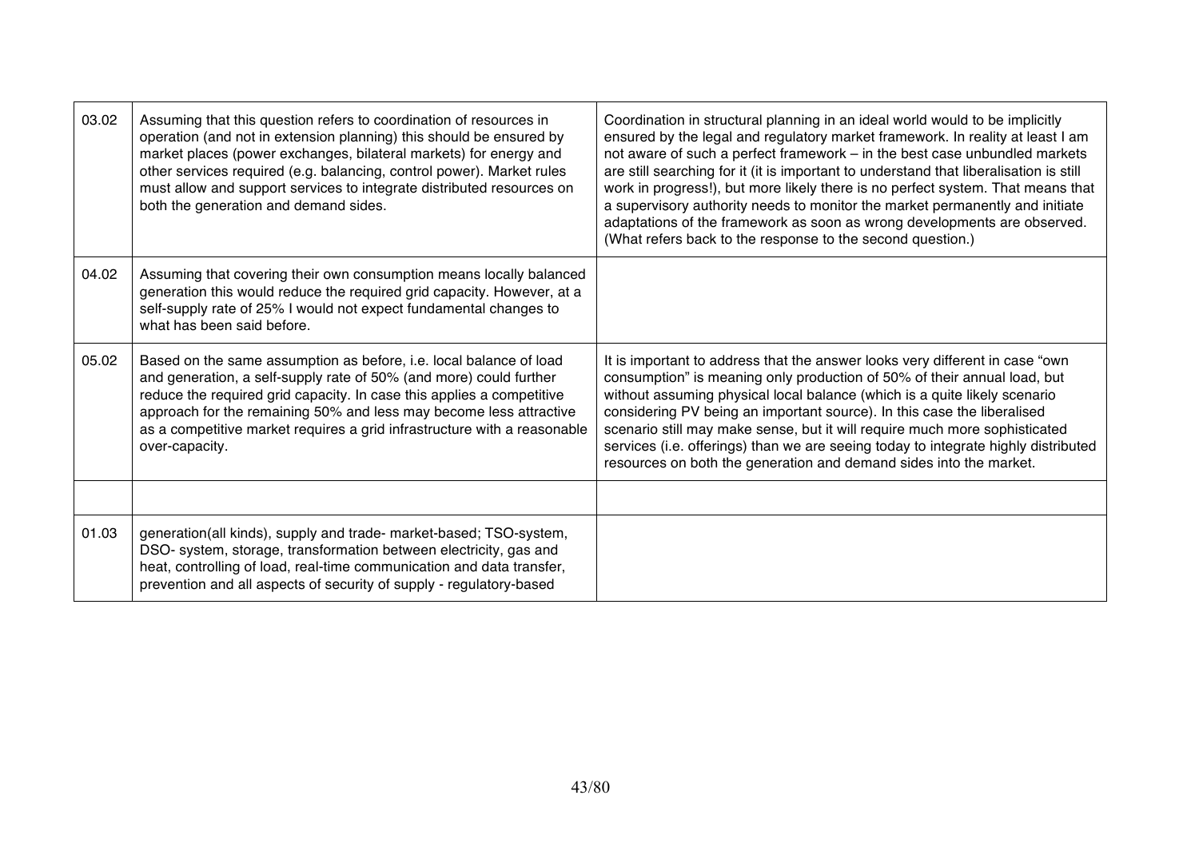| | | |
|---|---|---|
| 03.02 | Assuming that this question refers to coordination of resources in operation (and not in extension planning) this should be ensured by market places (power exchanges, bilateral markets) for energy and other services required (e.g. balancing, control power). Market rules must allow and support services to integrate distributed resources on both the generation and demand sides. | Coordination in structural planning in an ideal world would to be implicitly ensured by the legal and regulatory market framework. In reality at least I am not aware of such a perfect framework – in the best case unbundled markets are still searching for it (it is important to understand that liberalisation is still work in progress!), but more likely there is no perfect system. That means that a supervisory authority needs to monitor the market permanently and initiate adaptations of the framework as soon as wrong developments are observed. (What refers back to the response to the second question.) |
| 04.02 | Assuming that covering their own consumption means locally balanced generation this would reduce the required grid capacity. However, at a self-supply rate of 25% I would not expect fundamental changes to what has been said before. | |
| 05.02 | Based on the same assumption as before, i.e. local balance of load and generation, a self-supply rate of 50% (and more) could further reduce the required grid capacity. In case this applies a competitive approach for the remaining 50% and less may become less attractive as a competitive market requires a grid infrastructure with a reasonable over-capacity. | It is important to address that the answer looks very different in case "own consumption" is meaning only production of 50% of their annual load, but without assuming physical local balance (which is a quite likely scenario considering PV being an important source). In this case the liberalised scenario still may make sense, but it will require much more sophisticated services (i.e. offerings) than we are seeing today to integrate highly distributed resources on both the generation and demand sides into the market. |
| | | |
| 01.03 | generation(all kinds), supply and trade- market-based; TSO-system, DSO- system, storage, transformation between electricity, gas and heat, controlling of load, real-time communication and data transfer, prevention and all aspects of security of supply - regulatory-based | |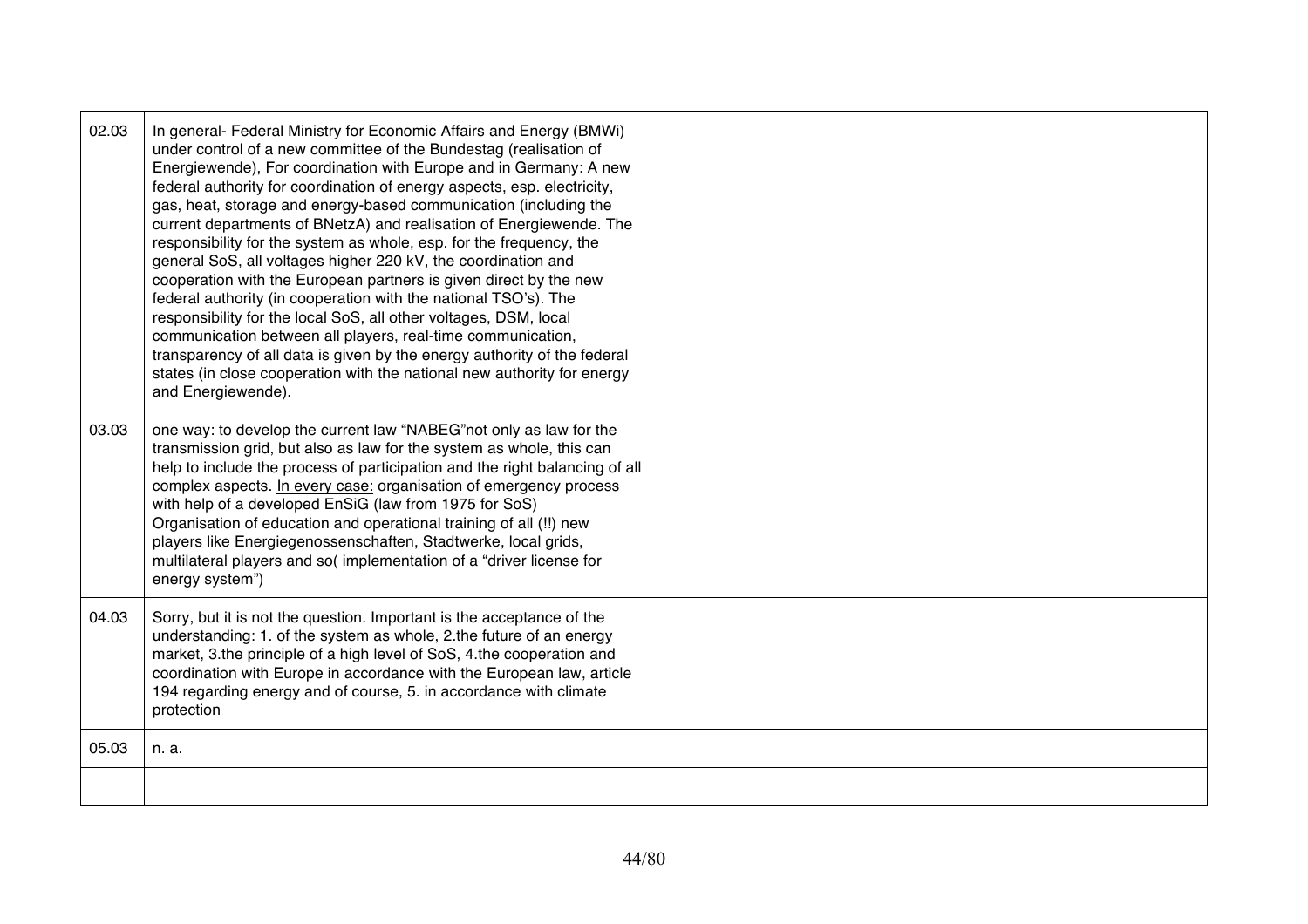| | | |
|---|---|---|
| 02.03 | In general- Federal Ministry for Economic Affairs and Energy (BMWi) under control of a new committee of the Bundestag (realisation of Energiewende), For coordination with Europe and in Germany: A new federal authority for coordination of energy aspects, esp. electricity, gas, heat, storage and energy-based communication (including the current departments of BNetzA) and realisation of Energiewende. The responsibility for the system as whole, esp. for the frequency, the general SoS, all voltages higher 220 kV, the coordination and cooperation with the European partners is given direct by the new federal authority (in cooperation with the national TSO's). The responsibility for the local SoS, all other voltages, DSM, local communication between all players, real-time communication, transparency of all data is given by the energy authority of the federal states (in close cooperation with the national new authority for energy and Energiewende). | |
| 03.03 | <u>one way:</u> to develop the current law "NABEG"not only as law for the transmission grid, but also as law for the system as whole, this can help to include the process of participation and the right balancing of all complex aspects. <u>In every case:</u> organisation of emergency process with help of a developed EnSiG (law from 1975 for SoS) Organisation of education and operational training of all (!!) new players like Energiegenossenschaften, Stadtwerke, local grids, multilateral players and so( implementation of a "driver license for energy system") | |
| 04.03 | Sorry, but it is not the question. Important is the acceptance of the understanding: 1. of the system as whole, 2.the future of an energy market, 3.the principle of a high level of SoS, 4.the cooperation and coordination with Europe in accordance with the European law, article 194 regarding energy and of course, 5. in accordance with climate protection | |
| 05.03 | n. a. | |
| | | |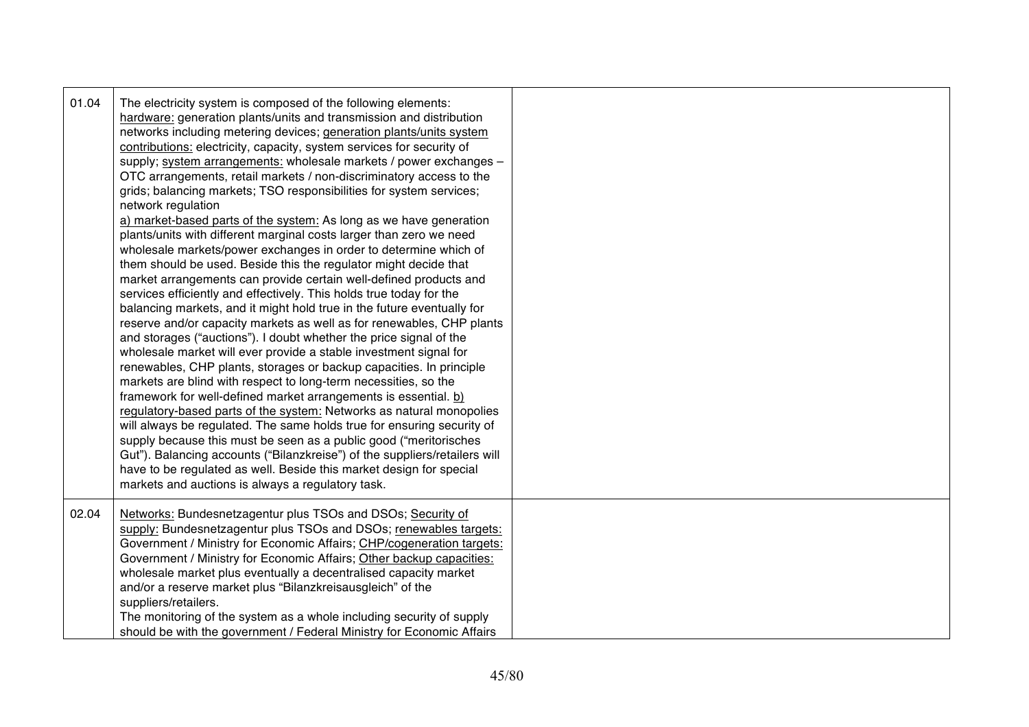| | | |
|---|---|---|
| 01.04 | The electricity system is composed of the following elements: <u>hardware:</u> generation plants/units and transmission and distribution networks including metering devices; <u>generation plants/units system contributions:</u> electricity, capacity, system services for security of supply; <u>system arrangements:</u> wholesale markets / power exchanges – OTC arrangements, retail markets / non-discriminatory access to the grids; balancing markets; TSO responsibilities for system services; network regulation<br><u>a) market-based parts of the system:</u> As long as we have generation plants/units with different marginal costs larger than zero we need wholesale markets/power exchanges in order to determine which of them should be used. Beside this the regulator might decide that market arrangements can provide certain well-defined products and services efficiently and effectively. This holds true today for the balancing markets, and it might hold true in the future eventually for reserve and/or capacity markets as well as for renewables, CHP plants and storages ("auctions"). I doubt whether the price signal of the wholesale market will ever provide a stable investment signal for renewables, CHP plants, storages or backup capacities. In principle markets are blind with respect to long-term necessities, so the framework for well-defined market arrangements is essential. <u>b) regulatory-based parts of the system:</u> Networks as natural monopolies will always be regulated. The same holds true for ensuring security of supply because this must be seen as a public good ("meritorisches Gut"). Balancing accounts ("Bilanzkreise") of the suppliers/retailers will have to be regulated as well. Beside this market design for special markets and auctions is always a regulatory task. | |
| 02.04 | <u>Networks:</u> Bundesnetzagentur plus TSOs and DSOs; <u>Security of supply:</u> Bundesnetzagentur plus TSOs and DSOs; <u>renewables targets:</u> Government / Ministry for Economic Affairs; <u>CHP/cogeneration targets:</u> Government / Ministry for Economic Affairs; <u>Other backup capacities:</u> wholesale market plus eventually a decentralised capacity market and/or a reserve market plus "Bilanzkreisausgleich" of the suppliers/retailers.<br>The monitoring of the system as a whole including security of supply should be with the government / Federal Ministry for Economic Affairs | |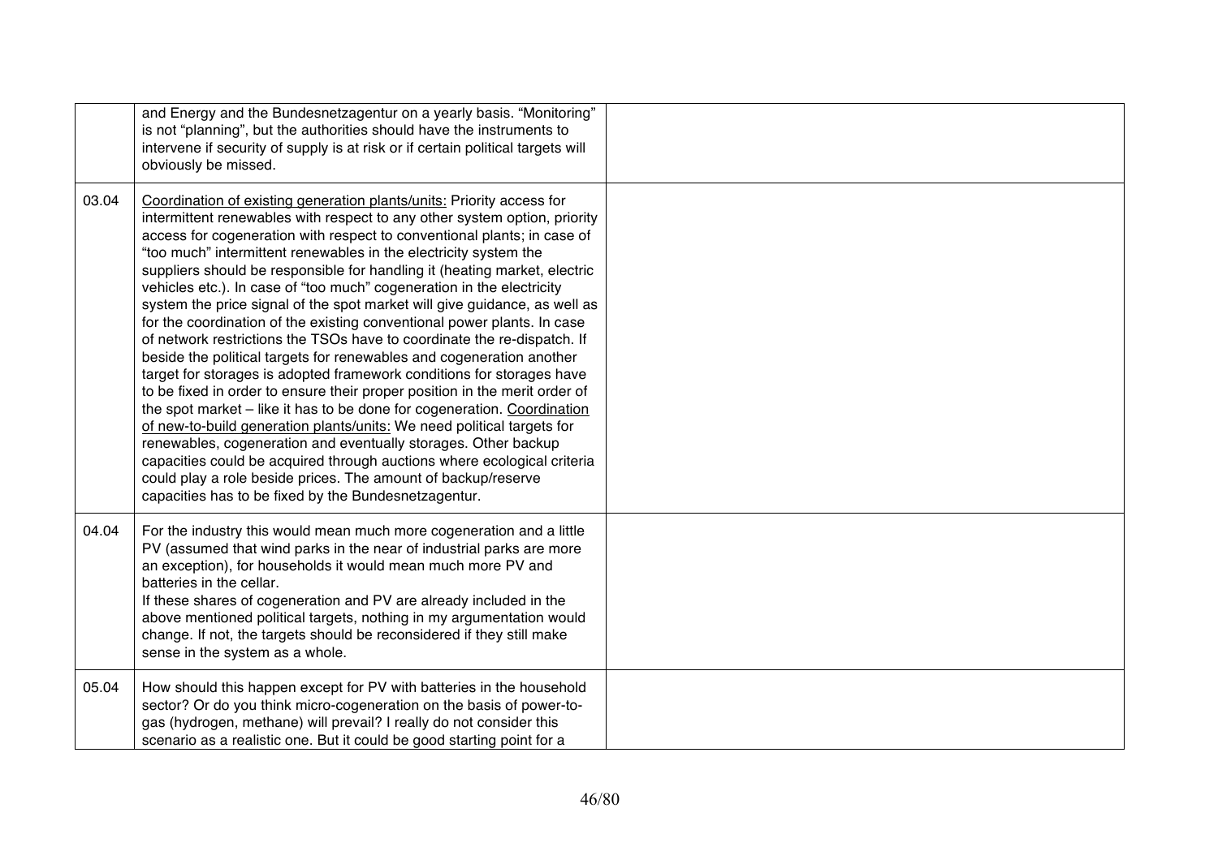| | | |
|---|---|---|
| | and Energy and the Bundesnetzagentur on a yearly basis. "Monitoring" is not "planning", but the authorities should have the instruments to intervene if security of supply is at risk or if certain political targets will obviously be missed. | |
| 03.04 | Coordination of existing generation plants/units: Priority access for intermittent renewables with respect to any other system option, priority access for cogeneration with respect to conventional plants; in case of "too much" intermittent renewables in the electricity system the suppliers should be responsible for handling it (heating market, electric vehicles etc.). In case of "too much" cogeneration in the electricity system the price signal of the spot market will give guidance, as well as for the coordination of the existing conventional power plants. In case of network restrictions the TSOs have to coordinate the re-dispatch. If beside the political targets for renewables and cogeneration another target for storages is adopted framework conditions for storages have to be fixed in order to ensure their proper position in the merit order of the spot market – like it has to be done for cogeneration. Coordination of new-to-build generation plants/units: We need political targets for renewables, cogeneration and eventually storages. Other backup capacities could be acquired through auctions where ecological criteria could play a role beside prices. The amount of backup/reserve capacities has to be fixed by the Bundesnetzagentur. | |
| 04.04 | For the industry this would mean much more cogeneration and a little PV (assumed that wind parks in the near of industrial parks are more an exception), for households it would mean much more PV and batteries in the cellar.<br>If these shares of cogeneration and PV are already included in the above mentioned political targets, nothing in my argumentation would change. If not, the targets should be reconsidered if they still make sense in the system as a whole. | |
| 05.04 | How should this happen except for PV with batteries in the household sector? Or do you think micro-cogeneration on the basis of power-to-gas (hydrogen, methane) will prevail? I really do not consider this scenario as a realistic one. But it could be good starting point for a | |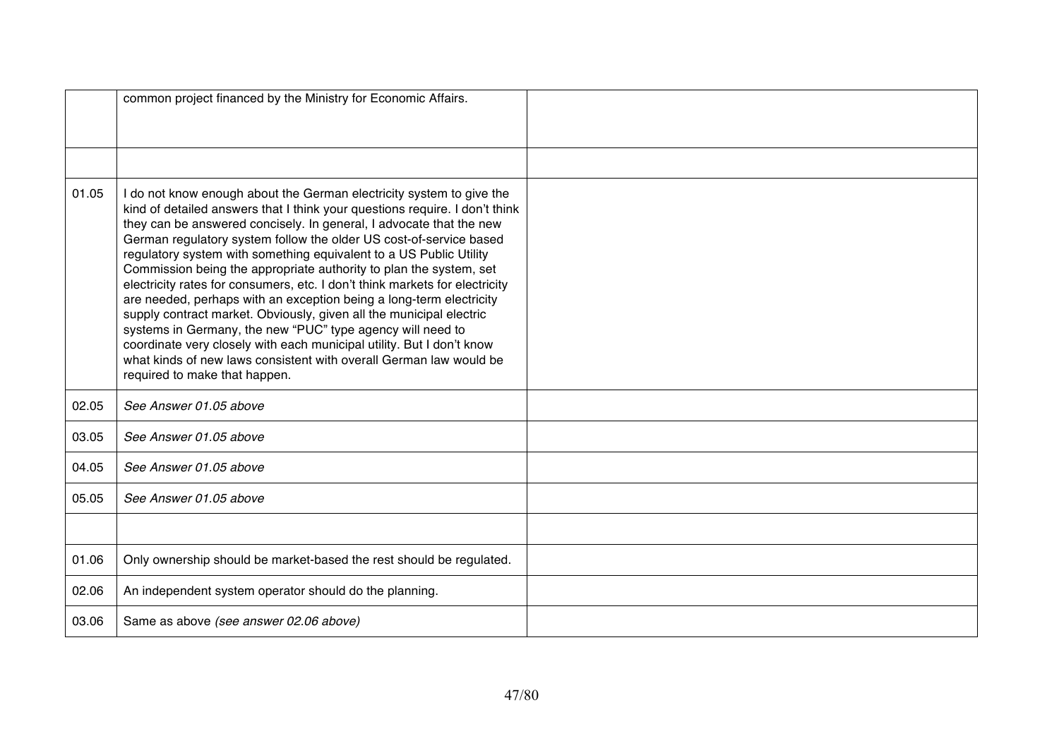|  |  |  |
|---|---|---|
|  | common project financed by the Ministry for Economic Affairs. |  |
|  |  |  |
| 01.05 | I do not know enough about the German electricity system to give the kind of detailed answers that I think your questions require. I don't think they can be answered concisely. In general, I advocate that the new German regulatory system follow the older US cost-of-service based regulatory system with something equivalent to a US Public Utility Commission being the appropriate authority to plan the system, set electricity rates for consumers, etc. I don't think markets for electricity are needed, perhaps with an exception being a long-term electricity supply contract market. Obviously, given all the municipal electric systems in Germany, the new "PUC" type agency will need to coordinate very closely with each municipal utility. But I don't know what kinds of new laws consistent with overall German law would be required to make that happen. |  |
| 02.05 | *See Answer 01.05 above* |  |
| 03.05 | *See Answer 01.05 above* |  |
| 04.05 | *See Answer 01.05 above* |  |
| 05.05 | *See Answer 01.05 above* |  |
|  |  |  |
| 01.06 | Only ownership should be market-based the rest should be regulated. |  |
| 02.06 | An independent system operator should do the planning. |  |
| 03.06 | Same as above *(see answer 02.06 above)* |  |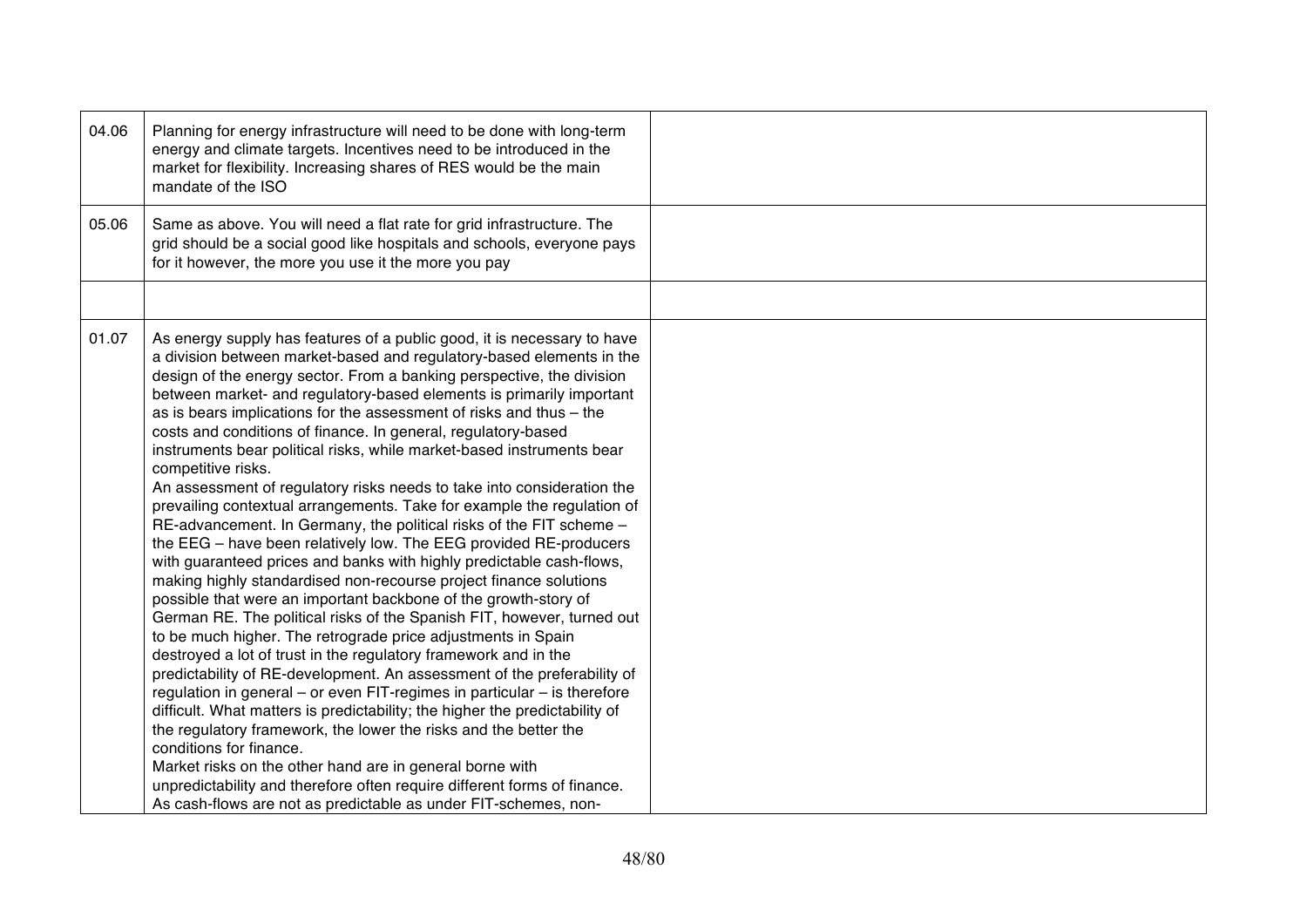| | | |
|---|---|---|
| 04.06 | Planning for energy infrastructure will need to be done with long-term energy and climate targets. Incentives need to be introduced in the market for flexibility. Increasing shares of RES would be the main mandate of the ISO | |
| 05.06 | Same as above. You will need a flat rate for grid infrastructure. The grid should be a social good like hospitals and schools, everyone pays for it however, the more you use it the more you pay | |
| | | |
| 01.07 | As energy supply has features of a public good, it is necessary to have a division between market-based and regulatory-based elements in the design of the energy sector. From a banking perspective, the division between market- and regulatory-based elements is primarily important as is bears implications for the assessment of risks and thus – the costs and conditions of finance. In general, regulatory-based instruments bear political risks, while market-based instruments bear competitive risks.<br>An assessment of regulatory risks needs to take into consideration the prevailing contextual arrangements. Take for example the regulation of RE-advancement. In Germany, the political risks of the FIT scheme – the EEG – have been relatively low. The EEG provided RE-producers with guaranteed prices and banks with highly predictable cash-flows, making highly standardised non-recourse project finance solutions possible that were an important backbone of the growth-story of German RE. The political risks of the Spanish FIT, however, turned out to be much higher. The retrograde price adjustments in Spain destroyed a lot of trust in the regulatory framework and in the predictability of RE-development. An assessment of the preferability of regulation in general – or even FIT-regimes in particular – is therefore difficult. What matters is predictability; the higher the predictability of the regulatory framework, the lower the risks and the better the conditions for finance.<br>Market risks on the other hand are in general borne with unpredictability and therefore often require different forms of finance. As cash-flows are not as predictable as under FIT-schemes, non- | |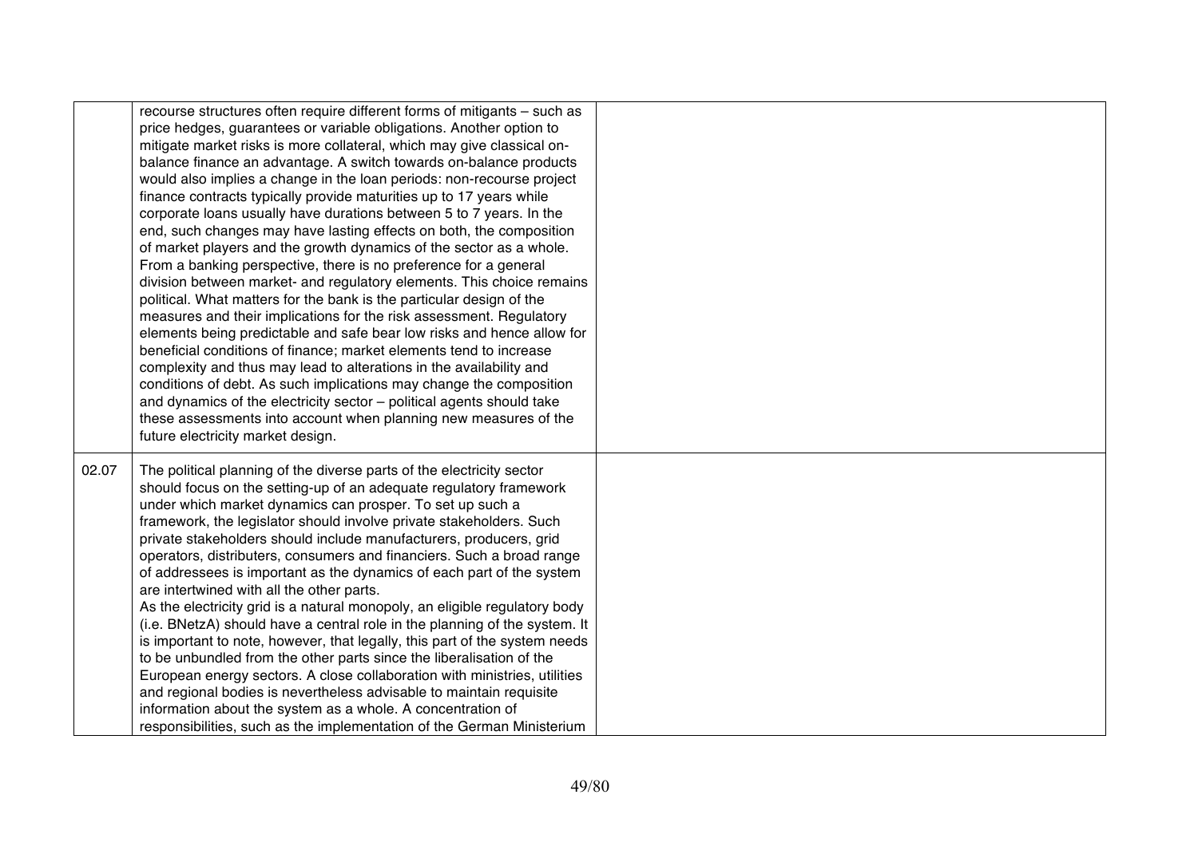| | | |
|---|---|---|
| | recourse structures often require different forms of mitigants – such as price hedges, guarantees or variable obligations. Another option to mitigate market risks is more collateral, which may give classical on-balance finance an advantage. A switch towards on-balance products would also implies a change in the loan periods: non-recourse project finance contracts typically provide maturities up to 17 years while corporate loans usually have durations between 5 to 7 years. In the end, such changes may have lasting effects on both, the composition of market players and the growth dynamics of the sector as a whole. From a banking perspective, there is no preference for a general division between market- and regulatory elements. This choice remains political. What matters for the bank is the particular design of the measures and their implications for the risk assessment. Regulatory elements being predictable and safe bear low risks and hence allow for beneficial conditions of finance; market elements tend to increase complexity and thus may lead to alterations in the availability and conditions of debt. As such implications may change the composition and dynamics of the electricity sector – political agents should take these assessments into account when planning new measures of the future electricity market design. | |
| 02.07 | The political planning of the diverse parts of the electricity sector should focus on the setting-up of an adequate regulatory framework under which market dynamics can prosper. To set up such a framework, the legislator should involve private stakeholders. Such private stakeholders should include manufacturers, producers, grid operators, distributers, consumers and financiers. Such a broad range of addressees is important as the dynamics of each part of the system are intertwined with all the other parts.<br>As the electricity grid is a natural monopoly, an eligible regulatory body (i.e. BNetzA) should have a central role in the planning of the system. It is important to note, however, that legally, this part of the system needs to be unbundled from the other parts since the liberalisation of the European energy sectors. A close collaboration with ministries, utilities and regional bodies is nevertheless advisable to maintain requisite information about the system as a whole. A concentration of responsibilities, such as the implementation of the German Ministerium | |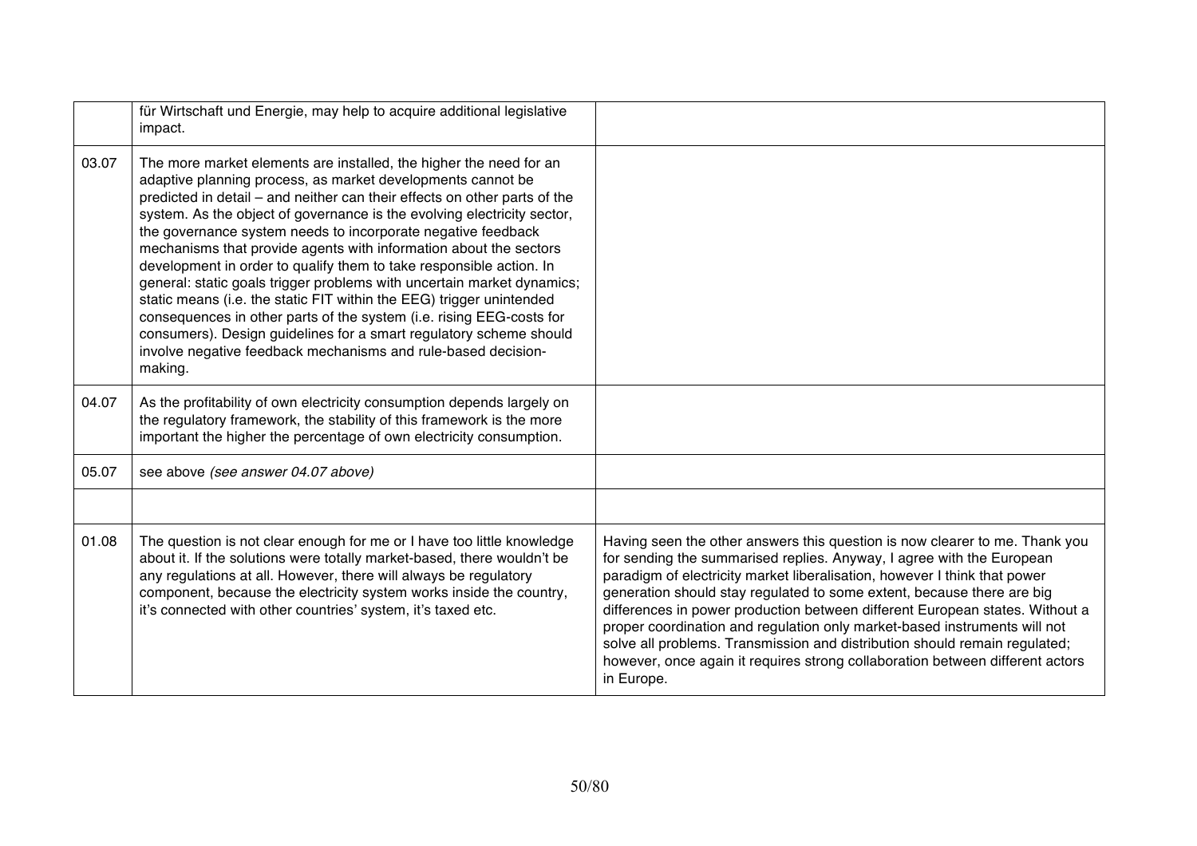| | | |
|---|---|---|
| | für Wirtschaft und Energie, may help to acquire additional legislative impact. | |
| 03.07 | The more market elements are installed, the higher the need for an adaptive planning process, as market developments cannot be predicted in detail – and neither can their effects on other parts of the system. As the object of governance is the evolving electricity sector, the governance system needs to incorporate negative feedback mechanisms that provide agents with information about the sectors development in order to qualify them to take responsible action. In general: static goals trigger problems with uncertain market dynamics; static means (i.e. the static FIT within the EEG) trigger unintended consequences in other parts of the system (i.e. rising EEG-costs for consumers). Design guidelines for a smart regulatory scheme should involve negative feedback mechanisms and rule-based decision-making. | |
| 04.07 | As the profitability of own electricity consumption depends largely on the regulatory framework, the stability of this framework is the more important the higher the percentage of own electricity consumption. | |
| 05.07 | see above *(see answer 04.07 above)* | |
| | | |
| 01.08 | The question is not clear enough for me or I have too little knowledge about it. If the solutions were totally market-based, there wouldn't be any regulations at all. However, there will always be regulatory component, because the electricity system works inside the country, it's connected with other countries' system, it's taxed etc. | Having seen the other answers this question is now clearer to me. Thank you for sending the summarised replies. Anyway, I agree with the European paradigm of electricity market liberalisation, however I think that power generation should stay regulated to some extent, because there are big differences in power production between different European states. Without a proper coordination and regulation only market-based instruments will not solve all problems. Transmission and distribution should remain regulated; however, once again it requires strong collaboration between different actors in Europe. |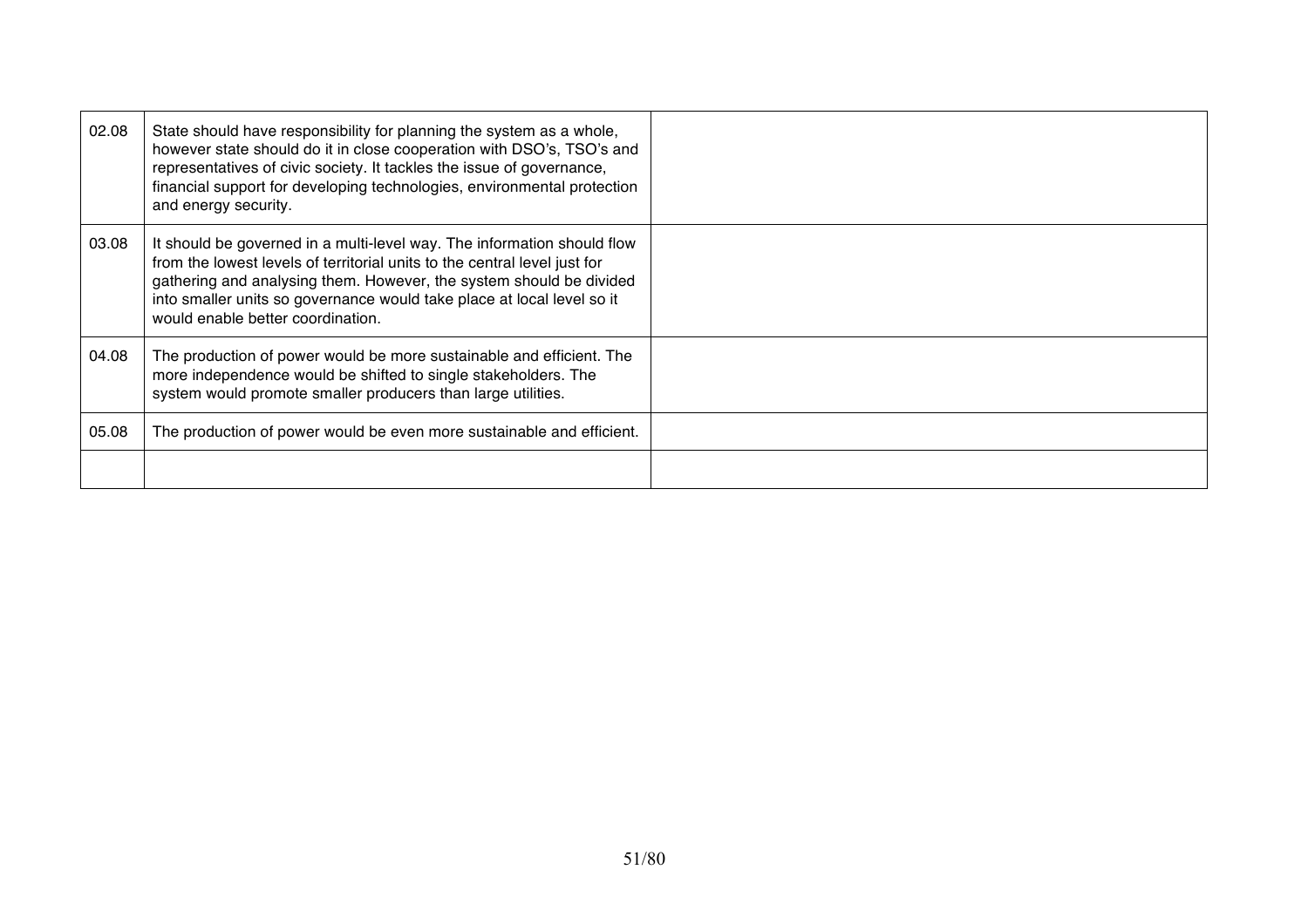| | | |
|---|---|---|
| 02.08 | State should have responsibility for planning the system as a whole, however state should do it in close cooperation with DSO's, TSO's and representatives of civic society. It tackles the issue of governance, financial support for developing technologies, environmental protection and energy security. | |
| 03.08 | It should be governed in a multi-level way. The information should flow from the lowest levels of territorial units to the central level just for gathering and analysing them. However, the system should be divided into smaller units so governance would take place at local level so it would enable better coordination. | |
| 04.08 | The production of power would be more sustainable and efficient. The more independence would be shifted to single stakeholders. The system would promote smaller producers than large utilities. | |
| 05.08 | The production of power would be even more sustainable and efficient. | |
| | | |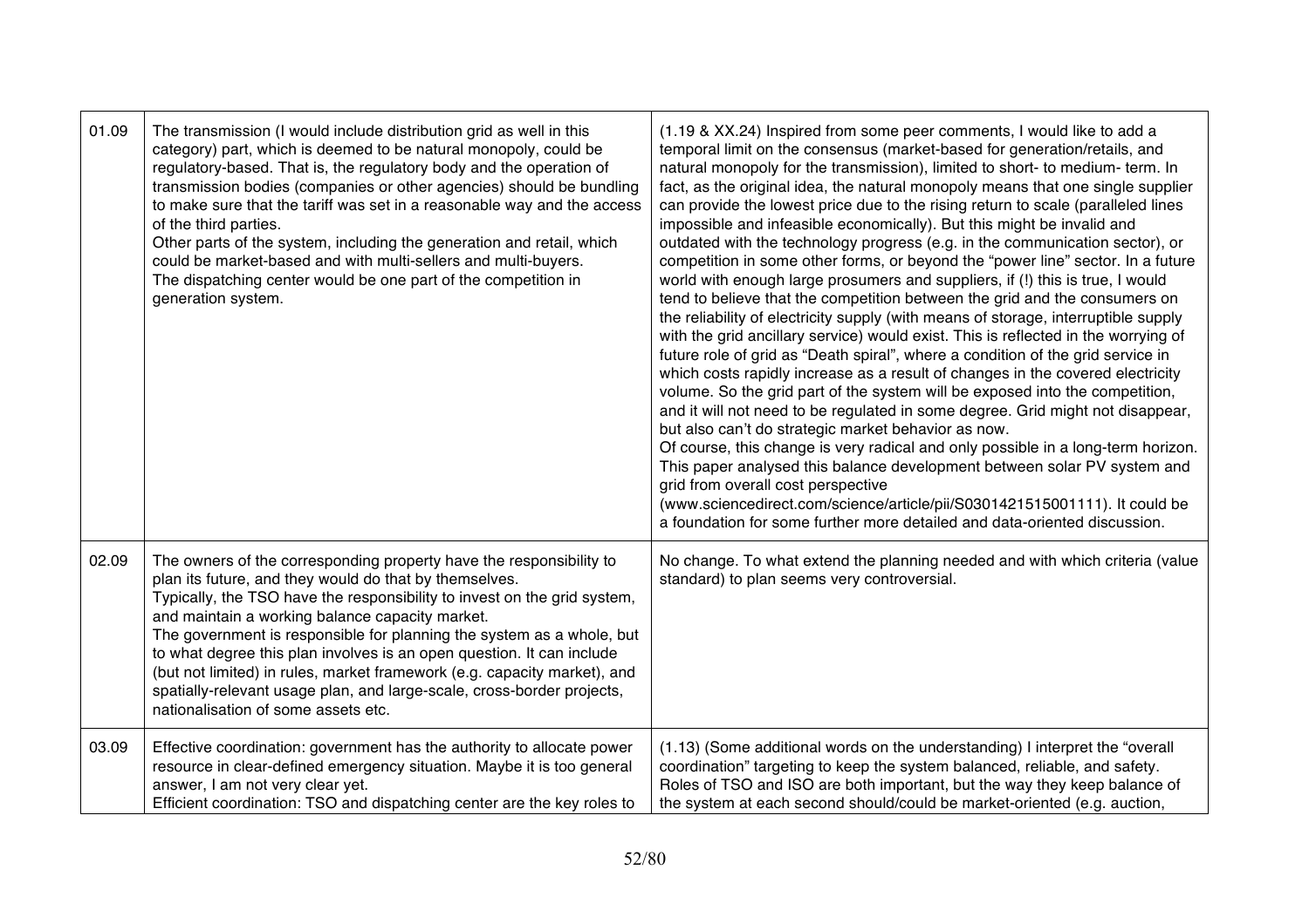| | | |
|---|---|---|
| 01.09 | The transmission (I would include distribution grid as well in this category) part, which is deemed to be natural monopoly, could be regulatory-based. That is, the regulatory body and the operation of transmission bodies (companies or other agencies) should be bundling to make sure that the tariff was set in a reasonable way and the access of the third parties.<br>Other parts of the system, including the generation and retail, which could be market-based and with multi-sellers and multi-buyers.<br>The dispatching center would be one part of the competition in generation system. | (1.19 & XX.24) Inspired from some peer comments, I would like to add a temporal limit on the consensus (market-based for generation/retails, and natural monopoly for the transmission), limited to short- to medium- term. In fact, as the original idea, the natural monopoly means that one single supplier can provide the lowest price due to the rising return to scale (paralleled lines impossible and infeasible economically). But this might be invalid and outdated with the technology progress (e.g. in the communication sector), or competition in some other forms, or beyond the "power line" sector. In a future world with enough large prosumers and suppliers, if (!) this is true, I would tend to believe that the competition between the grid and the consumers on the reliability of electricity supply (with means of storage, interruptible supply with the grid ancillary service) would exist. This is reflected in the worrying of future role of grid as "Death spiral", where a condition of the grid service in which costs rapidly increase as a result of changes in the covered electricity volume. So the grid part of the system will be exposed into the competition, and it will not need to be regulated in some degree. Grid might not disappear, but also can't do strategic market behavior as now.<br>Of course, this change is very radical and only possible in a long-term horizon. This paper analysed this balance development between solar PV system and grid from overall cost perspective (www.sciencedirect.com/science/article/pii/S0301421515001111). It could be a foundation for some further more detailed and data-oriented discussion. |
| 02.09 | The owners of the corresponding property have the responsibility to plan its future, and they would do that by themselves.<br>Typically, the TSO have the responsibility to invest on the grid system, and maintain a working balance capacity market.<br>The government is responsible for planning the system as a whole, but to what degree this plan involves is an open question. It can include (but not limited) in rules, market framework (e.g. capacity market), and spatially-relevant usage plan, and large-scale, cross-border projects, nationalisation of some assets etc. | No change. To what extend the planning needed and with which criteria (value standard) to plan seems very controversial. |
| 03.09 | Effective coordination: government has the authority to allocate power resource in clear-defined emergency situation. Maybe it is too general answer, I am not very clear yet.<br>Efficient coordination: TSO and dispatching center are the key roles to | (1.13) (Some additional words on the understanding) I interpret the "overall coordination" targeting to keep the system balanced, reliable, and safety. Roles of TSO and ISO are both important, but the way they keep balance of the system at each second should/could be market-oriented (e.g. auction, |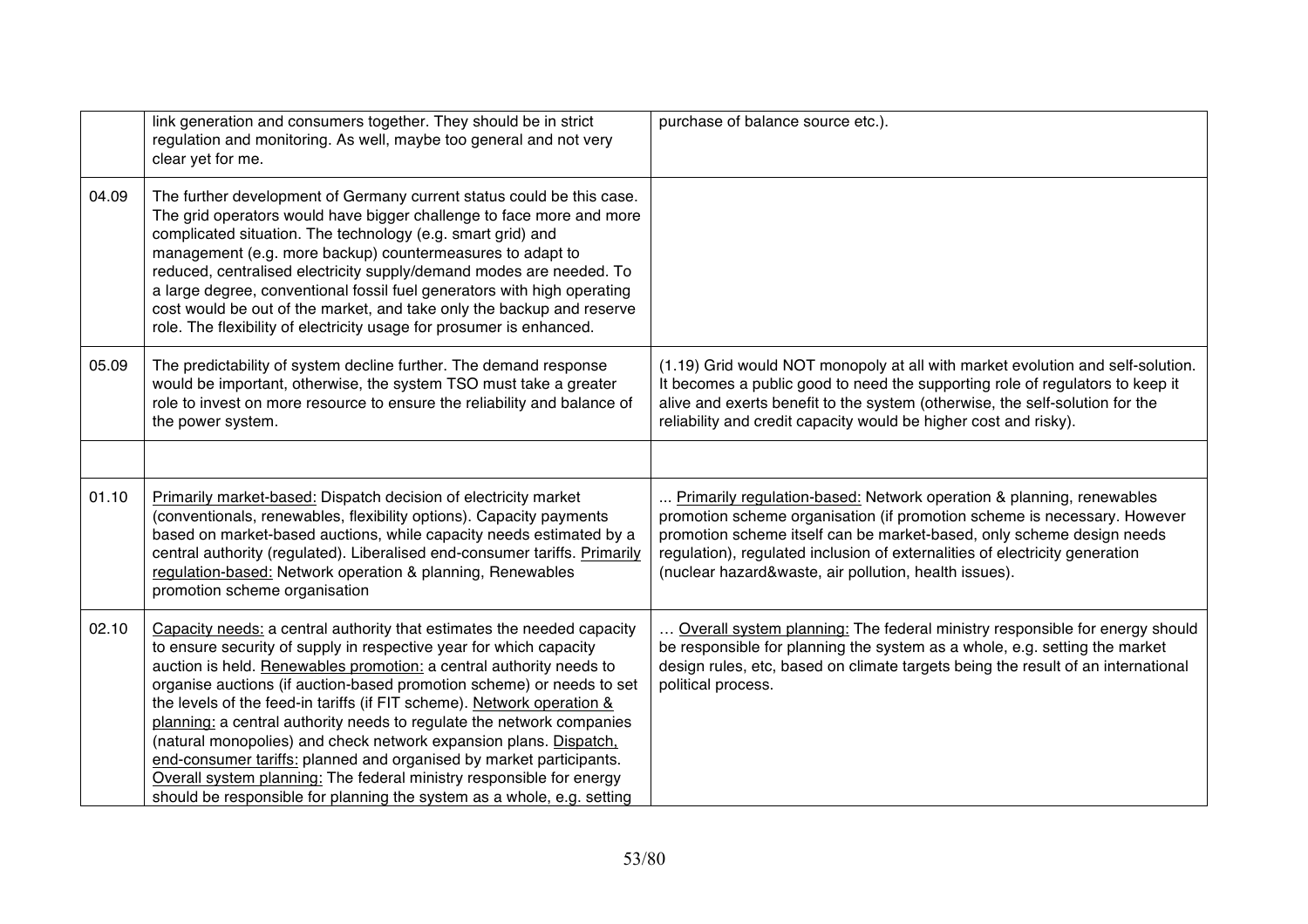| | | |
|---|---|---|
| | link generation and consumers together. They should be in strict regulation and monitoring. As well, maybe too general and not very clear yet for me. | purchase of balance source etc.). |
| 04.09 | The further development of Germany current status could be this case. The grid operators would have bigger challenge to face more and more complicated situation. The technology (e.g. smart grid) and management (e.g. more backup) countermeasures to adapt to reduced, centralised electricity supply/demand modes are needed. To a large degree, conventional fossil fuel generators with high operating cost would be out of the market, and take only the backup and reserve role. The flexibility of electricity usage for prosumer is enhanced. | |
| 05.09 | The predictability of system decline further. The demand response would be important, otherwise, the system TSO must take a greater role to invest on more resource to ensure the reliability and balance of the power system. | (1.19) Grid would NOT monopoly at all with market evolution and self-solution. It becomes a public good to need the supporting role of regulators to keep it alive and exerts benefit to the system (otherwise, the self-solution for the reliability and credit capacity would be higher cost and risky). |
| | | |
| 01.10 | <u>Primarily market-based:</u> Dispatch decision of electricity market (conventionals, renewables, flexibility options). Capacity payments based on market-based auctions, while capacity needs estimated by a central authority (regulated). Liberalised end-consumer tariffs. <u>Primarily regulation-based:</u> Network operation & planning, Renewables promotion scheme organisation | ... <u>Primarily regulation-based:</u> Network operation & planning, renewables promotion scheme organisation (if promotion scheme is necessary. However promotion scheme itself can be market-based, only scheme design needs regulation), regulated inclusion of externalities of electricity generation (nuclear hazard&waste, air pollution, health issues). |
| 02.10 | <u>Capacity needs:</u> a central authority that estimates the needed capacity to ensure security of supply in respective year for which capacity auction is held. <u>Renewables promotion:</u> a central authority needs to organise auctions (if auction-based promotion scheme) or needs to set the levels of the feed-in tariffs (if FIT scheme). <u>Network operation & planning:</u> a central authority needs to regulate the network companies (natural monopolies) and check network expansion plans. <u>Dispatch, end-consumer tariffs:</u> planned and organised by market participants. <u>Overall system planning:</u> The federal ministry responsible for energy should be responsible for planning the system as a whole, e.g. setting | … <u>Overall system planning:</u> The federal ministry responsible for energy should be responsible for planning the system as a whole, e.g. setting the market design rules, etc, based on climate targets being the result of an international political process. |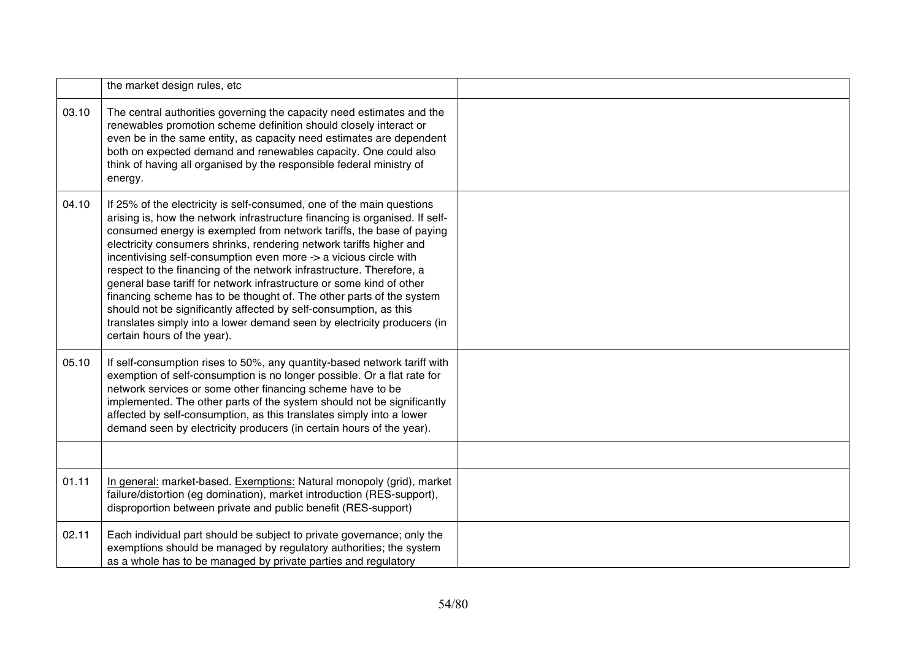|  |  |  |
|---|---|---|
|  | the market design rules, etc |  |
| 03.10 | The central authorities governing the capacity need estimates and the renewables promotion scheme definition should closely interact or even be in the same entity, as capacity need estimates are dependent both on expected demand and renewables capacity. One could also think of having all organised by the responsible federal ministry of energy. |  |
| 04.10 | If 25% of the electricity is self-consumed, one of the main questions arising is, how the network infrastructure financing is organised. If self-consumed energy is exempted from network tariffs, the base of paying electricity consumers shrinks, rendering network tariffs higher and incentivising self-consumption even more -> a vicious circle with respect to the financing of the network infrastructure. Therefore, a general base tariff for network infrastructure or some kind of other financing scheme has to be thought of. The other parts of the system should not be significantly affected by self-consumption, as this translates simply into a lower demand seen by electricity producers (in certain hours of the year). |  |
| 05.10 | If self-consumption rises to 50%, any quantity-based network tariff with exemption of self-consumption is no longer possible. Or a flat rate for network services or some other financing scheme have to be implemented. The other parts of the system should not be significantly affected by self-consumption, as this translates simply into a lower demand seen by electricity producers (in certain hours of the year). |  |
|  |  |  |
| 01.11 | <u>In general:</u> market-based. <u>Exemptions:</u> Natural monopoly (grid), market failure/distortion (eg domination), market introduction (RES-support), disproportion between private and public benefit (RES-support) |  |
| 02.11 | Each individual part should be subject to private governance; only the exemptions should be managed by regulatory authorities; the system as a whole has to be managed by private parties and regulatory |  |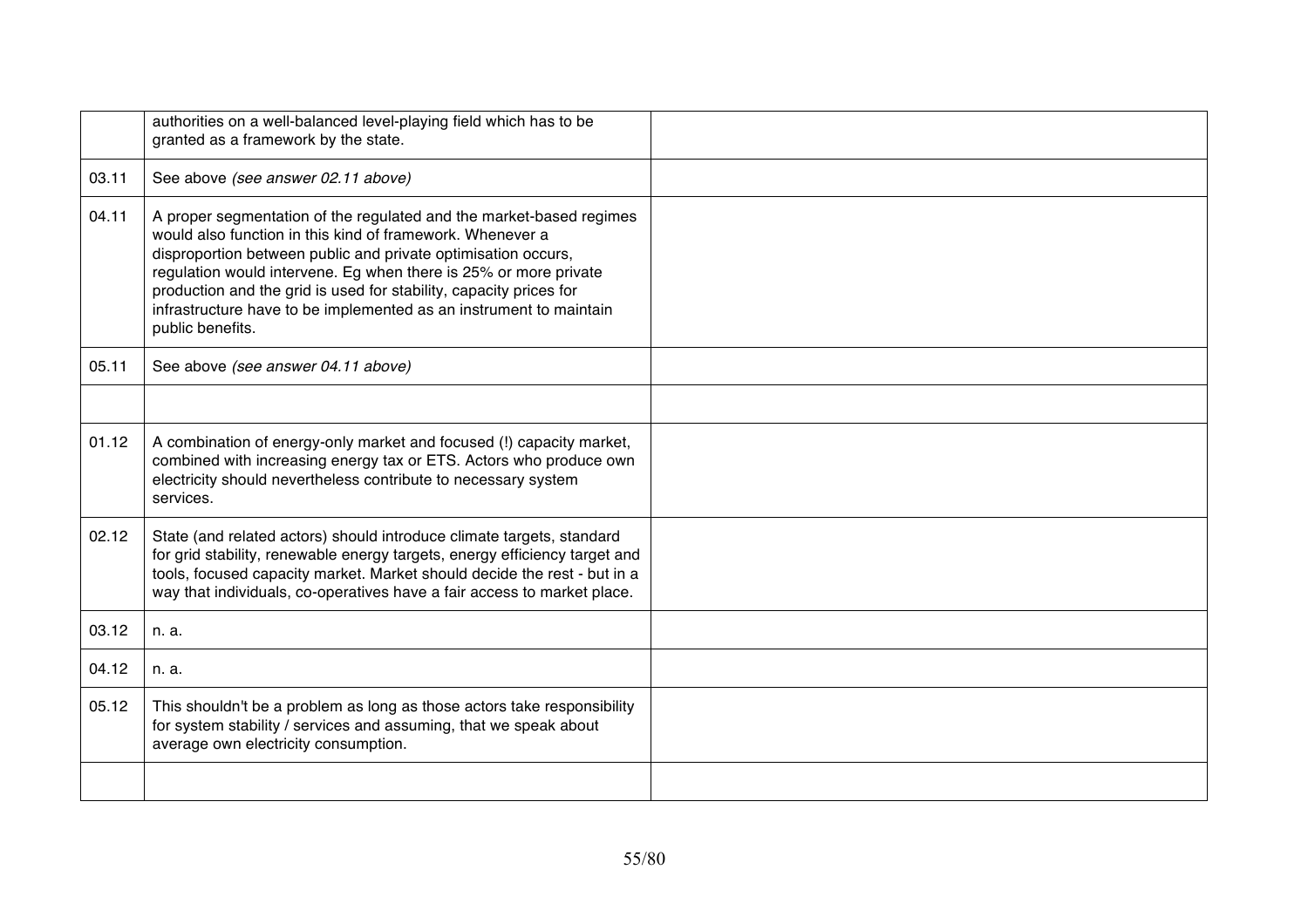| | | |
|---|---|---|
| | authorities on a well-balanced level-playing field which has to be granted as a framework by the state. | |
| 03.11 | See above *(see answer 02.11 above)* | |
| 04.11 | A proper segmentation of the regulated and the market-based regimes would also function in this kind of framework. Whenever a disproportion between public and private optimisation occurs, regulation would intervene. Eg when there is 25% or more private production and the grid is used for stability, capacity prices for infrastructure have to be implemented as an instrument to maintain public benefits. | |
| 05.11 | See above *(see answer 04.11 above)* | |
| | | |
| 01.12 | A combination of energy-only market and focused (!) capacity market, combined with increasing energy tax or ETS. Actors who produce own electricity should nevertheless contribute to necessary system services. | |
| 02.12 | State (and related actors) should introduce climate targets, standard for grid stability, renewable energy targets, energy efficiency target and tools, focused capacity market. Market should decide the rest - but in a way that individuals, co-operatives have a fair access to market place. | |
| 03.12 | n. a. | |
| 04.12 | n. a. | |
| 05.12 | This shouldn't be a problem as long as those actors take responsibility for system stability / services and assuming, that we speak about average own electricity consumption. | |
| | | |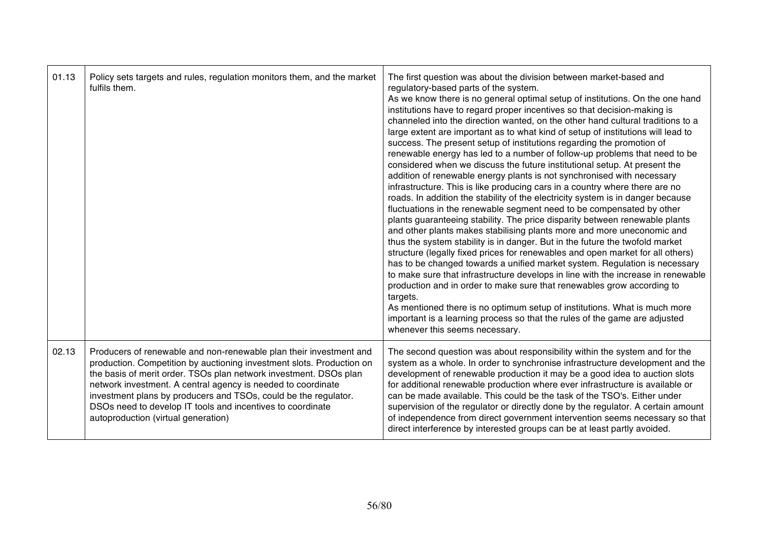| | | |
|---|---|---|
| 01.13 | Policy sets targets and rules, regulation monitors them, and the market fulfils them. | The first question was about the division between market-based and regulatory-based parts of the system.<br>As we know there is no general optimal setup of institutions. On the one hand institutions have to regard proper incentives so that decision-making is channeled into the direction wanted, on the other hand cultural traditions to a large extent are important as to what kind of setup of institutions will lead to success. The present setup of institutions regarding the promotion of renewable energy has led to a number of follow-up problems that need to be considered when we discuss the future institutional setup. At present the addition of renewable energy plants is not synchronised with necessary infrastructure. This is like producing cars in a country where there are no roads. In addition the stability of the electricity system is in danger because fluctuations in the renewable segment need to be compensated by other plants guaranteeing stability. The price disparity between renewable plants and other plants makes stabilising plants more and more uneconomic and thus the system stability is in danger. But in the future the twofold market structure (legally fixed prices for renewables and open market for all others) has to be changed towards a unified market system. Regulation is necessary to make sure that infrastructure develops in line with the increase in renewable production and in order to make sure that renewables grow according to targets.<br>As mentioned there is no optimum setup of institutions. What is much more important is a learning process so that the rules of the game are adjusted whenever this seems necessary. |
| 02.13 | Producers of renewable and non-renewable plan their investment and production. Competition by auctioning investment slots. Production on the basis of merit order. TSOs plan network investment. DSOs plan network investment. A central agency is needed to coordinate investment plans by producers and TSOs, could be the regulator. DSOs need to develop IT tools and incentives to coordinate autoproduction (virtual generation) | The second question was about responsibility within the system and for the system as a whole. In order to synchronise infrastructure development and the development of renewable production it may be a good idea to auction slots for additional renewable production where ever infrastructure is available or can be made available. This could be the task of the TSO's. Either under supervision of the regulator or directly done by the regulator. A certain amount of independence from direct government intervention seems necessary so that direct interference by interested groups can be at least partly avoided. |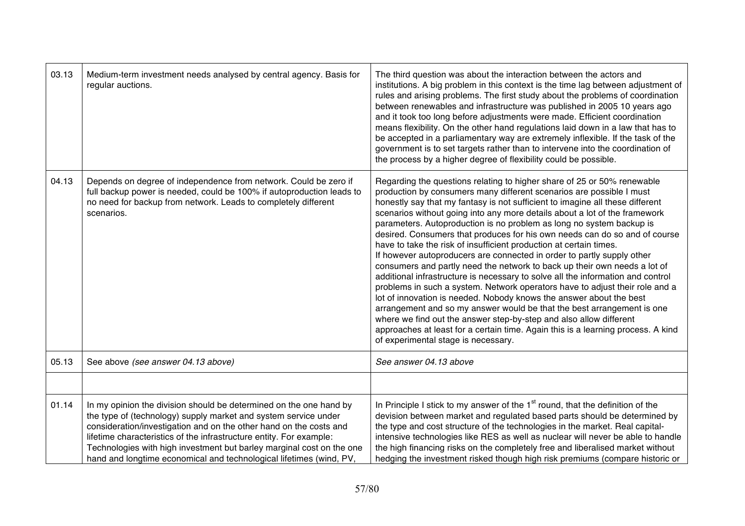| | | |
|---|---|---|
| 03.13 | Medium-term investment needs analysed by central agency. Basis for regular auctions. | The third question was about the interaction between the actors and institutions. A big problem in this context is the time lag between adjustment of rules and arising problems. The first study about the problems of coordination between renewables and infrastructure was published in 2005 10 years ago and it took too long before adjustments were made. Efficient coordination means flexibility. On the other hand regulations laid down in a law that has to be accepted in a parliamentary way are extremely inflexible. If the task of the government is to set targets rather than to intervene into the coordination of the process by a higher degree of flexibility could be possible. |
| 04.13 | Depends on degree of independence from network. Could be zero if full backup power is needed, could be 100% if autoproduction leads to no need for backup from network. Leads to completely different scenarios. | Regarding the questions relating to higher share of 25 or 50% renewable production by consumers many different scenarios are possible I must honestly say that my fantasy is not sufficient to imagine all these different scenarios without going into any more details about a lot of the framework parameters. Autoproduction is no problem as long no system backup is desired. Consumers that produces for his own needs can do so and of course have to take the risk of insufficient production at certain times.<br>If however autoproducers are connected in order to partly supply other consumers and partly need the network to back up their own needs a lot of additional infrastructure is necessary to solve all the information and control problems in such a system. Network operators have to adjust their role and a lot of innovation is needed. Nobody knows the answer about the best arrangement and so my answer would be that the best arrangement is one where we find out the answer step-by-step and also allow different approaches at least for a certain time. Again this is a learning process. A kind of experimental stage is necessary. |
| 05.13 | See above *(see answer 04.13 above)* | *See answer 04.13 above* |
| | | |
| 01.14 | In my opinion the division should be determined on the one hand by the type of (technology) supply market and system service under consideration/investigation and on the other hand on the costs and lifetime characteristics of the infrastructure entity. For example: Technologies with high investment but barley marginal cost on the one hand and longtime economical and technological lifetimes (wind, PV, | In Principle I stick to my answer of the 1st round, that the definition of the devision between market and regulated based parts should be determined by the type and cost structure of the technologies in the market. Real capital-intensive technologies like RES as well as nuclear will never be able to handle the high financing risks on the completely free and liberalised market without hedging the investment risked though high risk premiums (compare historic or |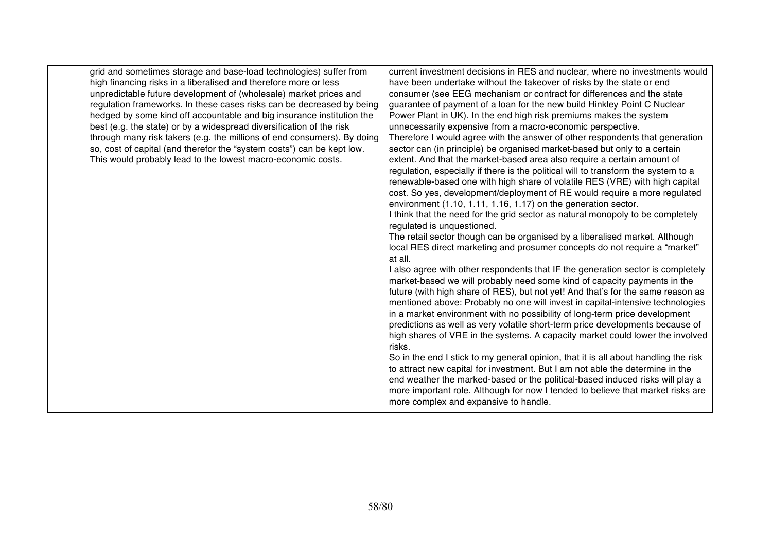| | | |
|---|---|---|
| | grid and sometimes storage and base-load technologies) suffer from high financing risks in a liberalised and therefore more or less unpredictable future development of (wholesale) market prices and regulation frameworks. In these cases risks can be decreased by being hedged by some kind off accountable and big insurance institution the best (e.g. the state) or by a widespread diversification of the risk through many risk takers (e.g. the millions of end consumers). By doing so, cost of capital (and therefor the "system costs") can be kept low. This would probably lead to the lowest macro-economic costs. | current investment decisions in RES and nuclear, where no investments would have been undertake without the takeover of risks by the state or end consumer (see EEG mechanism or contract for differences and the state guarantee of payment of a loan for the new build Hinkley Point C Nuclear Power Plant in UK). In the end high risk premiums makes the system unnecessarily expensive from a macro-economic perspective.<br>Therefore I would agree with the answer of other respondents that generation sector can (in principle) be organised market-based but only to a certain extent. And that the market-based area also require a certain amount of regulation, especially if there is the political will to transform the system to a renewable-based one with high share of volatile RES (VRE) with high capital cost. So yes, development/deployment of RE would require a more regulated environment (1.10, 1.11, 1.16, 1.17) on the generation sector.<br>I think that the need for the grid sector as natural monopoly to be completely regulated is unquestioned.<br>The retail sector though can be organised by a liberalised market. Although local RES direct marketing and prosumer concepts do not require a "market" at all.<br>I also agree with other respondents that IF the generation sector is completely market-based we will probably need some kind of capacity payments in the future (with high share of RES), but not yet! And that's for the same reason as mentioned above: Probably no one will invest in capital-intensive technologies in a market environment with no possibility of long-term price development predictions as well as very volatile short-term price developments because of high shares of VRE in the systems. A capacity market could lower the involved risks.<br>So in the end I stick to my general opinion, that it is all about handling the risk to attract new capital for investment. But I am not able the determine in the end weather the marked-based or the political-based induced risks will play a more important role. Although for now I tended to believe that market risks are more complex and expansive to handle. |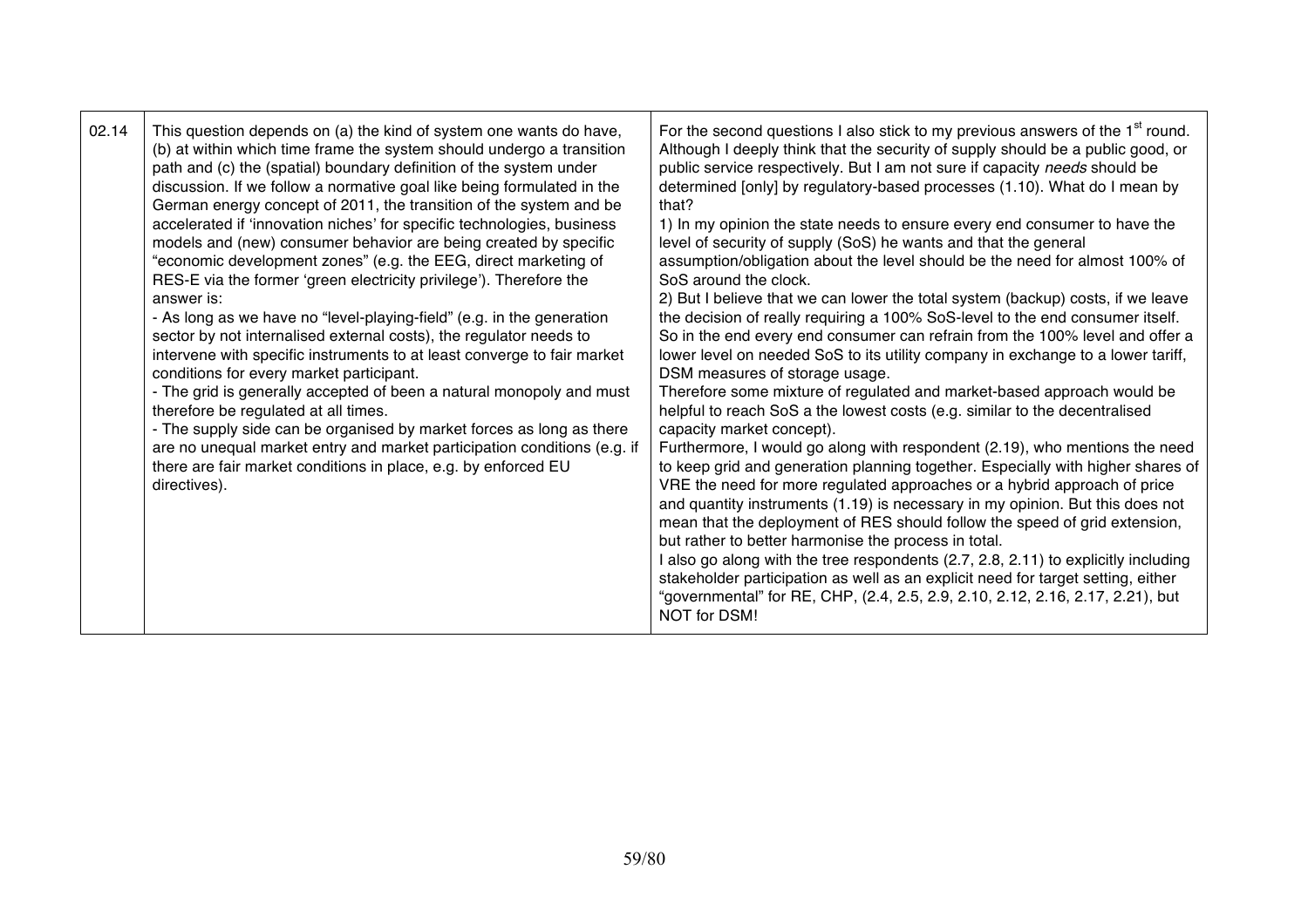| 02.14 | This question depends on (a) the kind of system one wants do have, (b) at within which time frame the system should undergo a transition path and (c) the (spatial) boundary definition of the system under discussion. If we follow a normative goal like being formulated in the German energy concept of 2011, the transition of the system and be accelerated if 'innovation niches' for specific technologies, business models and (new) consumer behavior are being created by specific "economic development zones" (e.g. the EEG, direct marketing of RES-E via the former 'green electricity privilege'). Therefore the answer is:<br>- As long as we have no "level-playing-field" (e.g. in the generation sector by not internalised external costs), the regulator needs to intervene with specific instruments to at least converge to fair market conditions for every market participant.<br>- The grid is generally accepted of been a natural monopoly and must therefore be regulated at all times.<br>- The supply side can be organised by market forces as long as there are no unequal market entry and market participation conditions (e.g. if there are fair market conditions in place, e.g. by enforced EU directives). | For the second questions I also stick to my previous answers of the 1st round. Although I deeply think that the security of supply should be a public good, or public service respectively. But I am not sure if capacity *needs* should be determined [only] by regulatory-based processes (1.10). What do I mean by that?<br>1) In my opinion the state needs to ensure every end consumer to have the level of security of supply (SoS) he wants and that the general assumption/obligation about the level should be the need for almost 100% of SoS around the clock.<br>2) But I believe that we can lower the total system (backup) costs, if we leave the decision of really requiring a 100% SoS-level to the end consumer itself. So in the end every end consumer can refrain from the 100% level and offer a lower level on needed SoS to its utility company in exchange to a lower tariff, DSM measures of storage usage.<br>Therefore some mixture of regulated and market-based approach would be helpful to reach SoS a the lowest costs (e.g. similar to the decentralised capacity market concept).<br>Furthermore, I would go along with respondent (2.19), who mentions the need to keep grid and generation planning together. Especially with higher shares of VRE the need for more regulated approaches or a hybrid approach of price and quantity instruments (1.19) is necessary in my opinion. But this does not mean that the deployment of RES should follow the speed of grid extension, but rather to better harmonise the process in total.<br>I also go along with the tree respondents (2.7, 2.8, 2.11) to explicitly including stakeholder participation as well as an explicit need for target setting, either "governmental" for RE, CHP, (2.4, 2.5, 2.9, 2.10, 2.12, 2.16, 2.17, 2.21), but NOT for DSM! |
|---|---|---|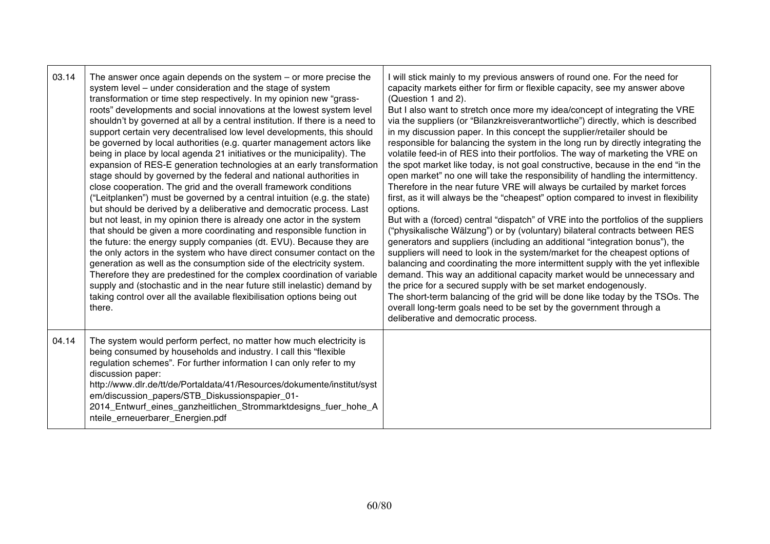| | | |
|---|---|---|
| 03.14 | The answer once again depends on the system – or more precise the system level – under consideration and the stage of system transformation or time step respectively. In my opinion new "grass-roots" developments and social innovations at the lowest system level shouldn't by governed at all by a central institution. If there is a need to support certain very decentralised low level developments, this should be governed by local authorities (e.g. quarter management actors like being in place by local agenda 21 initiatives or the municipality). The expansion of RES-E generation technologies at an early transformation stage should by governed by the federal and national authorities in close cooperation. The grid and the overall framework conditions ("Leitplanken") must be governed by a central intuition (e.g. the state) but should be derived by a deliberative and democratic process. Last but not least, in my opinion there is already one actor in the system that should be given a more coordinating and responsible function in the future: the energy supply companies (dt. EVU). Because they are the only actors in the system who have direct consumer contact on the generation as well as the consumption side of the electricity system. Therefore they are predestined for the complex coordination of variable supply and (stochastic and in the near future still inelastic) demand by taking control over all the available flexibilisation options being out there. | I will stick mainly to my previous answers of round one. For the need for capacity markets either for firm or flexible capacity, see my answer above (Question 1 and 2).<br>But I also want to stretch once more my idea/concept of integrating the VRE via the suppliers (or "Bilanzkreisverantwortliche") directly, which is described in my discussion paper. In this concept the supplier/retailer should be responsible for balancing the system in the long run by directly integrating the volatile feed-in of RES into their portfolios. The way of marketing the VRE on the spot market like today, is not goal constructive, because in the end "in the open market" no one will take the responsibility of handling the intermittency. Therefore in the near future VRE will always be curtailed by market forces first, as it will always be the "cheapest" option compared to invest in flexibility options.<br>But with a (forced) central "dispatch" of VRE into the portfolios of the suppliers ("physikalische Wälzung") or by (voluntary) bilateral contracts between RES generators and suppliers (including an additional "integration bonus"), the suppliers will need to look in the system/market for the cheapest options of balancing and coordinating the more intermittent supply with the yet inflexible demand. This way an additional capacity market would be unnecessary and the price for a secured supply with be set market endogenously.<br>The short-term balancing of the grid will be done like today by the TSOs. The overall long-term goals need to be set by the government through a deliberative and democratic process. |
| 04.14 | The system would perform perfect, no matter how much electricity is being consumed by households and industry. I call this "flexible regulation schemes". For further information I can only refer to my discussion paper:<br>http://www.dlr.de/tt/de/Portaldata/41/Resources/dokumente/institut/system/discussion_papers/STB_Diskussionspapier_01-2014_Entwurf_eines_ganzheitlichen_Strommarktdesigns_fuer_hohe_Anteile_erneuerbarer_Energien.pdf | |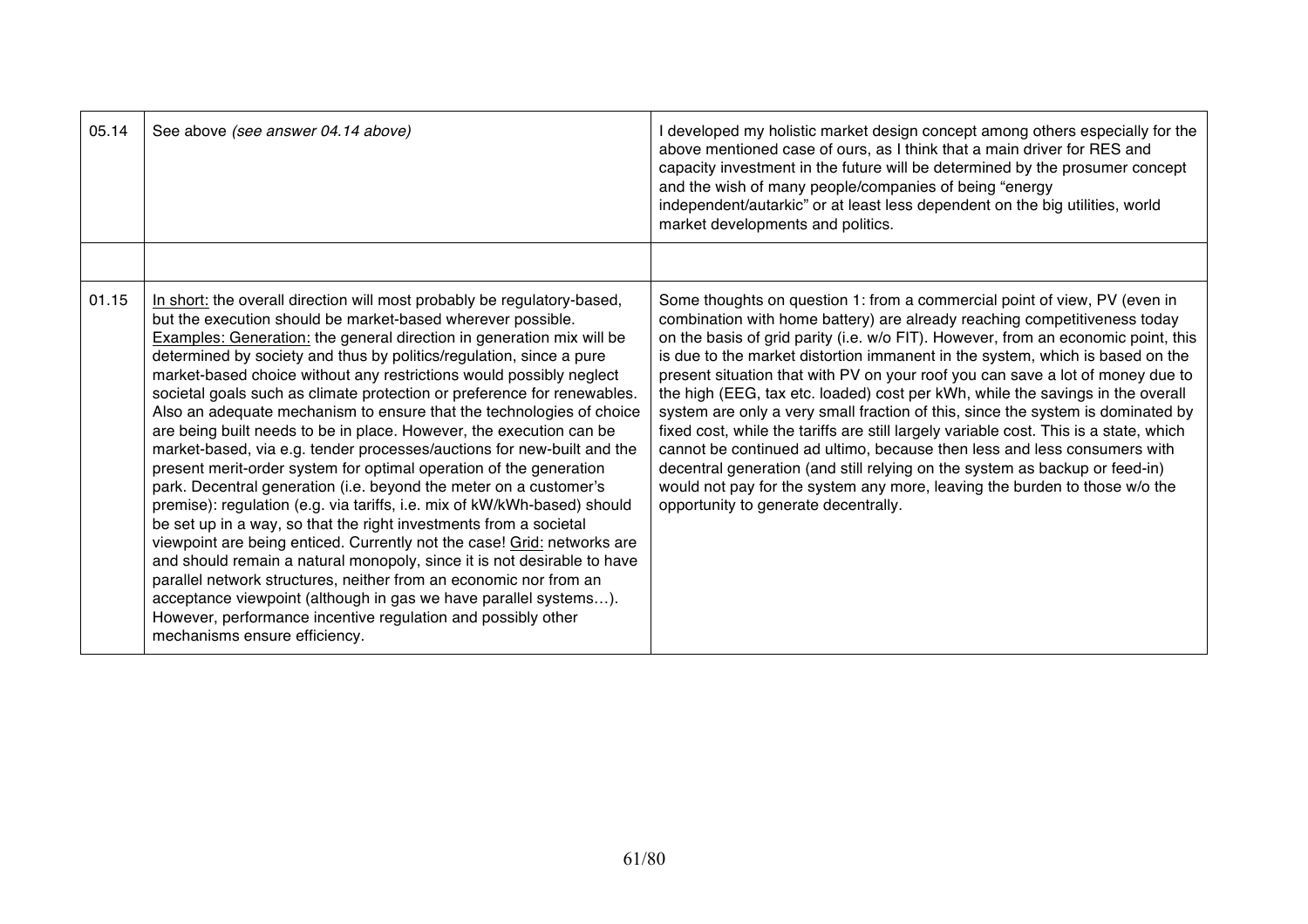| | | |
|---|---|---|
| 05.14 | See above *(see answer 04.14 above)* | I developed my holistic market design concept among others especially for the above mentioned case of ours, as I think that a main driver for RES and capacity investment in the future will be determined by the prosumer concept and the wish of many people/companies of being "energy independent/autarkic" or at least less dependent on the big utilities, world market developments and politics. |
| | | |
| 01.15 | In short: the overall direction will most probably be regulatory-based, but the execution should be market-based wherever possible. Examples: Generation: the general direction in generation mix will be determined by society and thus by politics/regulation, since a pure market-based choice without any restrictions would possibly neglect societal goals such as climate protection or preference for renewables. Also an adequate mechanism to ensure that the technologies of choice are being built needs to be in place. However, the execution can be market-based, via e.g. tender processes/auctions for new-built and the present merit-order system for optimal operation of the generation park. Decentral generation (i.e. beyond the meter on a customer's premise): regulation (e.g. via tariffs, i.e. mix of kW/kWh-based) should be set up in a way, so that the right investments from a societal viewpoint are being enticed. Currently not the case! Grid: networks are and should remain a natural monopoly, since it is not desirable to have parallel network structures, neither from an economic nor from an acceptance viewpoint (although in gas we have parallel systems…). However, performance incentive regulation and possibly other mechanisms ensure efficiency. | Some thoughts on question 1: from a commercial point of view, PV (even in combination with home battery) are already reaching competitiveness today on the basis of grid parity (i.e. w/o FIT). However, from an economic point, this is due to the market distortion immanent in the system, which is based on the present situation that with PV on your roof you can save a lot of money due to the high (EEG, tax etc. loaded) cost per kWh, while the savings in the overall system are only a very small fraction of this, since the system is dominated by fixed cost, while the tariffs are still largely variable cost. This is a state, which cannot be continued ad ultimo, because then less and less consumers with decentral generation (and still relying on the system as backup or feed-in) would not pay for the system any more, leaving the burden to those w/o the opportunity to generate decentrally. |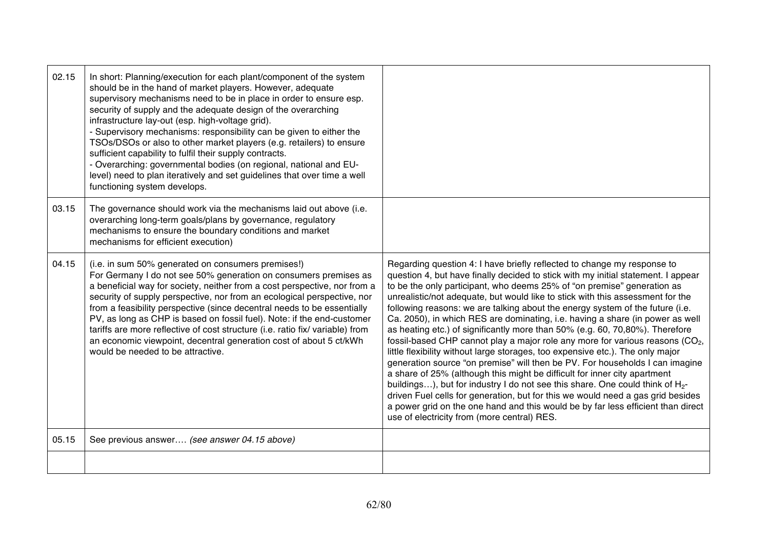| | | |
|---|---|---|
| 02.15 | In short: Planning/execution for each plant/component of the system should be in the hand of market players. However, adequate supervisory mechanisms need to be in place in order to ensure esp. security of supply and the adequate design of the overarching infrastructure lay-out (esp. high-voltage grid).<br>- Supervisory mechanisms: responsibility can be given to either the TSOs/DSOs or also to other market players (e.g. retailers) to ensure sufficient capability to fulfil their supply contracts.<br>- Overarching: governmental bodies (on regional, national and EU-level) need to plan iteratively and set guidelines that over time a well functioning system develops. | |
| 03.15 | The governance should work via the mechanisms laid out above (i.e. overarching long-term goals/plans by governance, regulatory mechanisms to ensure the boundary conditions and market mechanisms for efficient execution) | |
| 04.15 | (i.e. in sum 50% generated on consumers premises!)<br>For Germany I do not see 50% generation on consumers premises as a beneficial way for society, neither from a cost perspective, nor from a security of supply perspective, nor from an ecological perspective, nor from a feasibility perspective (since decentral needs to be essentially PV, as long as CHP is based on fossil fuel). Note: if the end-customer tariffs are more reflective of cost structure (i.e. ratio fix/ variable) from an economic viewpoint, decentral generation cost of about 5 ct/kWh would be needed to be attractive. | Regarding question 4: I have briefly reflected to change my response to question 4, but have finally decided to stick with my initial statement. I appear to be the only participant, who deems 25% of "on premise" generation as unrealistic/not adequate, but would like to stick with this assessment for the following reasons: we are talking about the energy system of the future (i.e. Ca. 2050), in which RES are dominating, i.e. having a share (in power as well as heating etc.) of significantly more than 50% (e.g. 60, 70,80%). Therefore fossil-based CHP cannot play a major role any more for various reasons ($CO_2$, little flexibility without large storages, too expensive etc.). The only major generation source "on premise" will then be PV. For households I can imagine a share of 25% (although this might be difficult for inner city apartment buildings…), but for industry I do not see this share. One could think of $H_2$-driven Fuel cells for generation, but for this we would need a gas grid besides a power grid on the one hand and this would be by far less efficient than direct use of electricity from (more central) RES. |
| 05.15 | See previous answer…. *(see answer 04.15 above)* | |
| | | |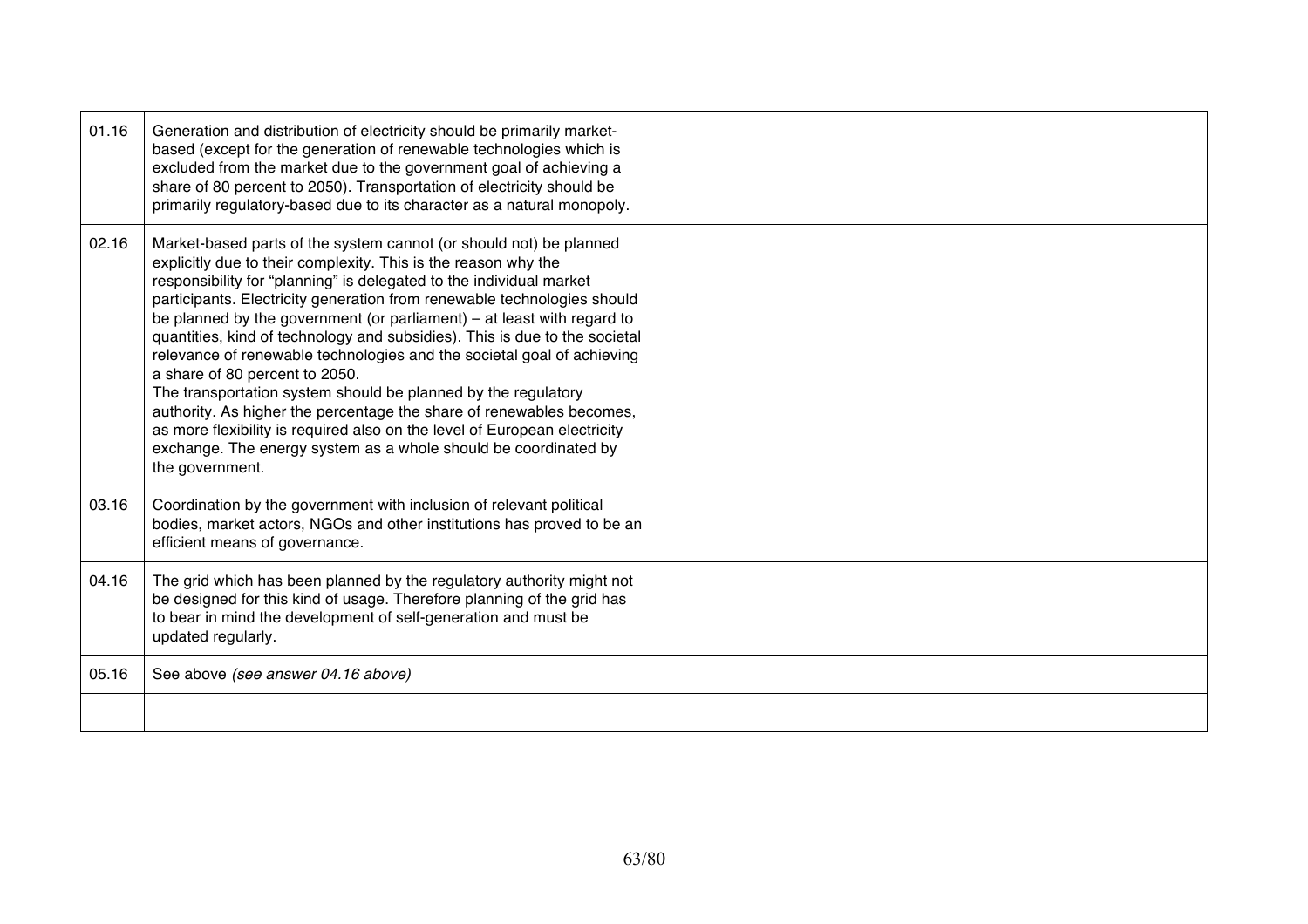| | | |
|---|---|---|
| 01.16 | Generation and distribution of electricity should be primarily market-based (except for the generation of renewable technologies which is excluded from the market due to the government goal of achieving a share of 80 percent to 2050). Transportation of electricity should be primarily regulatory-based due to its character as a natural monopoly. | |
| 02.16 | Market-based parts of the system cannot (or should not) be planned explicitly due to their complexity. This is the reason why the responsibility for "planning" is delegated to the individual market participants. Electricity generation from renewable technologies should be planned by the government (or parliament) – at least with regard to quantities, kind of technology and subsidies). This is due to the societal relevance of renewable technologies and the societal goal of achieving a share of 80 percent to 2050.<br>The transportation system should be planned by the regulatory authority. As higher the percentage the share of renewables becomes, as more flexibility is required also on the level of European electricity exchange. The energy system as a whole should be coordinated by the government. | |
| 03.16 | Coordination by the government with inclusion of relevant political bodies, market actors, NGOs and other institutions has proved to be an efficient means of governance. | |
| 04.16 | The grid which has been planned by the regulatory authority might not be designed for this kind of usage. Therefore planning of the grid has to bear in mind the development of self-generation and must be updated regularly. | |
| 05.16 | See above *(see answer 04.16 above)* | |
| | | |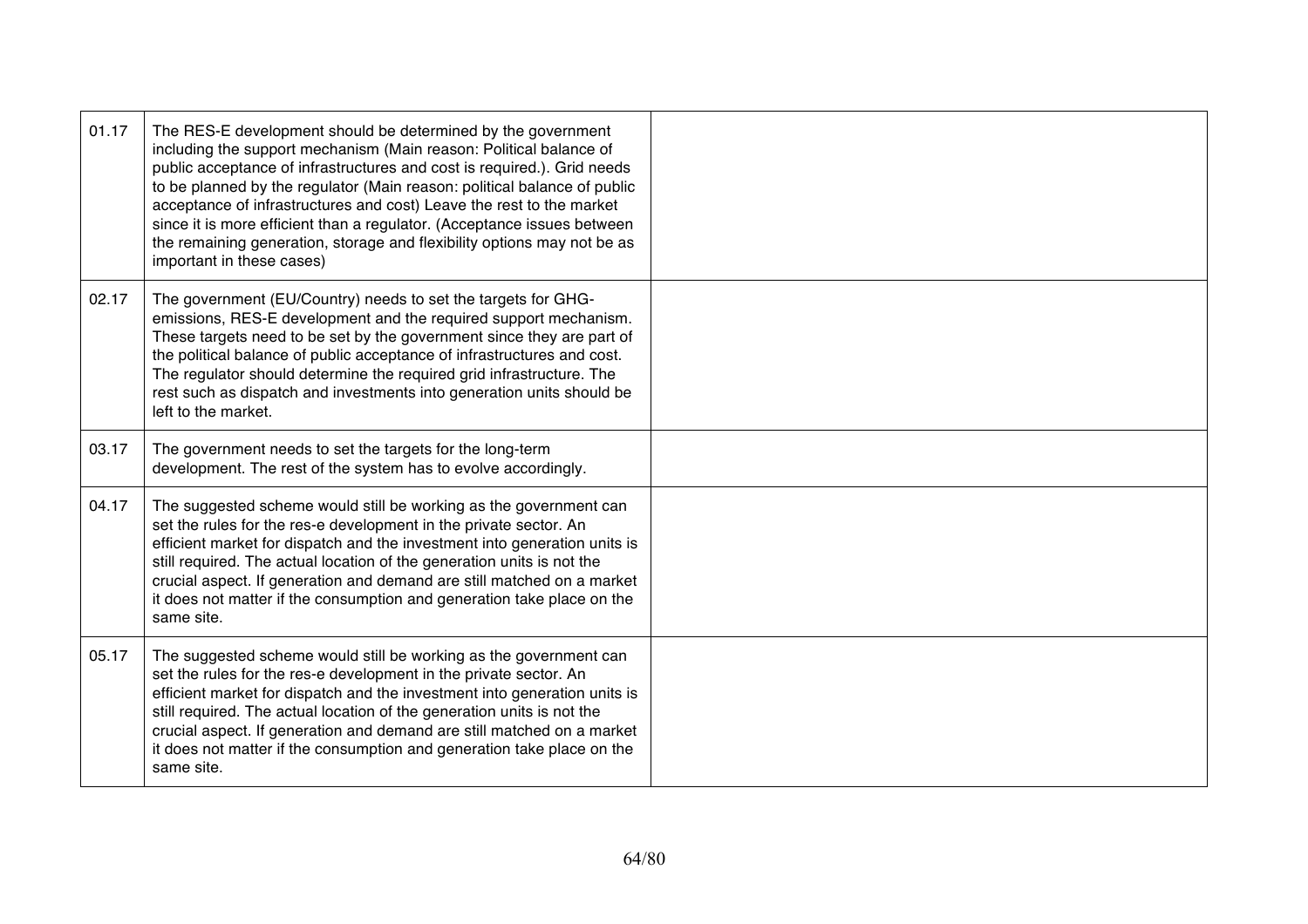| | | |
|---|---|---|
| 01.17 | The RES-E development should be determined by the government including the support mechanism (Main reason: Political balance of public acceptance of infrastructures and cost is required.). Grid needs to be planned by the regulator (Main reason: political balance of public acceptance of infrastructures and cost) Leave the rest to the market since it is more efficient than a regulator. (Acceptance issues between the remaining generation, storage and flexibility options may not be as important in these cases) | |
| 02.17 | The government (EU/Country) needs to set the targets for GHG-emissions, RES-E development and the required support mechanism. These targets need to be set by the government since they are part of the political balance of public acceptance of infrastructures and cost. The regulator should determine the required grid infrastructure. The rest such as dispatch and investments into generation units should be left to the market. | |
| 03.17 | The government needs to set the targets for the long-term development. The rest of the system has to evolve accordingly. | |
| 04.17 | The suggested scheme would still be working as the government can set the rules for the res-e development in the private sector. An efficient market for dispatch and the investment into generation units is still required. The actual location of the generation units is not the crucial aspect. If generation and demand are still matched on a market it does not matter if the consumption and generation take place on the same site. | |
| 05.17 | The suggested scheme would still be working as the government can set the rules for the res-e development in the private sector. An efficient market for dispatch and the investment into generation units is still required. The actual location of the generation units is not the crucial aspect. If generation and demand are still matched on a market it does not matter if the consumption and generation take place on the same site. | |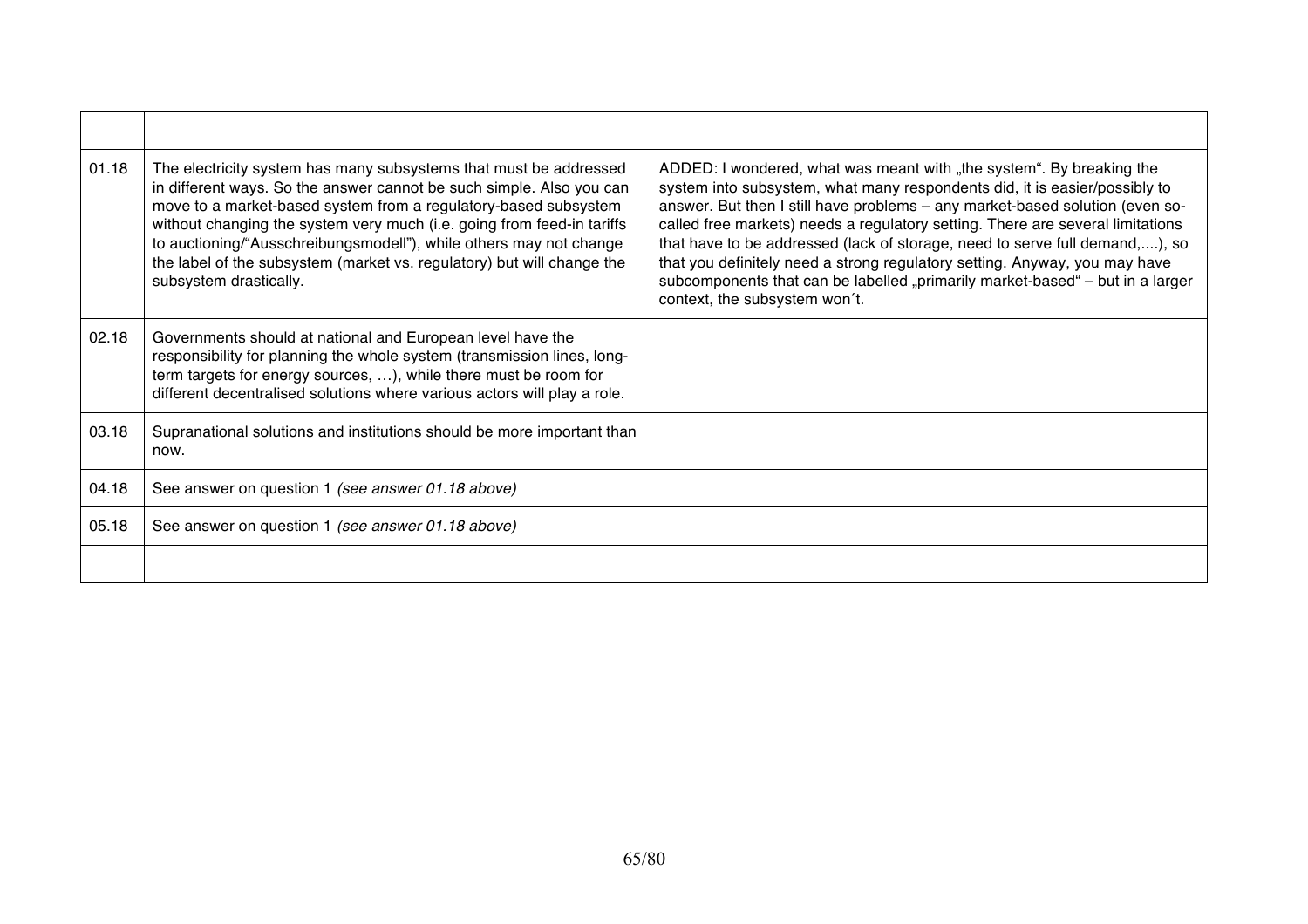| | | |
|---|---|---|
| 01.18 | The electricity system has many subsystems that must be addressed in different ways. So the answer cannot be such simple. Also you can move to a market-based system from a regulatory-based subsystem without changing the system very much (i.e. going from feed-in tariffs to auctioning/"Ausschreibungsmodell"), while others may not change the label of the subsystem (market vs. regulatory) but will change the subsystem drastically. | ADDED: I wondered, what was meant with „the system". By breaking the system into subsystem, what many respondents did, it is easier/possibly to answer. But then I still have problems – any market-based solution (even so-called free markets) needs a regulatory setting. There are several limitations that have to be addressed (lack of storage, need to serve full demand,....), so that you definitely need a strong regulatory setting. Anyway, you may have subcomponents that can be labelled „primarily market-based" – but in a larger context, the subsystem won´t. |
| 02.18 | Governments should at national and European level have the responsibility for planning the whole system (transmission lines, long-term targets for energy sources, …), while there must be room for different decentralised solutions where various actors will play a role. | |
| 03.18 | Supranational solutions and institutions should be more important than now. | |
| 04.18 | See answer on question 1 *(see answer 01.18 above)* | |
| 05.18 | See answer on question 1 *(see answer 01.18 above)* | |
| | | |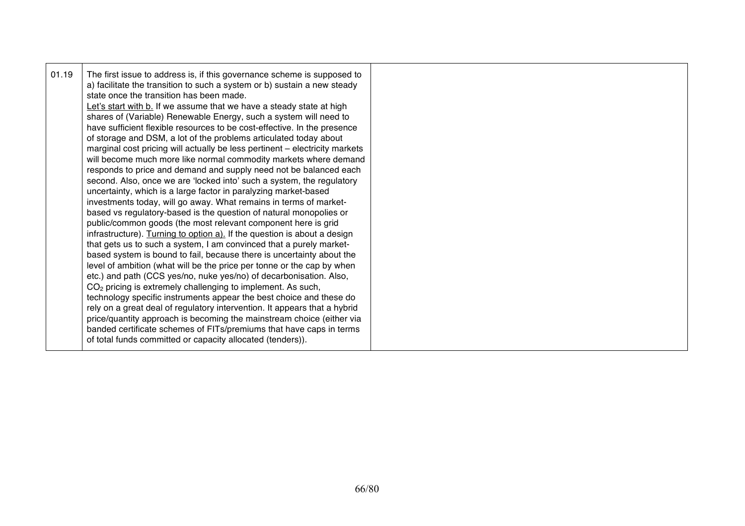| 01.19 | The first issue to address is, if this governance scheme is supposed to a) facilitate the transition to such a system or b) sustain a new steady state once the transition has been made.<br><u>Let's start with b.</u> If we assume that we have a steady state at high shares of (Variable) Renewable Energy, such a system will need to have sufficient flexible resources to be cost-effective. In the presence of storage and DSM, a lot of the problems articulated today about marginal cost pricing will actually be less pertinent – electricity markets will become much more like normal commodity markets where demand responds to price and demand and supply need not be balanced each second. Also, once we are 'locked into' such a system, the regulatory uncertainty, which is a large factor in paralyzing market-based investments today, will go away. What remains in terms of market-based vs regulatory-based is the question of natural monopolies or public/common goods (the most relevant component here is grid infrastructure). <u>Turning to option a).</u> If the question is about a design that gets us to such a system, I am convinced that a purely market-based system is bound to fail, because there is uncertainty about the level of ambition (what will be the price per tonne or the cap by when etc.) and path (CCS yes/no, nuke yes/no) of decarbonisation. Also, $CO_2$ pricing is extremely challenging to implement. As such, technology specific instruments appear the best choice and these do rely on a great deal of regulatory intervention. It appears that a hybrid price/quantity approach is becoming the mainstream choice (either via banded certificate schemes of FITs/premiums that have caps in terms of total funds committed or capacity allocated (tenders)). | |
|---|---|---|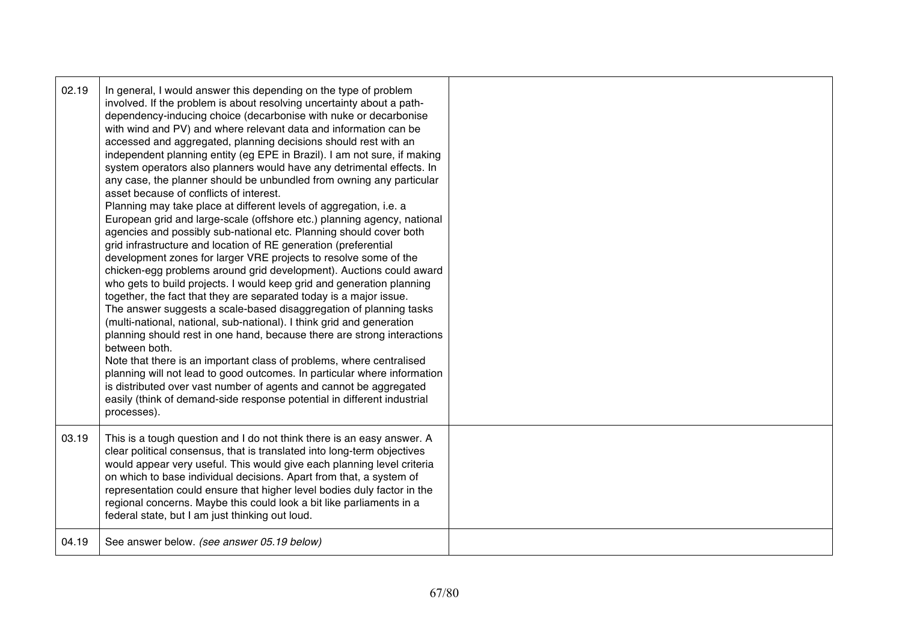| | | |
|---|---|---|
| 02.19 | In general, I would answer this depending on the type of problem involved. If the problem is about resolving uncertainty about a path-dependency-inducing choice (decarbonise with nuke or decarbonise with wind and PV) and where relevant data and information can be accessed and aggregated, planning decisions should rest with an independent planning entity (eg EPE in Brazil). I am not sure, if making system operators also planners would have any detrimental effects. In any case, the planner should be unbundled from owning any particular asset because of conflicts of interest.<br>Planning may take place at different levels of aggregation, i.e. a European grid and large-scale (offshore etc.) planning agency, national agencies and possibly sub-national etc. Planning should cover both grid infrastructure and location of RE generation (preferential development zones for larger VRE projects to resolve some of the chicken-egg problems around grid development). Auctions could award who gets to build projects. I would keep grid and generation planning together, the fact that they are separated today is a major issue.<br>The answer suggests a scale-based disaggregation of planning tasks (multi-national, national, sub-national). I think grid and generation planning should rest in one hand, because there are strong interactions between both.<br>Note that there is an important class of problems, where centralised planning will not lead to good outcomes. In particular where information is distributed over vast number of agents and cannot be aggregated easily (think of demand-side response potential in different industrial processes). | |
| 03.19 | This is a tough question and I do not think there is an easy answer. A clear political consensus, that is translated into long-term objectives would appear very useful. This would give each planning level criteria on which to base individual decisions. Apart from that, a system of representation could ensure that higher level bodies duly factor in the regional concerns. Maybe this could look a bit like parliaments in a federal state, but I am just thinking out loud. | |
| 04.19 | See answer below. *(see answer 05.19 below)* | |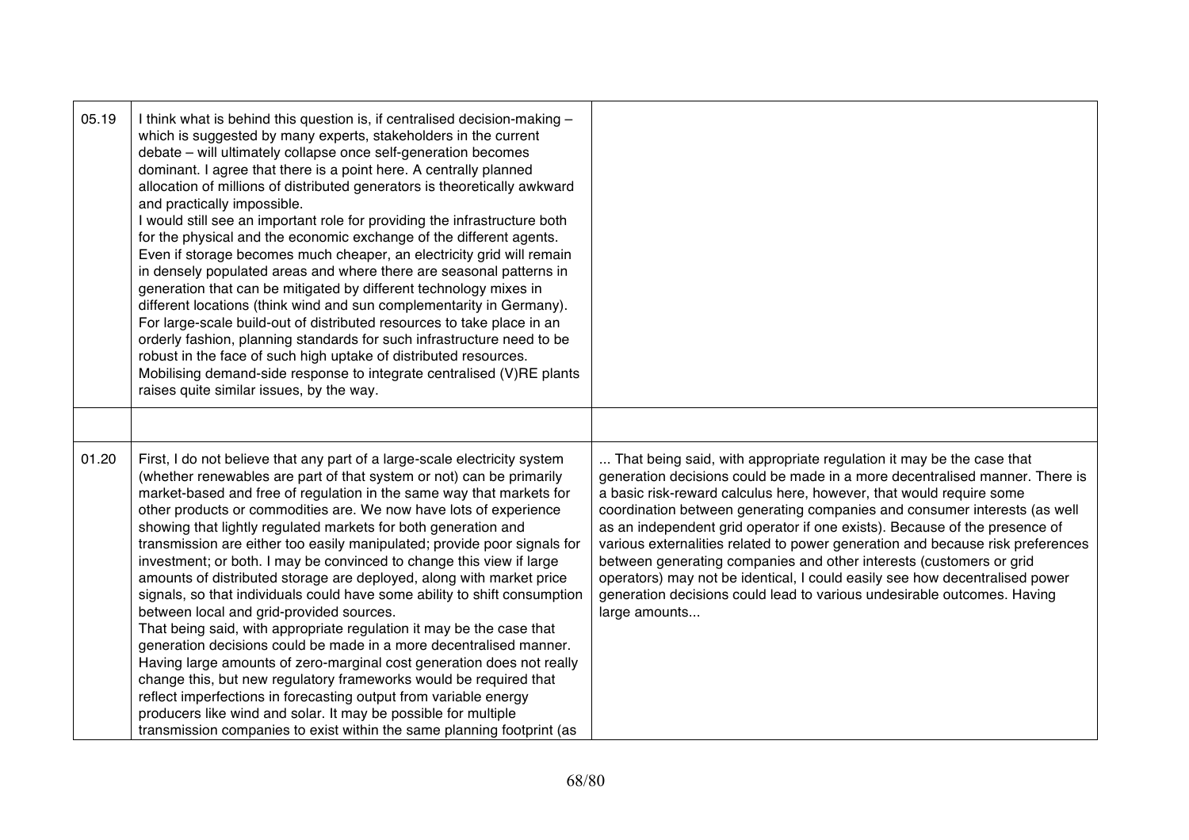| | | |
|---|---|---|
| 05.19 | I think what is behind this question is, if centralised decision-making – which is suggested by many experts, stakeholders in the current debate – will ultimately collapse once self-generation becomes dominant. I agree that there is a point here. A centrally planned allocation of millions of distributed generators is theoretically awkward and practically impossible.<br>I would still see an important role for providing the infrastructure both for the physical and the economic exchange of the different agents. Even if storage becomes much cheaper, an electricity grid will remain in densely populated areas and where there are seasonal patterns in generation that can be mitigated by different technology mixes in different locations (think wind and sun complementarity in Germany). For large-scale build-out of distributed resources to take place in an orderly fashion, planning standards for such infrastructure need to be robust in the face of such high uptake of distributed resources.<br>Mobilising demand-side response to integrate centralised (V)RE plants raises quite similar issues, by the way. | |
| | | |
| 01.20 | First, I do not believe that any part of a large-scale electricity system (whether renewables are part of that system or not) can be primarily market-based and free of regulation in the same way that markets for other products or commodities are. We now have lots of experience showing that lightly regulated markets for both generation and transmission are either too easily manipulated; provide poor signals for investment; or both. I may be convinced to change this view if large amounts of distributed storage are deployed, along with market price signals, so that individuals could have some ability to shift consumption between local and grid-provided sources.<br>That being said, with appropriate regulation it may be the case that generation decisions could be made in a more decentralised manner. Having large amounts of zero-marginal cost generation does not really change this, but new regulatory frameworks would be required that reflect imperfections in forecasting output from variable energy producers like wind and solar. It may be possible for multiple transmission companies to exist within the same planning footprint (as | ... That being said, with appropriate regulation it may be the case that generation decisions could be made in a more decentralised manner. There is a basic risk-reward calculus here, however, that would require some coordination between generating companies and consumer interests (as well as an independent grid operator if one exists). Because of the presence of various externalities related to power generation and because risk preferences between generating companies and other interests (customers or grid operators) may not be identical, I could easily see how decentralised power generation decisions could lead to various undesirable outcomes. Having large amounts... |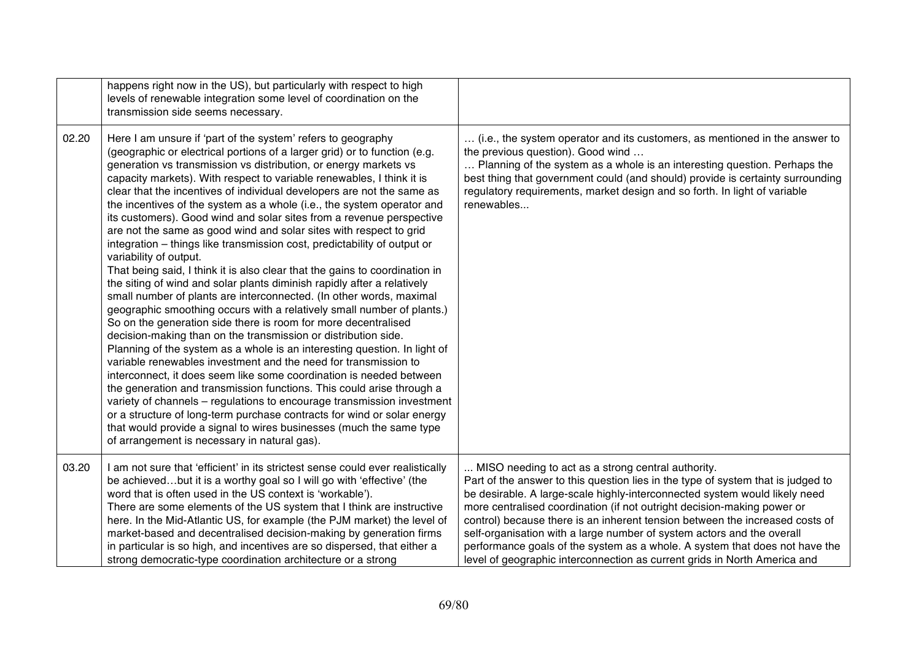| | | |
|---|---|---|
| | happens right now in the US), but particularly with respect to high levels of renewable integration some level of coordination on the transmission side seems necessary. | |
| 02.20 | Here I am unsure if 'part of the system' refers to geography (geographic or electrical portions of a larger grid) or to function (e.g. generation vs transmission vs distribution, or energy markets vs capacity markets). With respect to variable renewables, I think it is clear that the incentives of individual developers are not the same as the incentives of the system as a whole (i.e., the system operator and its customers). Good wind and solar sites from a revenue perspective are not the same as good wind and solar sites with respect to grid integration – things like transmission cost, predictability of output or variability of output.<br>That being said, I think it is also clear that the gains to coordination in the siting of wind and solar plants diminish rapidly after a relatively small number of plants are interconnected. (In other words, maximal geographic smoothing occurs with a relatively small number of plants.) So on the generation side there is room for more decentralised decision-making than on the transmission or distribution side.<br>Planning of the system as a whole is an interesting question. In light of variable renewables investment and the need for transmission to interconnect, it does seem like some coordination is needed between the generation and transmission functions. This could arise through a variety of channels – regulations to encourage transmission investment or a structure of long-term purchase contracts for wind or solar energy that would provide a signal to wires businesses (much the same type of arrangement is necessary in natural gas). | … (i.e., the system operator and its customers, as mentioned in the answer to the previous question). Good wind …<br>… Planning of the system as a whole is an interesting question. Perhaps the best thing that government could (and should) provide is certainty surrounding regulatory requirements, market design and so forth. In light of variable renewables... |
| 03.20 | I am not sure that 'efficient' in its strictest sense could ever realistically be achieved…but it is a worthy goal so I will go with 'effective' (the word that is often used in the US context is 'workable').<br>There are some elements of the US system that I think are instructive here. In the Mid-Atlantic US, for example (the PJM market) the level of market-based and decentralised decision-making by generation firms in particular is so high, and incentives are so dispersed, that either a strong democratic-type coordination architecture or a strong | ... MISO needing to act as a strong central authority.<br>Part of the answer to this question lies in the type of system that is judged to be desirable. A large-scale highly-interconnected system would likely need more centralised coordination (if not outright decision-making power or control) because there is an inherent tension between the increased costs of self-organisation with a large number of system actors and the overall performance goals of the system as a whole. A system that does not have the level of geographic interconnection as current grids in North America and |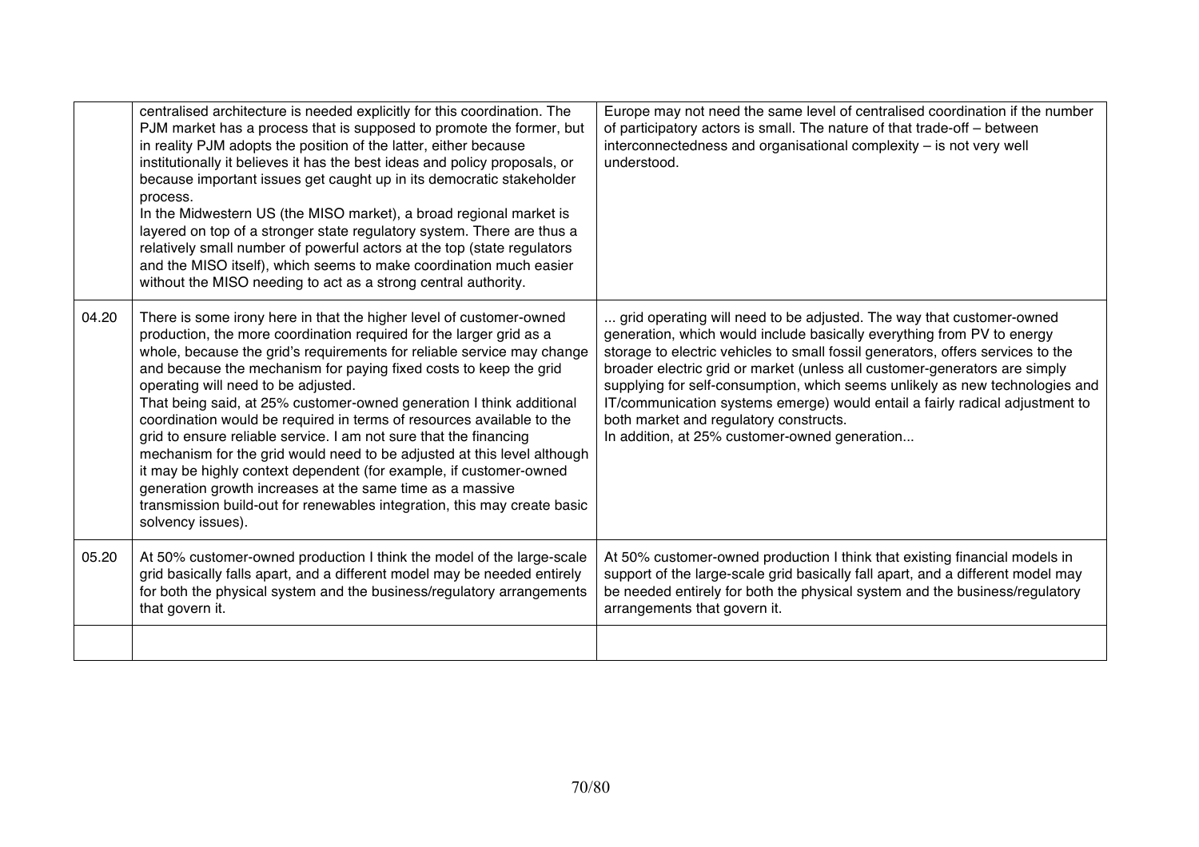| | | |
|---|---|---|
| | centralised architecture is needed explicitly for this coordination. The PJM market has a process that is supposed to promote the former, but in reality PJM adopts the position of the latter, either because institutionally it believes it has the best ideas and policy proposals, or because important issues get caught up in its democratic stakeholder process.<br>In the Midwestern US (the MISO market), a broad regional market is layered on top of a stronger state regulatory system. There are thus a relatively small number of powerful actors at the top (state regulators and the MISO itself), which seems to make coordination much easier without the MISO needing to act as a strong central authority. | Europe may not need the same level of centralised coordination if the number of participatory actors is small. The nature of that trade-off – between interconnectedness and organisational complexity – is not very well understood. |
| 04.20 | There is some irony here in that the higher level of customer-owned production, the more coordination required for the larger grid as a whole, because the grid's requirements for reliable service may change and because the mechanism for paying fixed costs to keep the grid operating will need to be adjusted.<br>That being said, at 25% customer-owned generation I think additional coordination would be required in terms of resources available to the grid to ensure reliable service. I am not sure that the financing mechanism for the grid would need to be adjusted at this level although it may be highly context dependent (for example, if customer-owned generation growth increases at the same time as a massive transmission build-out for renewables integration, this may create basic solvency issues). | ... grid operating will need to be adjusted. The way that customer-owned generation, which would include basically everything from PV to energy storage to electric vehicles to small fossil generators, offers services to the broader electric grid or market (unless all customer-generators are simply supplying for self-consumption, which seems unlikely as new technologies and IT/communication systems emerge) would entail a fairly radical adjustment to both market and regulatory constructs.<br>In addition, at 25% customer-owned generation... |
| 05.20 | At 50% customer-owned production I think the model of the large-scale grid basically falls apart, and a different model may be needed entirely for both the physical system and the business/regulatory arrangements that govern it. | At 50% customer-owned production I think that existing financial models in support of the large-scale grid basically fall apart, and a different model may be needed entirely for both the physical system and the business/regulatory arrangements that govern it. |
| | | |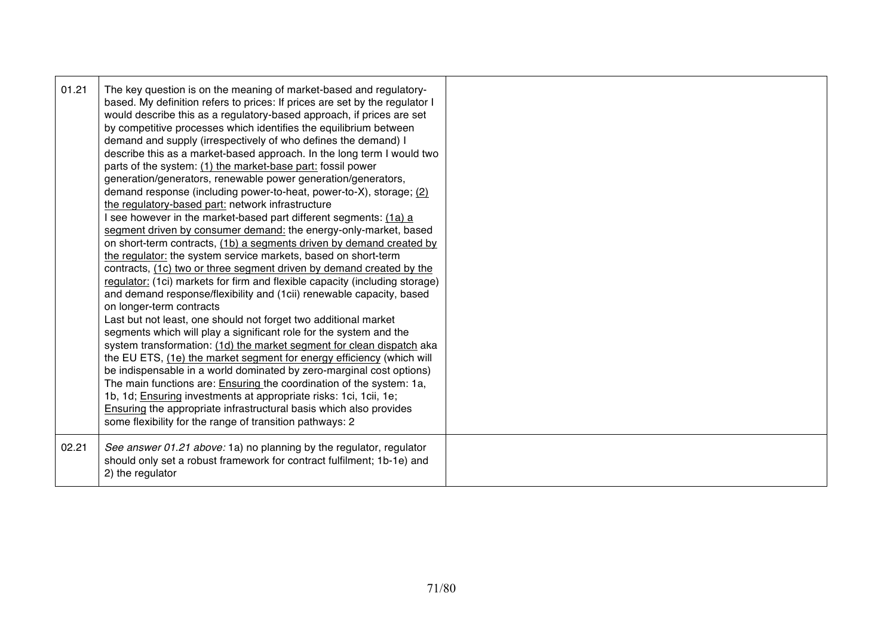| | | |
|---|---|---|
| 01.21 | The key question is on the meaning of market-based and regulatory-based. My definition refers to prices: If prices are set by the regulator I would describe this as a regulatory-based approach, if prices are set by competitive processes which identifies the equilibrium between demand and supply (irrespectively of who defines the demand) I describe this as a market-based approach. In the long term I would two parts of the system: <u>(1) the market-base part:</u> fossil power generation/generators, renewable power generation/generators, demand response (including power-to-heat, power-to-X), storage; <u>(2) the regulatory-based part:</u> network infrastructure<br>I see however in the market-based part different segments: <u>(1a) a segment driven by consumer demand:</u> the energy-only-market, based on short-term contracts, <u>(1b) a segments driven by demand created by the regulator:</u> the system service markets, based on short-term contracts, <u>(1c) two or three segment driven by demand created by the regulator:</u> (1ci) markets for firm and flexible capacity (including storage) and demand response/flexibility and (1cii) renewable capacity, based on longer-term contracts<br>Last but not least, one should not forget two additional market segments which will play a significant role for the system and the system transformation: <u>(1d) the market segment for clean dispatch</u> aka the EU ETS, <u>(1e) the market segment for energy efficiency</u> (which will be indispensable in a world dominated by zero-marginal cost options)<br>The main functions are: <u>Ensuring</u> the coordination of the system: 1a, 1b, 1d; <u>Ensuring</u> investments at appropriate risks: 1ci, 1cii, 1e; <u>Ensuring</u> the appropriate infrastructural basis which also provides some flexibility for the range of transition pathways: 2 | |
| 02.21 | *See answer 01.21 above:* 1a) no planning by the regulator, regulator should only set a robust framework for contract fulfilment; 1b-1e) and 2) the regulator | |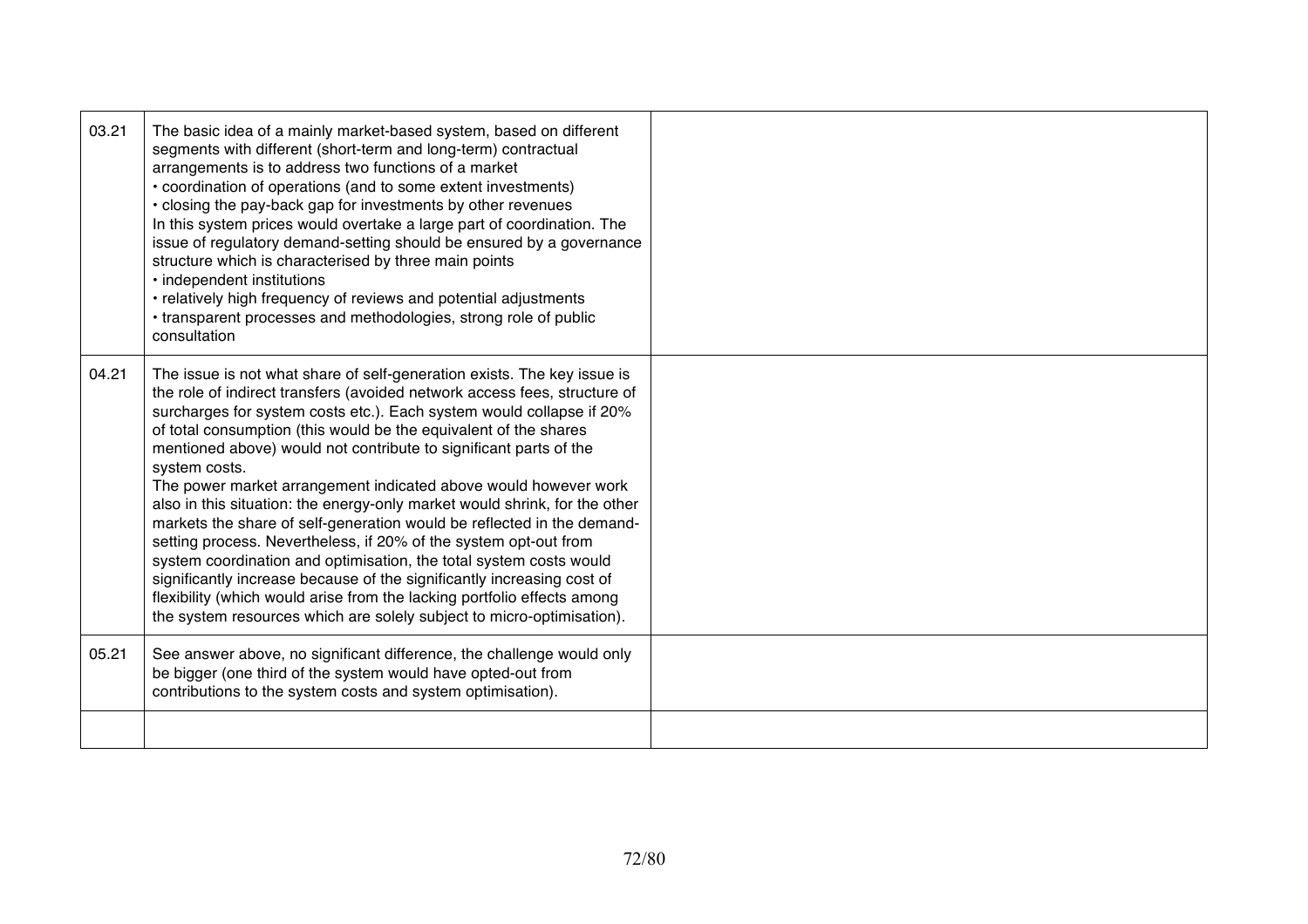| | | |
|---|---|---|
| 03.21 | The basic idea of a mainly market-based system, based on different segments with different (short-term and long-term) contractual arrangements is to address two functions of a market<br>• coordination of operations (and to some extent investments)<br>• closing the pay-back gap for investments by other revenues<br>In this system prices would overtake a large part of coordination. The issue of regulatory demand-setting should be ensured by a governance structure which is characterised by three main points<br>• independent institutions<br>• relatively high frequency of reviews and potential adjustments<br>• transparent processes and methodologies, strong role of public consultation | |
| 04.21 | The issue is not what share of self-generation exists. The key issue is the role of indirect transfers (avoided network access fees, structure of surcharges for system costs etc.). Each system would collapse if 20% of total consumption (this would be the equivalent of the shares mentioned above) would not contribute to significant parts of the system costs.<br>The power market arrangement indicated above would however work also in this situation: the energy-only market would shrink, for the other markets the share of self-generation would be reflected in the demand-setting process. Nevertheless, if 20% of the system opt-out from system coordination and optimisation, the total system costs would significantly increase because of the significantly increasing cost of flexibility (which would arise from the lacking portfolio effects among the system resources which are solely subject to micro-optimisation). | |
| 05.21 | See answer above, no significant difference, the challenge would only be bigger (one third of the system would have opted-out from contributions to the system costs and system optimisation). | |
| | | |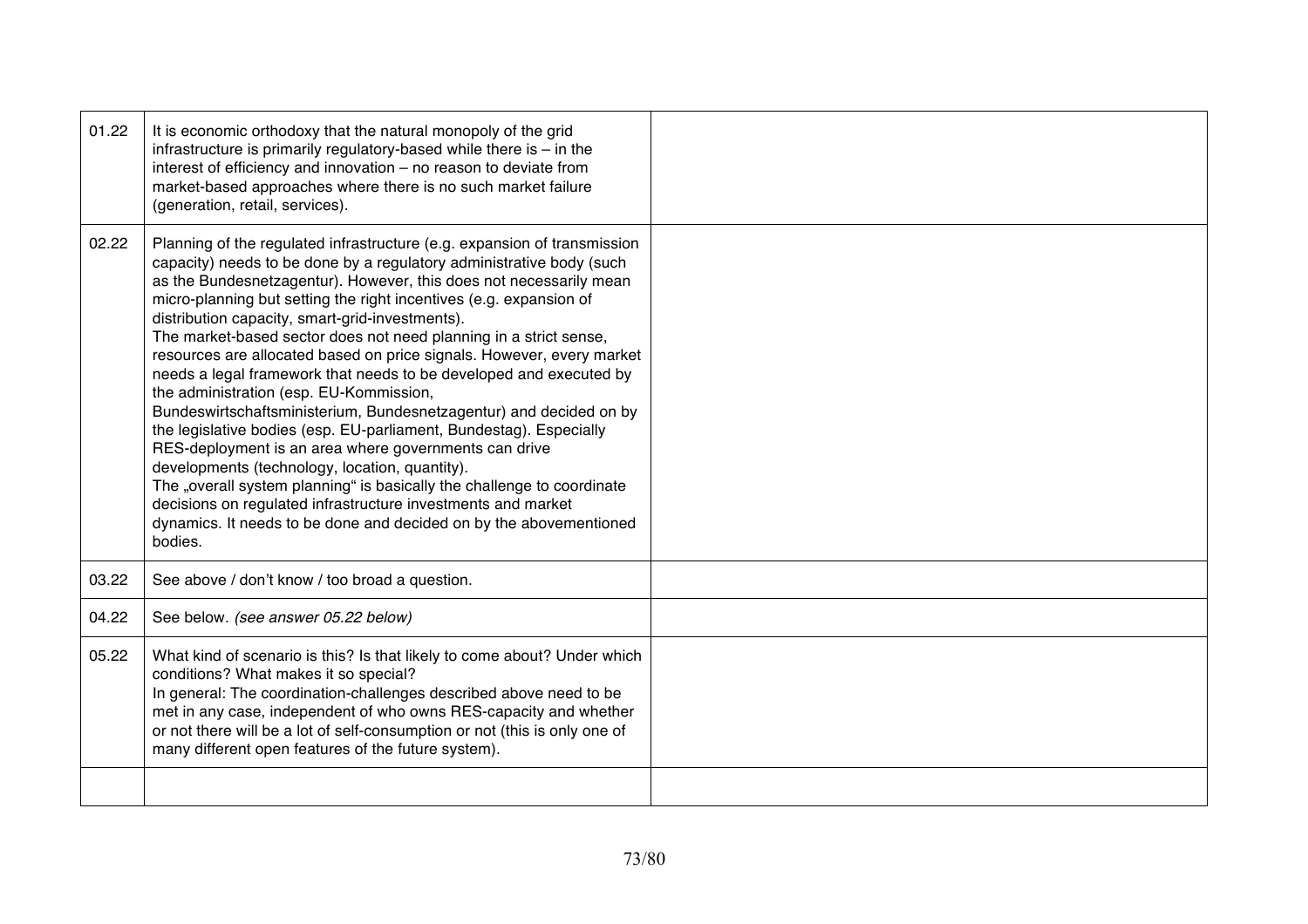| | | |
|---|---|---|
| 01.22 | It is economic orthodoxy that the natural monopoly of the grid infrastructure is primarily regulatory-based while there is – in the interest of efficiency and innovation – no reason to deviate from market-based approaches where there is no such market failure (generation, retail, services). | |
| 02.22 | Planning of the regulated infrastructure (e.g. expansion of transmission capacity) needs to be done by a regulatory administrative body (such as the Bundesnetzagentur). However, this does not necessarily mean micro-planning but setting the right incentives (e.g. expansion of distribution capacity, smart-grid-investments).<br>The market-based sector does not need planning in a strict sense, resources are allocated based on price signals. However, every market needs a legal framework that needs to be developed and executed by the administration (esp. EU-Kommission, Bundeswirtschaftsministerium, Bundesnetzagentur) and decided on by the legislative bodies (esp. EU-parliament, Bundestag). Especially RES-deployment is an area where governments can drive developments (technology, location, quantity).<br>The „overall system planning" is basically the challenge to coordinate decisions on regulated infrastructure investments and market dynamics. It needs to be done and decided on by the abovementioned bodies. | |
| 03.22 | See above / don't know / too broad a question. | |
| 04.22 | See below. *(see answer 05.22 below)* | |
| 05.22 | What kind of scenario is this? Is that likely to come about? Under which conditions? What makes it so special?<br>In general: The coordination-challenges described above need to be met in any case, independent of who owns RES-capacity and whether or not there will be a lot of self-consumption or not (this is only one of many different open features of the future system). | |
| | | |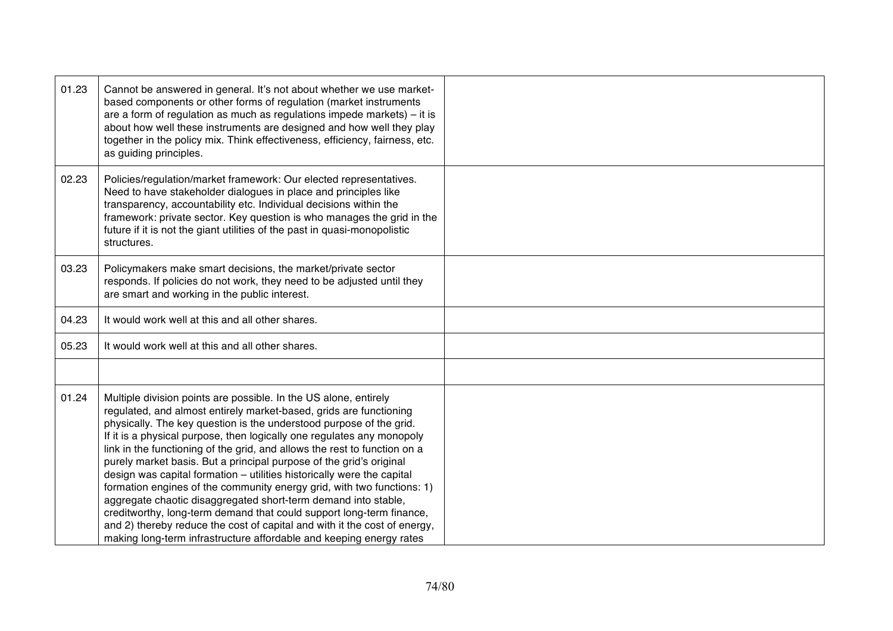| | | |
|---|---|---|
| 01.23 | Cannot be answered in general. It's not about whether we use market-based components or other forms of regulation (market instruments are a form of regulation as much as regulations impede markets) – it is about how well these instruments are designed and how well they play together in the policy mix. Think effectiveness, efficiency, fairness, etc. as guiding principles. | |
| 02.23 | Policies/regulation/market framework: Our elected representatives. Need to have stakeholder dialogues in place and principles like transparency, accountability etc. Individual decisions within the framework: private sector. Key question is who manages the grid in the future if it is not the giant utilities of the past in quasi-monopolistic structures. | |
| 03.23 | Policymakers make smart decisions, the market/private sector responds. If policies do not work, they need to be adjusted until they are smart and working in the public interest. | |
| 04.23 | It would work well at this and all other shares. | |
| 05.23 | It would work well at this and all other shares. | |
| | | |
| 01.24 | Multiple division points are possible. In the US alone, entirely regulated, and almost entirely market-based, grids are functioning physically. The key question is the understood purpose of the grid. If it is a physical purpose, then logically one regulates any monopoly link in the functioning of the grid, and allows the rest to function on a purely market basis. But a principal purpose of the grid's original design was capital formation – utilities historically were the capital formation engines of the community energy grid, with two functions: 1) aggregate chaotic disaggregated short-term demand into stable, creditworthy, long-term demand that could support long-term finance, and 2) thereby reduce the cost of capital and with it the cost of energy, making long-term infrastructure affordable and keeping energy rates | |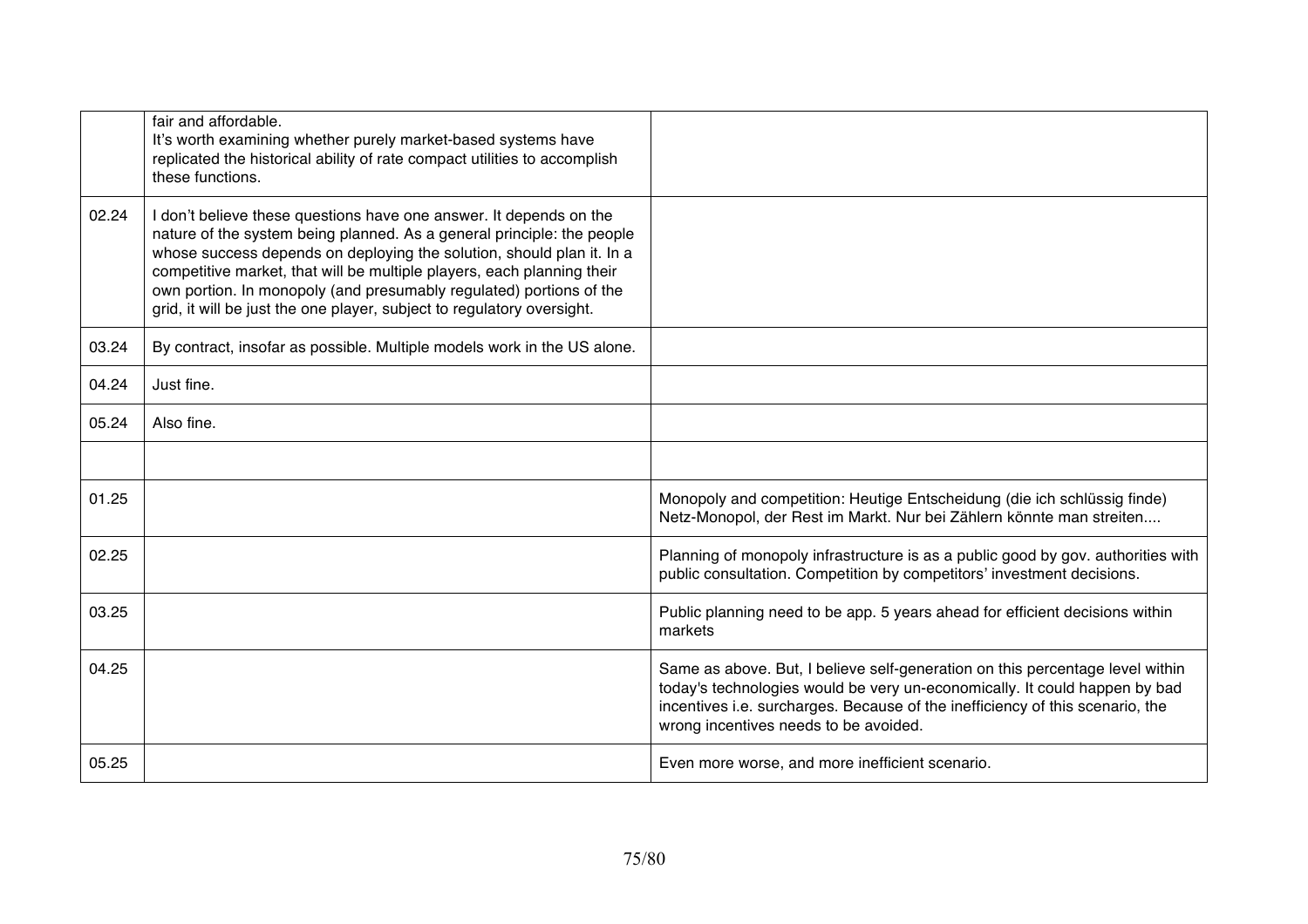|  |  |  |
| --- | --- | --- |
|  | fair and affordable.<br>It's worth examining whether purely market-based systems have replicated the historical ability of rate compact utilities to accomplish these functions. |  |
| 02.24 | I don't believe these questions have one answer. It depends on the nature of the system being planned. As a general principle: the people whose success depends on deploying the solution, should plan it. In a competitive market, that will be multiple players, each planning their own portion. In monopoly (and presumably regulated) portions of the grid, it will be just the one player, subject to regulatory oversight. |  |
| 03.24 | By contract, insofar as possible. Multiple models work in the US alone. |  |
| 04.24 | Just fine. |  |
| 05.24 | Also fine. |  |
|  |  |  |
| 01.25 |  | Monopoly and competition: Heutige Entscheidung (die ich schlüssig finde) Netz-Monopol, der Rest im Markt. Nur bei Zählern könnte man streiten.... |
| 02.25 |  | Planning of monopoly infrastructure is as a public good by gov. authorities with public consultation. Competition by competitors' investment decisions. |
| 03.25 |  | Public planning need to be app. 5 years ahead for efficient decisions within markets |
| 04.25 |  | Same as above. But, I believe self-generation on this percentage level within today's technologies would be very un-economically. It could happen by bad incentives i.e. surcharges. Because of the inefficiency of this scenario, the wrong incentives needs to be avoided. |
| 05.25 |  | Even more worse, and more inefficient scenario. |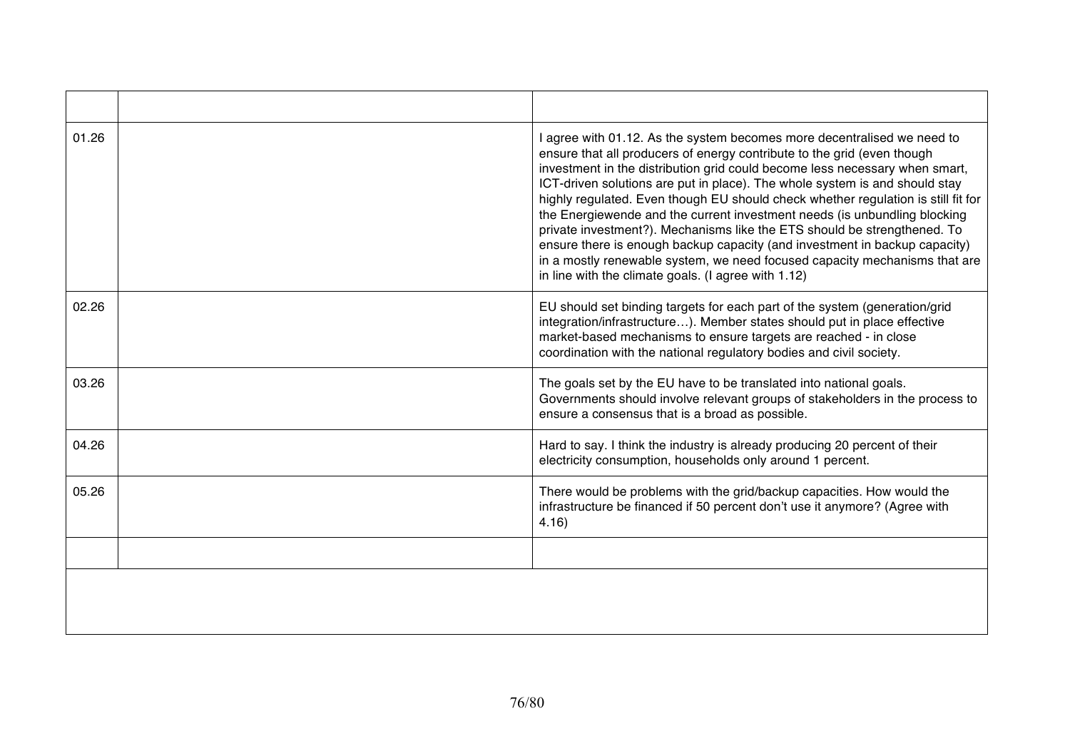| | | |
|---|---|---|
| 01.26 | | I agree with 01.12. As the system becomes more decentralised we need to ensure that all producers of energy contribute to the grid (even though investment in the distribution grid could become less necessary when smart, ICT-driven solutions are put in place). The whole system is and should stay highly regulated. Even though EU should check whether regulation is still fit for the Energiewende and the current investment needs (is unbundling blocking private investment?). Mechanisms like the ETS should be strengthened. To ensure there is enough backup capacity (and investment in backup capacity) in a mostly renewable system, we need focused capacity mechanisms that are in line with the climate goals. (I agree with 1.12) |
| 02.26 | | EU should set binding targets for each part of the system (generation/grid integration/infrastructure…). Member states should put in place effective market-based mechanisms to ensure targets are reached - in close coordination with the national regulatory bodies and civil society. |
| 03.26 | | The goals set by the EU have to be translated into national goals. Governments should involve relevant groups of stakeholders in the process to ensure a consensus that is a broad as possible. |
| 04.26 | | Hard to say. I think the industry is already producing 20 percent of their electricity consumption, households only around 1 percent. |
| 05.26 | | There would be problems with the grid/backup capacities. How would the infrastructure be financed if 50 percent don't use it anymore? (Agree with 4.16) |
| | | |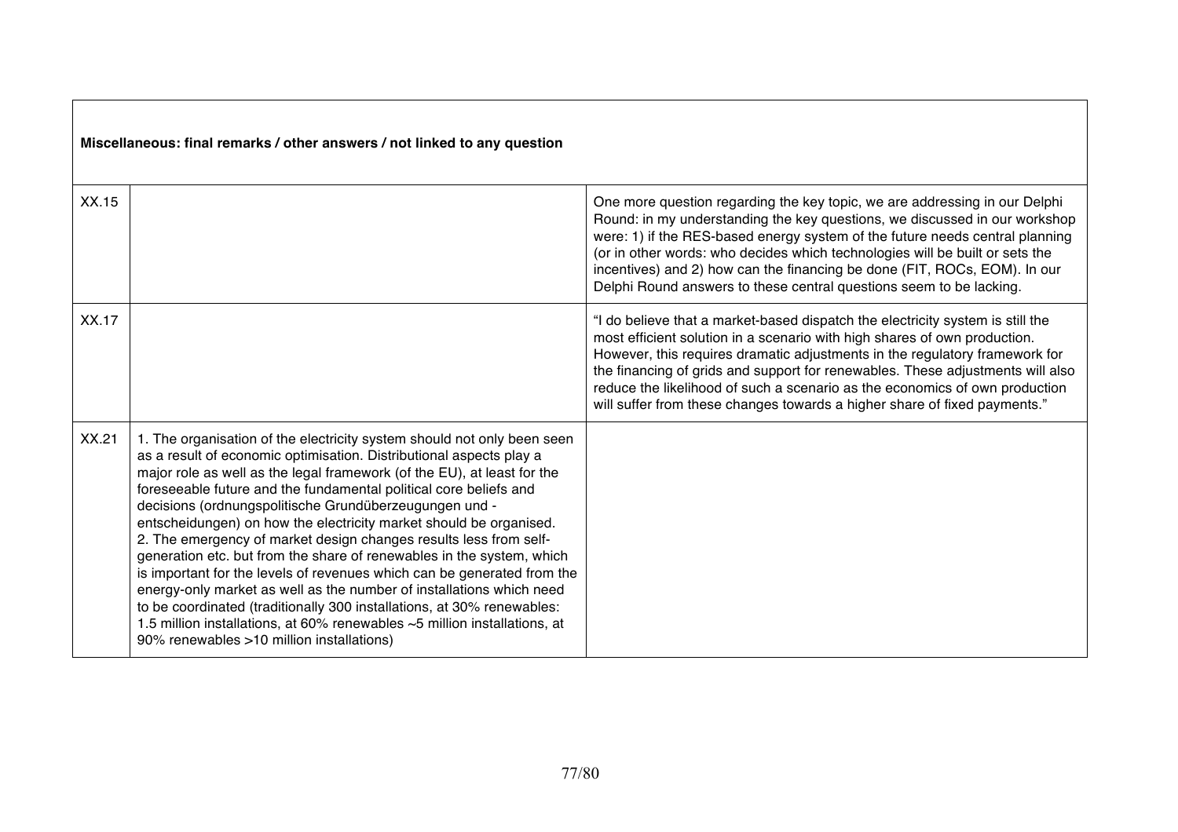| Miscellaneous: final remarks / other answers / not linked to any question | | |
|---|---|---|
| XX.15 | | One more question regarding the key topic, we are addressing in our Delphi Round: in my understanding the key questions, we discussed in our workshop were: 1) if the RES-based energy system of the future needs central planning (or in other words: who decides which technologies will be built or sets the incentives) and 2) how can the financing be done (FIT, ROCs, EOM). In our Delphi Round answers to these central questions seem to be lacking. |
| XX.17 | | "I do believe that a market-based dispatch the electricity system is still the most efficient solution in a scenario with high shares of own production. However, this requires dramatic adjustments in the regulatory framework for the financing of grids and support for renewables. These adjustments will also reduce the likelihood of such a scenario as the economics of own production will suffer from these changes towards a higher share of fixed payments." |
| XX.21 | 1. The organisation of the electricity system should not only been seen as a result of economic optimisation. Distributional aspects play a major role as well as the legal framework (of the EU), at least for the foreseeable future and the fundamental political core beliefs and decisions (ordnungspolitische Grundüberzeugungen und -entscheidungen) on how the electricity market should be organised.<br>2. The emergency of market design changes results less from self-generation etc. but from the share of renewables in the system, which is important for the levels of revenues which can be generated from the energy-only market as well as the number of installations which need to be coordinated (traditionally 300 installations, at 30% renewables: 1.5 million installations, at 60% renewables ~5 million installations, at 90% renewables >10 million installations) | |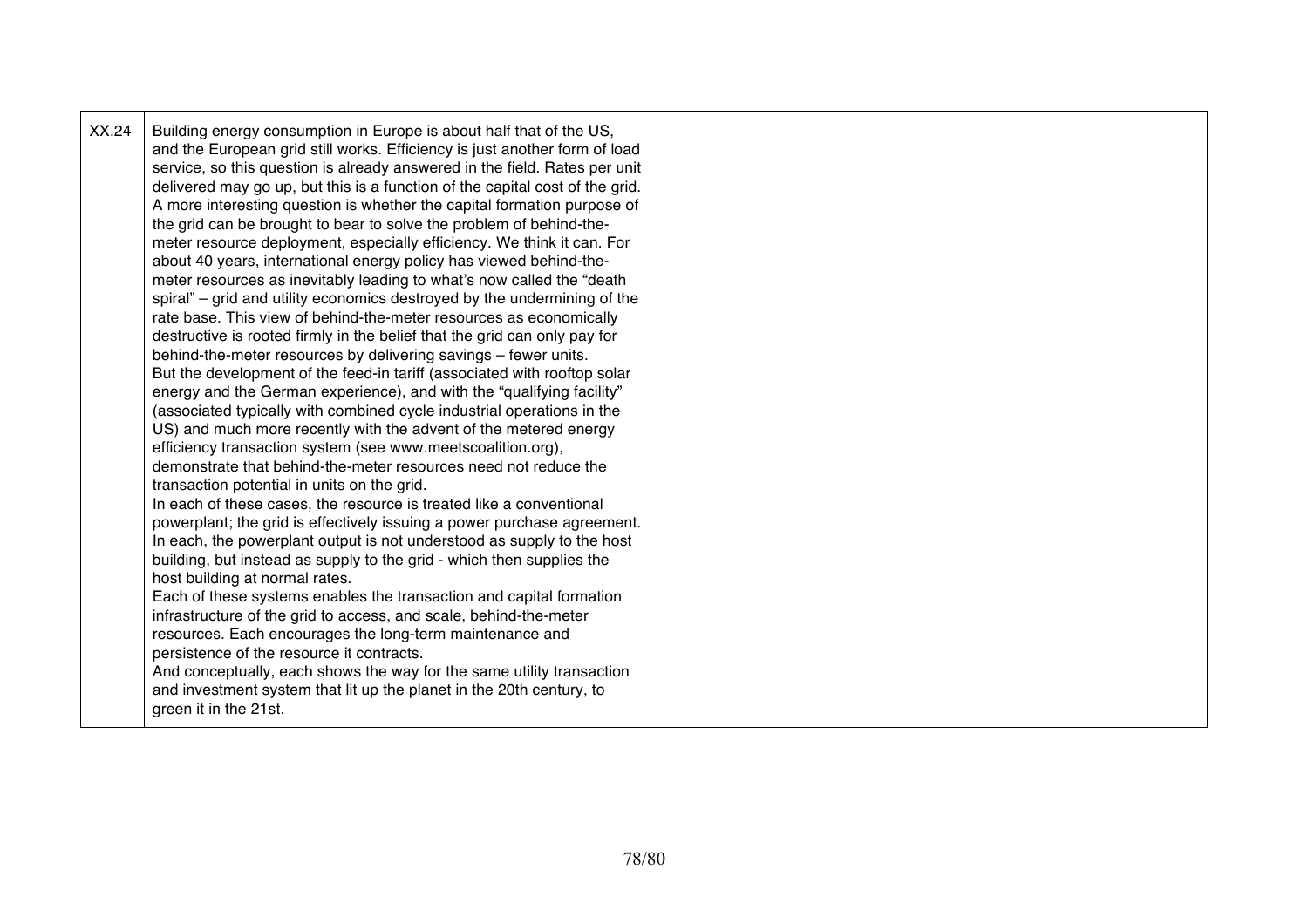| XX.24 | Building energy consumption in Europe is about half that of the US, and the European grid still works. Efficiency is just another form of load service, so this question is already answered in the field. Rates per unit delivered may go up, but this is a function of the capital cost of the grid. A more interesting question is whether the capital formation purpose of the grid can be brought to bear to solve the problem of behind-the-meter resource deployment, especially efficiency. We think it can. For about 40 years, international energy policy has viewed behind-the-meter resources as inevitably leading to what's now called the "death spiral" – grid and utility economics destroyed by the undermining of the rate base. This view of behind-the-meter resources as economically destructive is rooted firmly in the belief that the grid can only pay for behind-the-meter resources by delivering savings – fewer units.<br>But the development of the feed-in tariff (associated with rooftop solar energy and the German experience), and with the "qualifying facility" (associated typically with combined cycle industrial operations in the US) and much more recently with the advent of the metered energy efficiency transaction system (see www.meetscoalition.org), demonstrate that behind-the-meter resources need not reduce the transaction potential in units on the grid.<br>In each of these cases, the resource is treated like a conventional powerplant; the grid is effectively issuing a power purchase agreement. In each, the powerplant output is not understood as supply to the host building, but instead as supply to the grid - which then supplies the host building at normal rates.<br>Each of these systems enables the transaction and capital formation infrastructure of the grid to access, and scale, behind-the-meter resources. Each encourages the long-term maintenance and persistence of the resource it contracts.<br>And conceptually, each shows the way for the same utility transaction and investment system that lit up the planet in the 20th century, to green it in the 21st. | |
|---|---|---|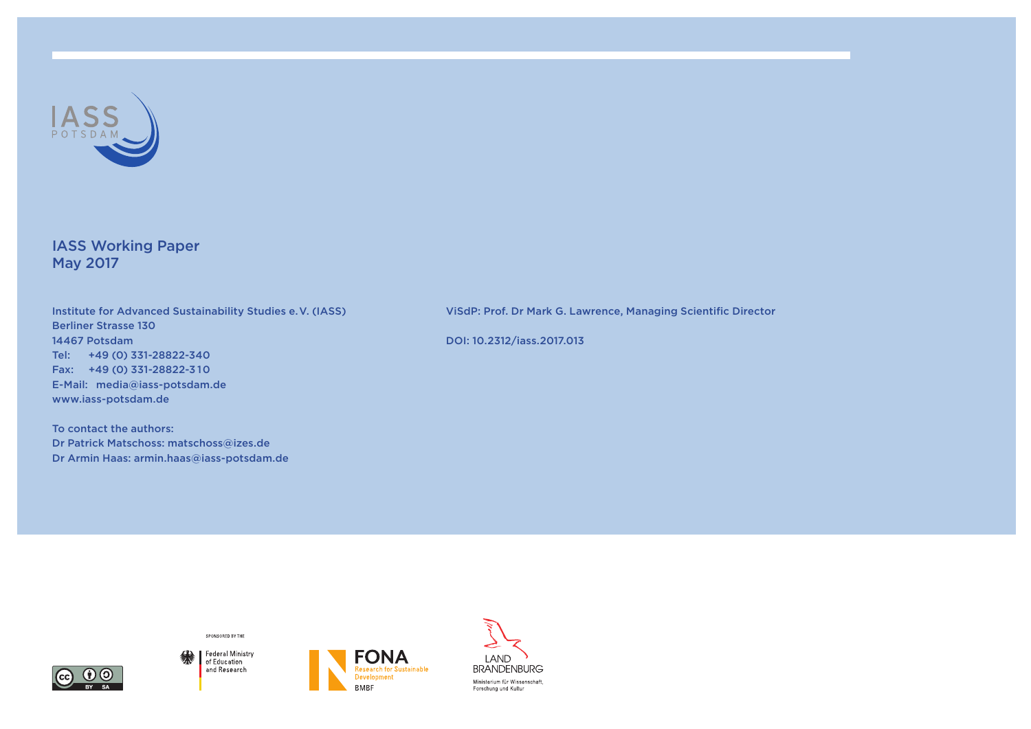IASS
POTSDAM

IASS Working Paper
May 2017

Institute for Advanced Sustainability Studies e. V. (IASS)
Berliner Strasse 130
14467 Potsdam
Tel: +49 (0) 331-28822-340
Fax: +49 (0) 331-28822-310
E-Mail: media@iass-potsdam.de
www.iass-potsdam.de

To contact the authors:
Dr Patrick Matschoss: matschoss@izes.de
Dr Armin Haas: armin.haas@iass-potsdam.de

ViSdP: Prof. Dr Mark G. Lawrence, Managing Scientific Director

DOI: 10.2312/iass.2017.013

SPONSORED BY THE

Federal Ministry of Education and Research

FONA Research for Sustainable Development BMBF

LAND BRANDENBURG
Ministerium für Wissenschaft, Forschung und Kultur